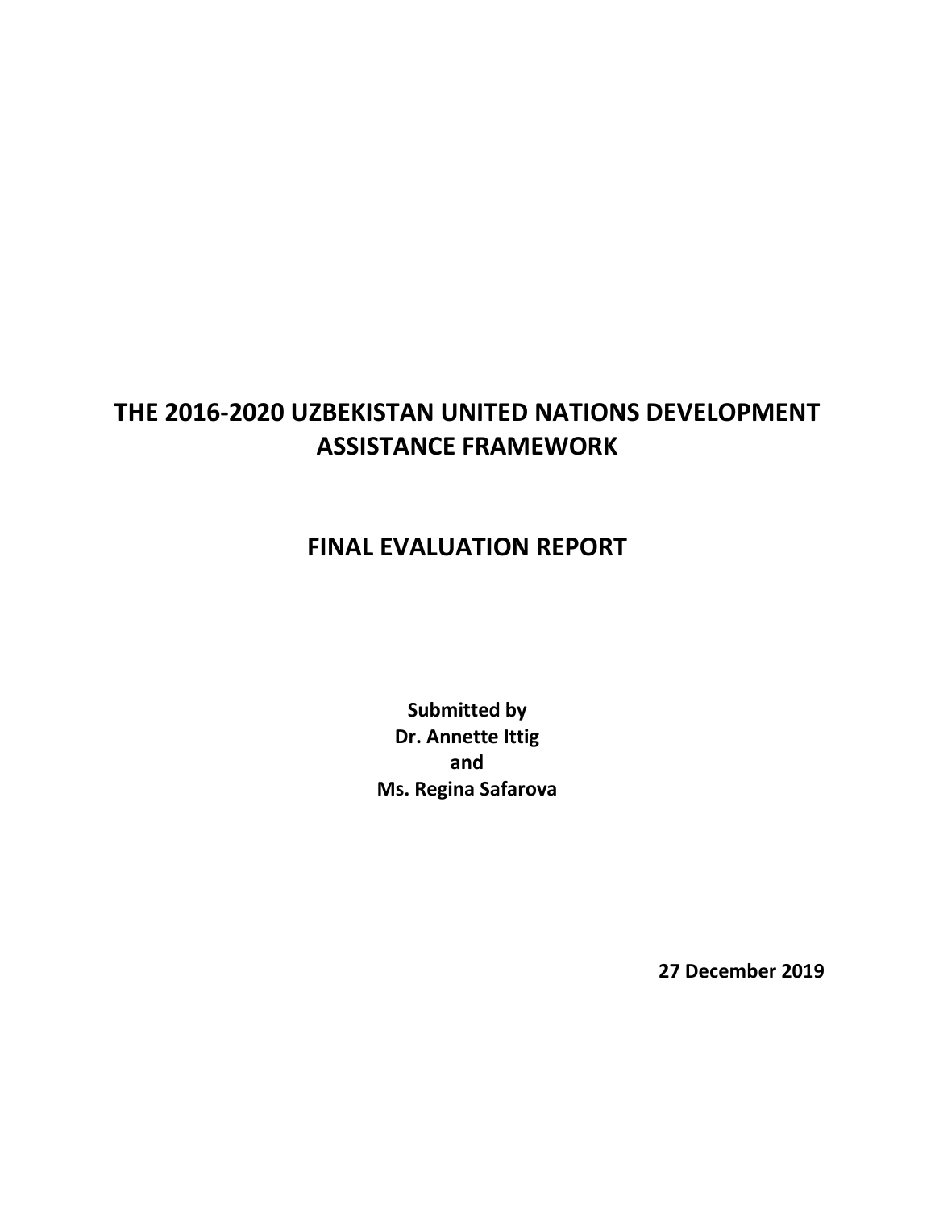# THE 2016-2020 UZBEKISTAN UNITED NATIONS DEVELOPMENT ASSISTANCE FRAMEWORK

# FINAL EVALUATION REPORT

**Submitted by**
**Dr. Annette Ittig**
**and**
**Ms. Regina Safarova**

**27 December 2019**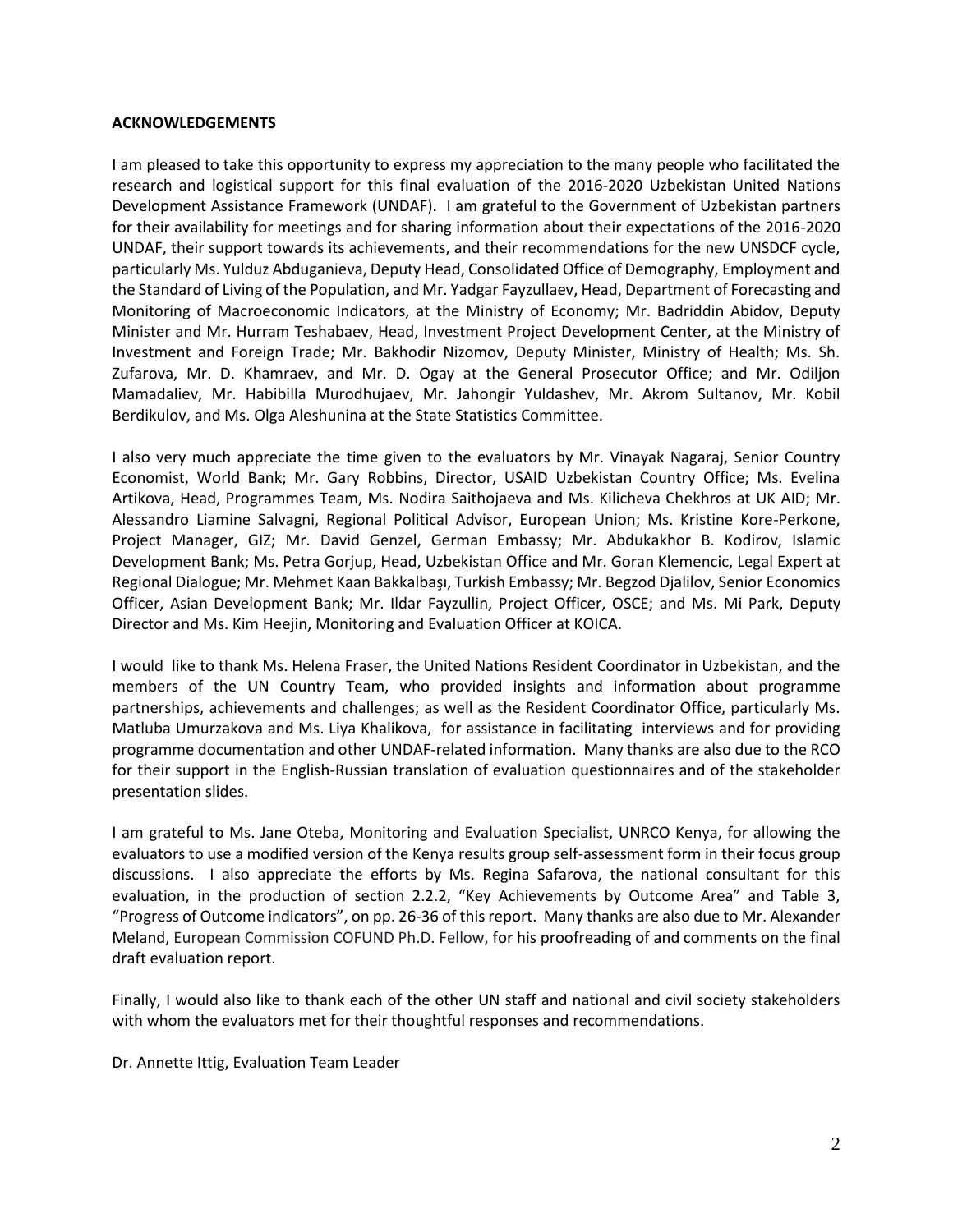**ACKNOWLEDGEMENTS**

I am pleased to take this opportunity to express my appreciation to the many people who facilitated the research and logistical support for this final evaluation of the 2016-2020 Uzbekistan United Nations Development Assistance Framework (UNDAF). I am grateful to the Government of Uzbekistan partners for their availability for meetings and for sharing information about their expectations of the 2016-2020 UNDAF, their support towards its achievements, and their recommendations for the new UNSDCF cycle, particularly Ms. Yulduz Abduganieva, Deputy Head, Consolidated Office of Demography, Employment and the Standard of Living of the Population, and Mr. Yadgar Fayzullaev, Head, Department of Forecasting and Monitoring of Macroeconomic Indicators, at the Ministry of Economy; Mr. Badriddin Abidov, Deputy Minister and Mr. Hurram Teshabaev, Head, Investment Project Development Center, at the Ministry of Investment and Foreign Trade; Mr. Bakhodir Nizomov, Deputy Minister, Ministry of Health; Ms. Sh. Zufarova, Mr. D. Khamraev, and Mr. D. Ogay at the General Prosecutor Office; and Mr. Odiljon Mamadaliev, Mr. Habibilla Murodhujaev, Mr. Jahongir Yuldashev, Mr. Akrom Sultanov, Mr. Kobil Berdikulov, and Ms. Olga Aleshunina at the State Statistics Committee.

I also very much appreciate the time given to the evaluators by Mr. Vinayak Nagaraj, Senior Country Economist, World Bank; Mr. Gary Robbins, Director, USAID Uzbekistan Country Office; Ms. Evelina Artikova, Head, Programmes Team, Ms. Nodira Saithojaeva and Ms. Kilicheva Chekhros at UK AID; Mr. Alessandro Liamine Salvagni, Regional Political Advisor, European Union; Ms. Kristine Kore-Perkone, Project Manager, GIZ; Mr. David Genzel, German Embassy; Mr. Abdukakhor B. Kodirov, Islamic Development Bank; Ms. Petra Gorjup, Head, Uzbekistan Office and Mr. Goran Klemencic, Legal Expert at Regional Dialogue; Mr. Mehmet Kaan Bakkalbaşı, Turkish Embassy; Mr. Begzod Djalilov, Senior Economics Officer, Asian Development Bank; Mr. Ildar Fayzullin, Project Officer, OSCE; and Ms. Mi Park, Deputy Director and Ms. Kim Heejin, Monitoring and Evaluation Officer at KOICA.

I would like to thank Ms. Helena Fraser, the United Nations Resident Coordinator in Uzbekistan, and the members of the UN Country Team, who provided insights and information about programme partnerships, achievements and challenges; as well as the Resident Coordinator Office, particularly Ms. Matluba Umurzakova and Ms. Liya Khalikova, for assistance in facilitating interviews and for providing programme documentation and other UNDAF-related information. Many thanks are also due to the RCO for their support in the English-Russian translation of evaluation questionnaires and of the stakeholder presentation slides.

I am grateful to Ms. Jane Oteba, Monitoring and Evaluation Specialist, UNRCO Kenya, for allowing the evaluators to use a modified version of the Kenya results group self-assessment form in their focus group discussions. I also appreciate the efforts by Ms. Regina Safarova, the national consultant for this evaluation, in the production of section 2.2.2, "Key Achievements by Outcome Area" and Table 3, "Progress of Outcome indicators", on pp. 26-36 of this report. Many thanks are also due to Mr. Alexander Meland, European Commission COFUND Ph.D. Fellow, for his proofreading of and comments on the final draft evaluation report.

Finally, I would also like to thank each of the other UN staff and national and civil society stakeholders with whom the evaluators met for their thoughtful responses and recommendations.

Dr. Annette Ittig, Evaluation Team Leader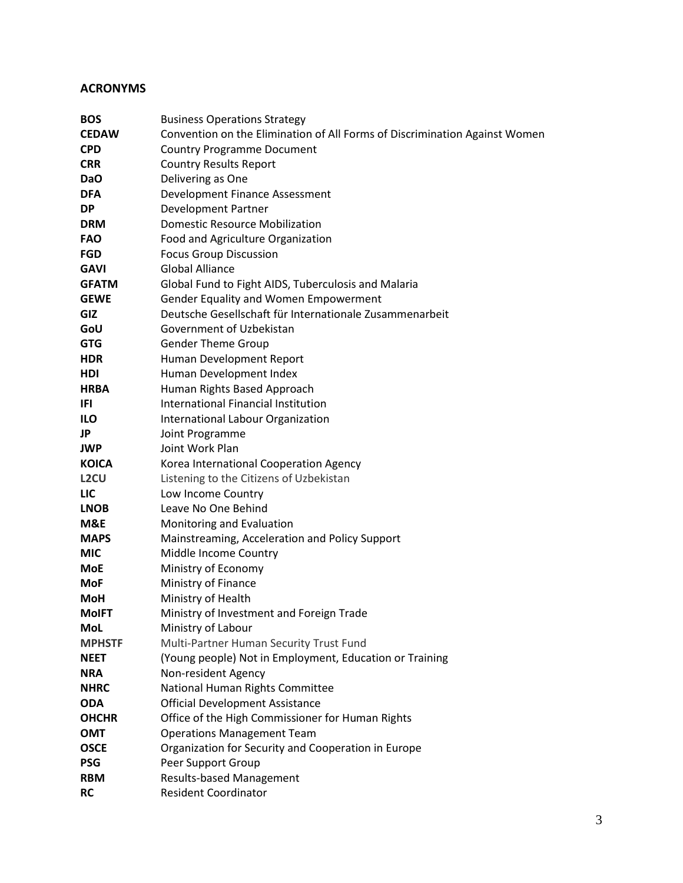## ACRONYMS

| | |
|---|---|
| **BOS** | Business Operations Strategy |
| **CEDAW** | Convention on the Elimination of All Forms of Discrimination Against Women |
| **CPD** | Country Programme Document |
| **CRR** | Country Results Report |
| **DaO** | Delivering as One |
| **DFA** | Development Finance Assessment |
| **DP** | Development Partner |
| **DRM** | Domestic Resource Mobilization |
| **FAO** | Food and Agriculture Organization |
| **FGD** | Focus Group Discussion |
| **GAVI** | Global Alliance |
| **GFATM** | Global Fund to Fight AIDS, Tuberculosis and Malaria |
| **GEWE** | Gender Equality and Women Empowerment |
| **GIZ** | Deutsche Gesellschaft für Internationale Zusammenarbeit |
| **GoU** | Government of Uzbekistan |
| **GTG** | Gender Theme Group |
| **HDR** | Human Development Report |
| **HDI** | Human Development Index |
| **HRBA** | Human Rights Based Approach |
| **IFI** | International Financial Institution |
| **ILO** | International Labour Organization |
| **JP** | Joint Programme |
| **JWP** | Joint Work Plan |
| **KOICA** | Korea International Cooperation Agency |
| **L2CU** | Listening to the Citizens of Uzbekistan |
| **LIC** | Low Income Country |
| **LNOB** | Leave No One Behind |
| **M&E** | Monitoring and Evaluation |
| **MAPS** | Mainstreaming, Acceleration and Policy Support |
| **MIC** | Middle Income Country |
| **MoE** | Ministry of Economy |
| **MoF** | Ministry of Finance |
| **MoH** | Ministry of Health |
| **MoIFT** | Ministry of Investment and Foreign Trade |
| **MoL** | Ministry of Labour |
| **MPHSTF** | Multi-Partner Human Security Trust Fund |
| **NEET** | (Young people) Not in Employment, Education or Training |
| **NRA** | Non-resident Agency |
| **NHRC** | National Human Rights Committee |
| **ODA** | Official Development Assistance |
| **OHCHR** | Office of the High Commissioner for Human Rights |
| **OMT** | Operations Management Team |
| **OSCE** | Organization for Security and Cooperation in Europe |
| **PSG** | Peer Support Group |
| **RBM** | Results-based Management |
| **RC** | Resident Coordinator |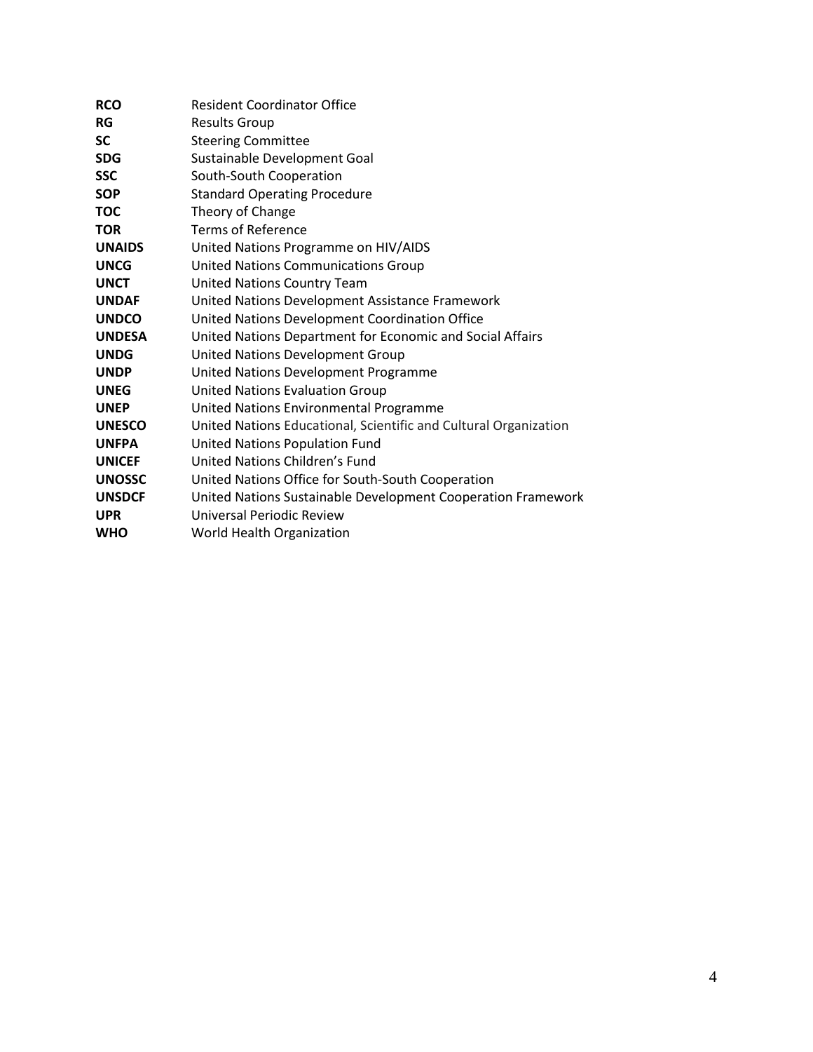| | |
|---|---|
| **RCO** | Resident Coordinator Office |
| **RG** | Results Group |
| **SC** | Steering Committee |
| **SDG** | Sustainable Development Goal |
| **SSC** | South-South Cooperation |
| **SOP** | Standard Operating Procedure |
| **TOC** | Theory of Change |
| **TOR** | Terms of Reference |
| **UNAIDS** | United Nations Programme on HIV/AIDS |
| **UNCG** | United Nations Communications Group |
| **UNCT** | United Nations Country Team |
| **UNDAF** | United Nations Development Assistance Framework |
| **UNDCO** | United Nations Development Coordination Office |
| **UNDESA** | United Nations Department for Economic and Social Affairs |
| **UNDG** | United Nations Development Group |
| **UNDP** | United Nations Development Programme |
| **UNEG** | United Nations Evaluation Group |
| **UNEP** | United Nations Environmental Programme |
| **UNESCO** | United Nations Educational, Scientific and Cultural Organization |
| **UNFPA** | United Nations Population Fund |
| **UNICEF** | United Nations Children's Fund |
| **UNOSSC** | United Nations Office for South-South Cooperation |
| **UNSDCF** | United Nations Sustainable Development Cooperation Framework |
| **UPR** | Universal Periodic Review |
| **WHO** | World Health Organization |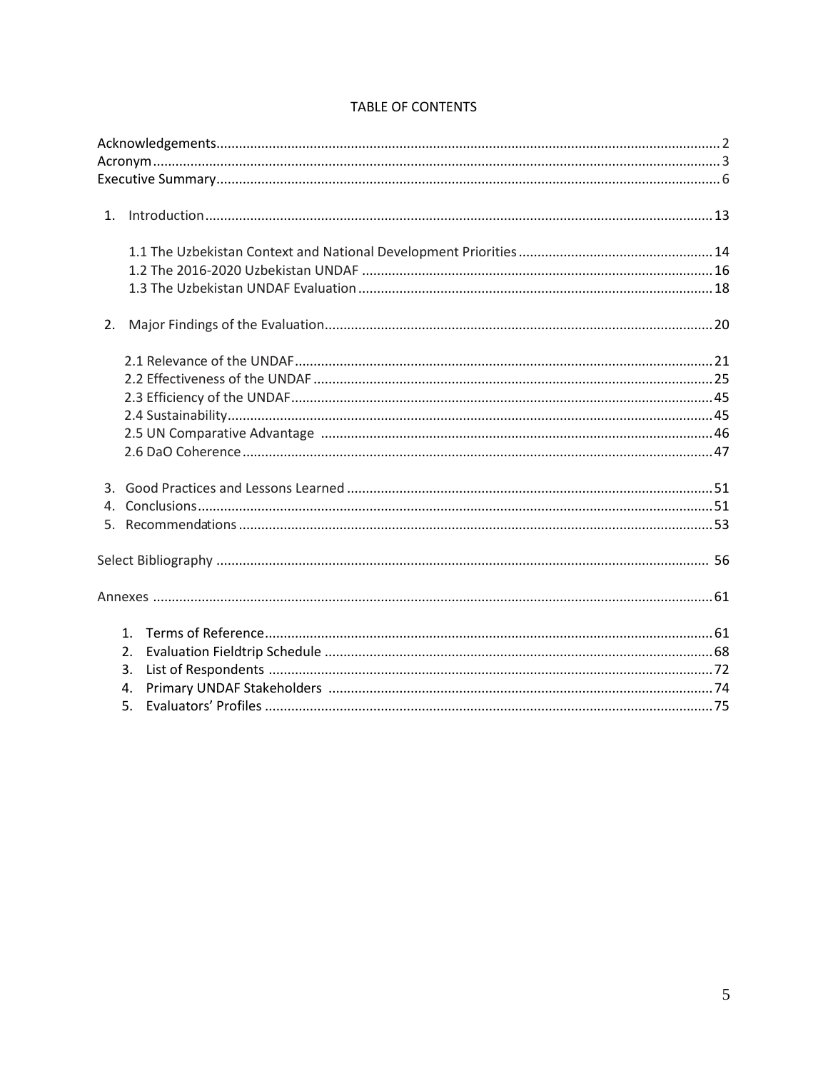# TABLE OF CONTENTS

Acknowledgements .......... 2
Acronym .......... 3
Executive Summary .......... 6

1. Introduction .......... 13

    1.1 The Uzbekistan Context and National Development Priorities .......... 14
    1.2 The 2016-2020 Uzbekistan UNDAF .......... 16
    1.3 The Uzbekistan UNDAF Evaluation .......... 18

2. Major Findings of the Evaluation .......... 20

    2.1 Relevance of the UNDAF .......... 21
    2.2 Effectiveness of the UNDAF .......... 25
    2.3 Efficiency of the UNDAF .......... 45
    2.4 Sustainability .......... 45
    2.5 UN Comparative Advantage .......... 46
    2.6 DaO Coherence .......... 47

3. Good Practices and Lessons Learned .......... 51
4. Conclusions .......... 51
5. Recommendations .......... 53

Select Bibliography .......... 56

Annexes .......... 61

1. Terms of Reference .......... 61
2. Evaluation Fieldtrip Schedule .......... 68
3. List of Respondents .......... 72
4. Primary UNDAF Stakeholders .......... 74
5. Evaluators' Profiles .......... 75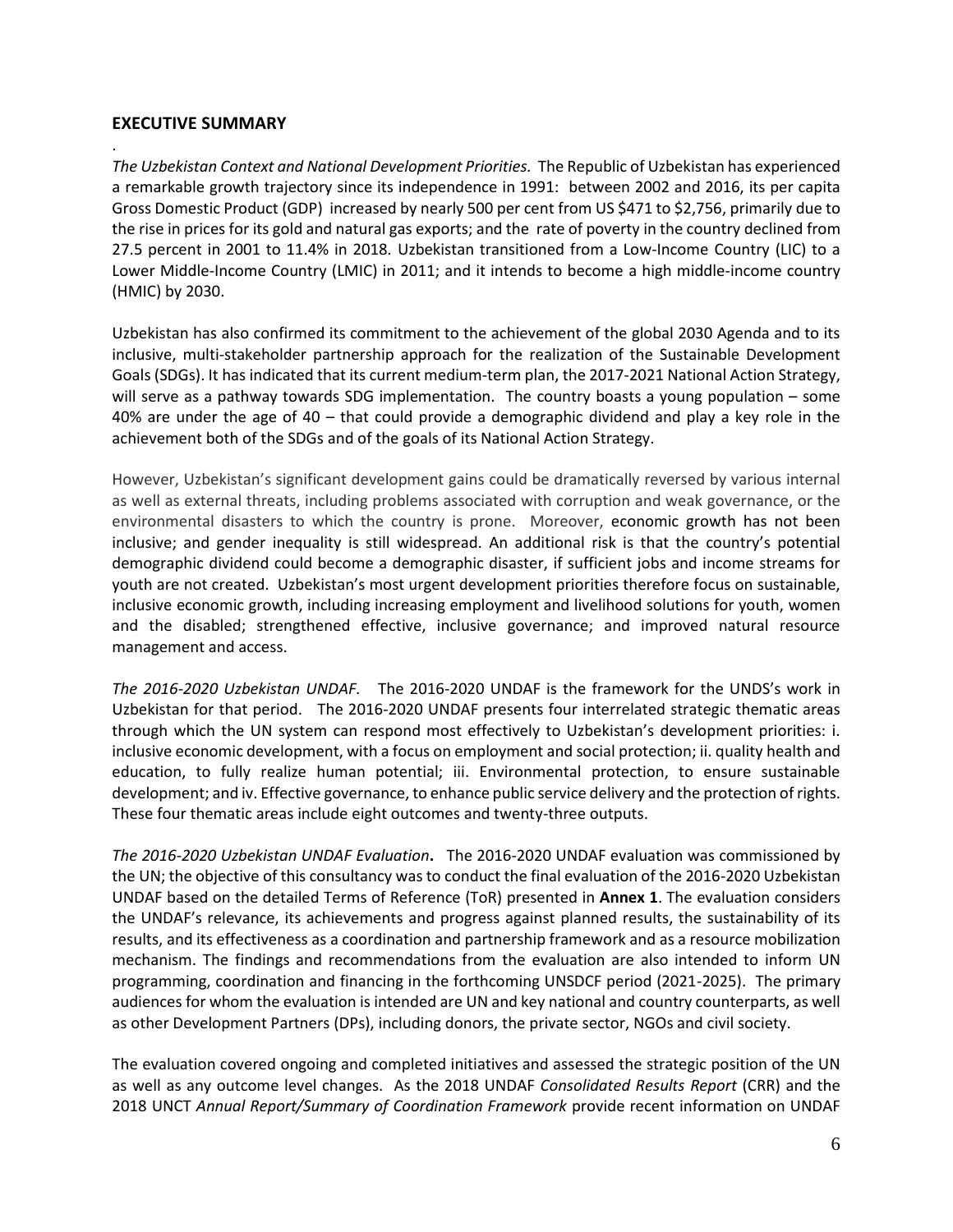## EXECUTIVE SUMMARY

.

*The Uzbekistan Context and National Development Priorities.* The Republic of Uzbekistan has experienced a remarkable growth trajectory since its independence in 1991: between 2002 and 2016, its per capita Gross Domestic Product (GDP) increased by nearly 500 per cent from US $471 to $2,756, primarily due to the rise in prices for its gold and natural gas exports; and the rate of poverty in the country declined from 27.5 percent in 2001 to 11.4% in 2018. Uzbekistan transitioned from a Low-Income Country (LIC) to a Lower Middle-Income Country (LMIC) in 2011; and it intends to become a high middle-income country (HMIC) by 2030.

Uzbekistan has also confirmed its commitment to the achievement of the global 2030 Agenda and to its inclusive, multi-stakeholder partnership approach for the realization of the Sustainable Development Goals (SDGs). It has indicated that its current medium-term plan, the 2017-2021 National Action Strategy, will serve as a pathway towards SDG implementation. The country boasts a young population – some 40% are under the age of 40 – that could provide a demographic dividend and play a key role in the achievement both of the SDGs and of the goals of its National Action Strategy.

However, Uzbekistan's significant development gains could be dramatically reversed by various internal as well as external threats, including problems associated with corruption and weak governance, or the environmental disasters to which the country is prone. Moreover, economic growth has not been inclusive; and gender inequality is still widespread. An additional risk is that the country's potential demographic dividend could become a demographic disaster, if sufficient jobs and income streams for youth are not created. Uzbekistan's most urgent development priorities therefore focus on sustainable, inclusive economic growth, including increasing employment and livelihood solutions for youth, women and the disabled; strengthened effective, inclusive governance; and improved natural resource management and access.

*The 2016-2020 Uzbekistan UNDAF.* The 2016-2020 UNDAF is the framework for the UNDS's work in Uzbekistan for that period. The 2016-2020 UNDAF presents four interrelated strategic thematic areas through which the UN system can respond most effectively to Uzbekistan's development priorities: i. inclusive economic development, with a focus on employment and social protection; ii. quality health and education, to fully realize human potential; iii. Environmental protection, to ensure sustainable development; and iv. Effective governance, to enhance public service delivery and the protection of rights. These four thematic areas include eight outcomes and twenty-three outputs.

*The 2016-2020 Uzbekistan UNDAF Evaluation***.** The 2016-2020 UNDAF evaluation was commissioned by the UN; the objective of this consultancy was to conduct the final evaluation of the 2016-2020 Uzbekistan UNDAF based on the detailed Terms of Reference (ToR) presented in **Annex 1**. The evaluation considers the UNDAF's relevance, its achievements and progress against planned results, the sustainability of its results, and its effectiveness as a coordination and partnership framework and as a resource mobilization mechanism. The findings and recommendations from the evaluation are also intended to inform UN programming, coordination and financing in the forthcoming UNSDCF period (2021-2025). The primary audiences for whom the evaluation is intended are UN and key national and country counterparts, as well as other Development Partners (DPs), including donors, the private sector, NGOs and civil society.

The evaluation covered ongoing and completed initiatives and assessed the strategic position of the UN as well as any outcome level changes. As the 2018 UNDAF *Consolidated Results Report* (CRR) and the 2018 UNCT *Annual Report/Summary of Coordination Framework* provide recent information on UNDAF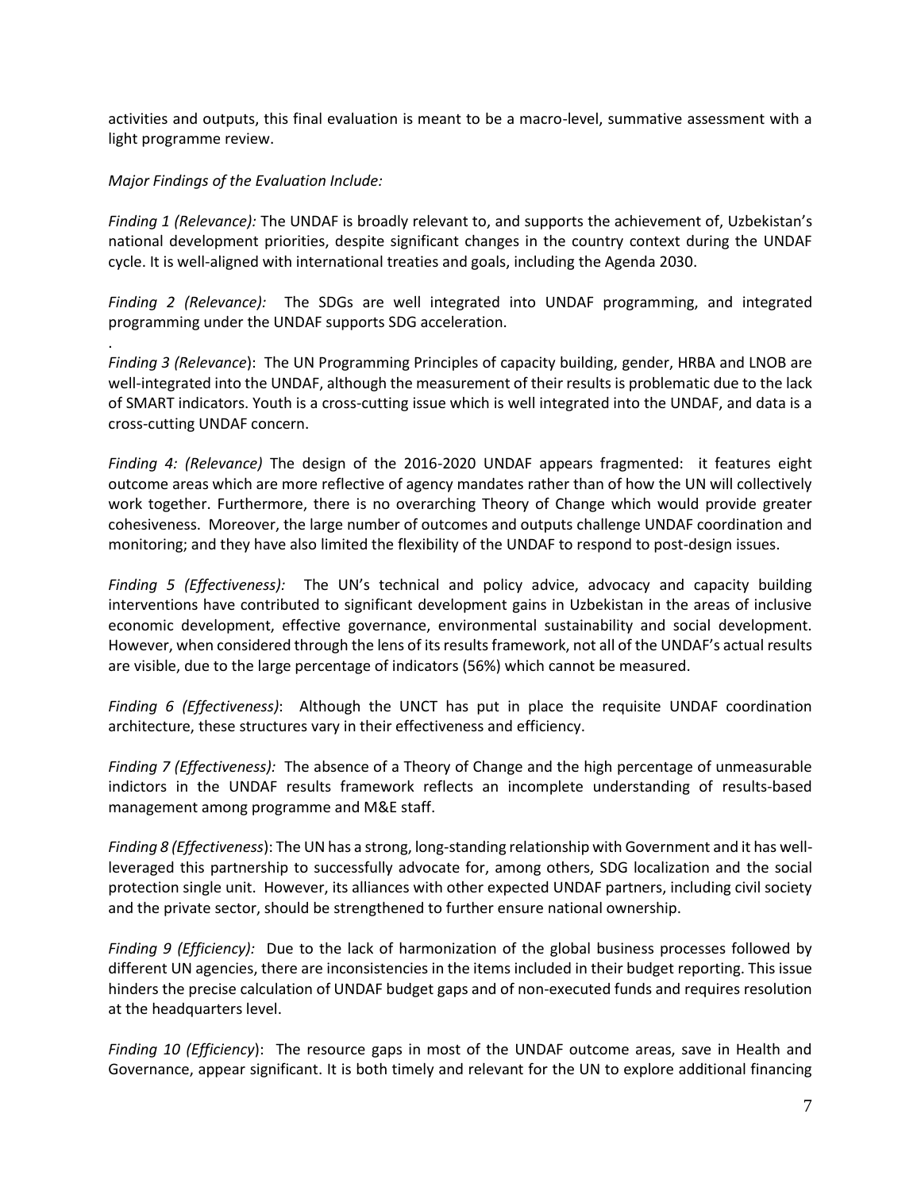activities and outputs, this final evaluation is meant to be a macro-level, summative assessment with a light programme review.

*Major Findings of the Evaluation Include:*

*Finding 1 (Relevance):* The UNDAF is broadly relevant to, and supports the achievement of, Uzbekistan's national development priorities, despite significant changes in the country context during the UNDAF cycle. It is well-aligned with international treaties and goals, including the Agenda 2030.

*Finding 2 (Relevance):* The SDGs are well integrated into UNDAF programming, and integrated programming under the UNDAF supports SDG acceleration.

.

*Finding 3 (Relevance*): The UN Programming Principles of capacity building, gender, HRBA and LNOB are well-integrated into the UNDAF, although the measurement of their results is problematic due to the lack of SMART indicators. Youth is a cross-cutting issue which is well integrated into the UNDAF, and data is a cross-cutting UNDAF concern.

*Finding 4: (Relevance)* The design of the 2016-2020 UNDAF appears fragmented: it features eight outcome areas which are more reflective of agency mandates rather than of how the UN will collectively work together. Furthermore, there is no overarching Theory of Change which would provide greater cohesiveness. Moreover, the large number of outcomes and outputs challenge UNDAF coordination and monitoring; and they have also limited the flexibility of the UNDAF to respond to post-design issues.

*Finding 5 (Effectiveness):* The UN's technical and policy advice, advocacy and capacity building interventions have contributed to significant development gains in Uzbekistan in the areas of inclusive economic development, effective governance, environmental sustainability and social development. However, when considered through the lens of its results framework, not all of the UNDAF's actual results are visible, due to the large percentage of indicators (56%) which cannot be measured.

*Finding 6 (Effectiveness)*: Although the UNCT has put in place the requisite UNDAF coordination architecture, these structures vary in their effectiveness and efficiency.

*Finding 7 (Effectiveness):* The absence of a Theory of Change and the high percentage of unmeasurable indictors in the UNDAF results framework reflects an incomplete understanding of results-based management among programme and M&E staff.

*Finding 8 (Effectiveness*): The UN has a strong, long-standing relationship with Government and it has well-leveraged this partnership to successfully advocate for, among others, SDG localization and the social protection single unit. However, its alliances with other expected UNDAF partners, including civil society and the private sector, should be strengthened to further ensure national ownership.

*Finding 9 (Efficiency):* Due to the lack of harmonization of the global business processes followed by different UN agencies, there are inconsistencies in the items included in their budget reporting. This issue hinders the precise calculation of UNDAF budget gaps and of non-executed funds and requires resolution at the headquarters level.

*Finding 10 (Efficiency*): The resource gaps in most of the UNDAF outcome areas, save in Health and Governance, appear significant. It is both timely and relevant for the UN to explore additional financing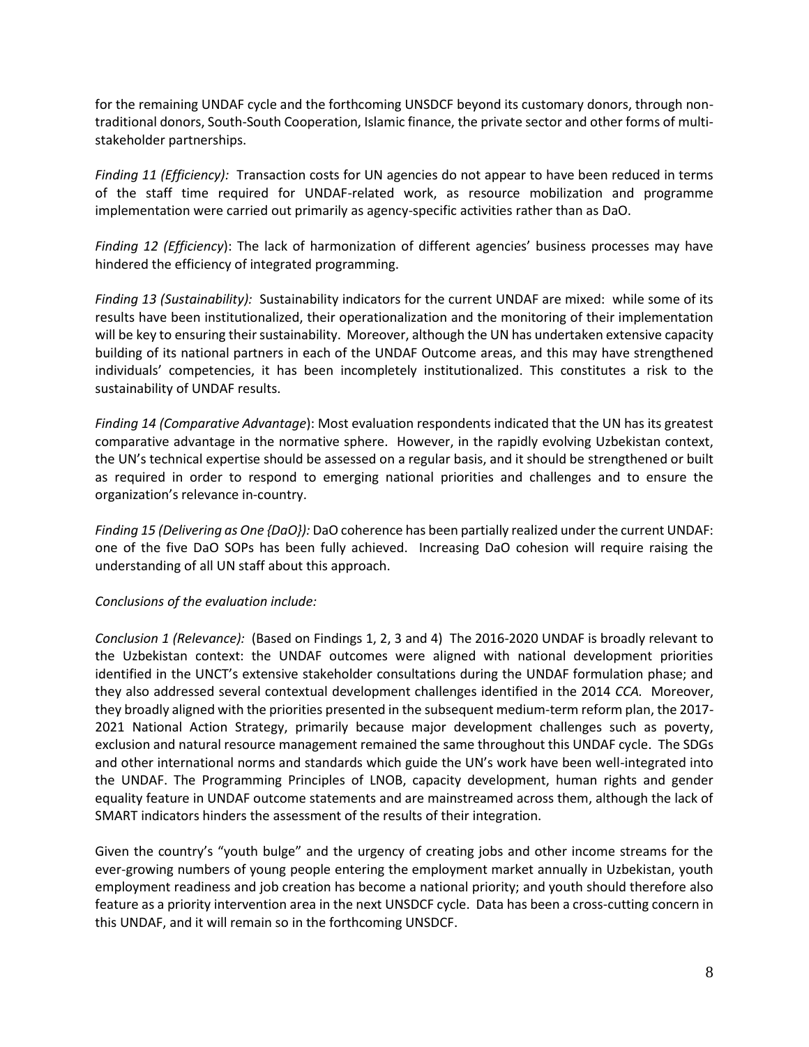for the remaining UNDAF cycle and the forthcoming UNSDCF beyond its customary donors, through non-traditional donors, South-South Cooperation, Islamic finance, the private sector and other forms of multi-stakeholder partnerships.

*Finding 11 (Efficiency):* Transaction costs for UN agencies do not appear to have been reduced in terms of the staff time required for UNDAF-related work, as resource mobilization and programme implementation were carried out primarily as agency-specific activities rather than as DaO.

*Finding 12 (Efficiency*): The lack of harmonization of different agencies' business processes may have hindered the efficiency of integrated programming.

*Finding 13 (Sustainability):* Sustainability indicators for the current UNDAF are mixed: while some of its results have been institutionalized, their operationalization and the monitoring of their implementation will be key to ensuring their sustainability. Moreover, although the UN has undertaken extensive capacity building of its national partners in each of the UNDAF Outcome areas, and this may have strengthened individuals' competencies, it has been incompletely institutionalized. This constitutes a risk to the sustainability of UNDAF results.

*Finding 14 (Comparative Advantage*): Most evaluation respondents indicated that the UN has its greatest comparative advantage in the normative sphere. However, in the rapidly evolving Uzbekistan context, the UN's technical expertise should be assessed on a regular basis, and it should be strengthened or built as required in order to respond to emerging national priorities and challenges and to ensure the organization's relevance in-country.

*Finding 15 (Delivering as One {DaO}):* DaO coherence has been partially realized under the current UNDAF: one of the five DaO SOPs has been fully achieved. Increasing DaO cohesion will require raising the understanding of all UN staff about this approach.

*Conclusions of the evaluation include:*

*Conclusion 1 (Relevance):* (Based on Findings 1, 2, 3 and 4) The 2016-2020 UNDAF is broadly relevant to the Uzbekistan context: the UNDAF outcomes were aligned with national development priorities identified in the UNCT's extensive stakeholder consultations during the UNDAF formulation phase; and they also addressed several contextual development challenges identified in the 2014 *CCA.* Moreover, they broadly aligned with the priorities presented in the subsequent medium-term reform plan, the 2017-2021 National Action Strategy, primarily because major development challenges such as poverty, exclusion and natural resource management remained the same throughout this UNDAF cycle. The SDGs and other international norms and standards which guide the UN's work have been well-integrated into the UNDAF. The Programming Principles of LNOB, capacity development, human rights and gender equality feature in UNDAF outcome statements and are mainstreamed across them, although the lack of SMART indicators hinders the assessment of the results of their integration.

Given the country's "youth bulge" and the urgency of creating jobs and other income streams for the ever-growing numbers of young people entering the employment market annually in Uzbekistan, youth employment readiness and job creation has become a national priority; and youth should therefore also feature as a priority intervention area in the next UNSDCF cycle. Data has been a cross-cutting concern in this UNDAF, and it will remain so in the forthcoming UNSDCF.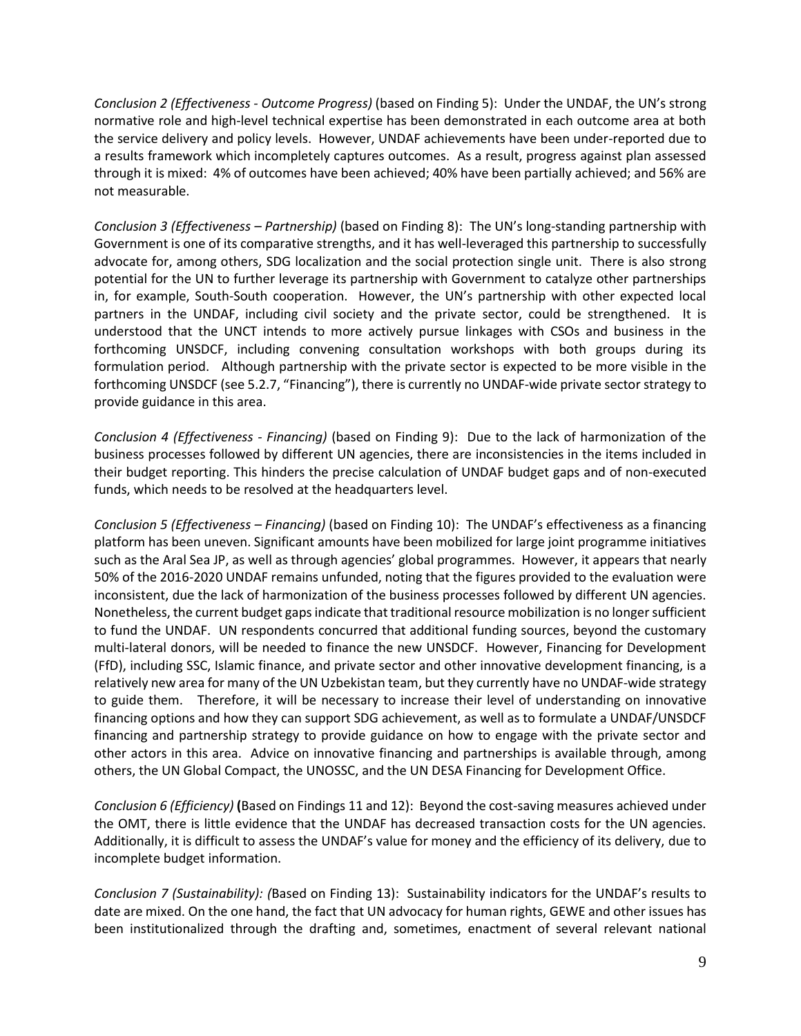*Conclusion 2 (Effectiveness - Outcome Progress)* (based on Finding 5): Under the UNDAF, the UN's strong normative role and high-level technical expertise has been demonstrated in each outcome area at both the service delivery and policy levels. However, UNDAF achievements have been under-reported due to a results framework which incompletely captures outcomes. As a result, progress against plan assessed through it is mixed: 4% of outcomes have been achieved; 40% have been partially achieved; and 56% are not measurable.

*Conclusion 3 (Effectiveness – Partnership)* (based on Finding 8): The UN's long-standing partnership with Government is one of its comparative strengths, and it has well-leveraged this partnership to successfully advocate for, among others, SDG localization and the social protection single unit. There is also strong potential for the UN to further leverage its partnership with Government to catalyze other partnerships in, for example, South-South cooperation. However, the UN's partnership with other expected local partners in the UNDAF, including civil society and the private sector, could be strengthened. It is understood that the UNCT intends to more actively pursue linkages with CSOs and business in the forthcoming UNSDCF, including convening consultation workshops with both groups during its formulation period. Although partnership with the private sector is expected to be more visible in the forthcoming UNSDCF (see 5.2.7, "Financing"), there is currently no UNDAF-wide private sector strategy to provide guidance in this area.

*Conclusion 4 (Effectiveness - Financing)* (based on Finding 9): Due to the lack of harmonization of the business processes followed by different UN agencies, there are inconsistencies in the items included in their budget reporting. This hinders the precise calculation of UNDAF budget gaps and of non-executed funds, which needs to be resolved at the headquarters level.

*Conclusion 5 (Effectiveness – Financing)* (based on Finding 10): The UNDAF's effectiveness as a financing platform has been uneven. Significant amounts have been mobilized for large joint programme initiatives such as the Aral Sea JP, as well as through agencies' global programmes. However, it appears that nearly 50% of the 2016-2020 UNDAF remains unfunded, noting that the figures provided to the evaluation were inconsistent, due the lack of harmonization of the business processes followed by different UN agencies. Nonetheless, the current budget gaps indicate that traditional resource mobilization is no longer sufficient to fund the UNDAF. UN respondents concurred that additional funding sources, beyond the customary multi-lateral donors, will be needed to finance the new UNSDCF. However, Financing for Development (FfD), including SSC, Islamic finance, and private sector and other innovative development financing, is a relatively new area for many of the UN Uzbekistan team, but they currently have no UNDAF-wide strategy to guide them. Therefore, it will be necessary to increase their level of understanding on innovative financing options and how they can support SDG achievement, as well as to formulate a UNDAF/UNSDCF financing and partnership strategy to provide guidance on how to engage with the private sector and other actors in this area. Advice on innovative financing and partnerships is available through, among others, the UN Global Compact, the UNOSSC, and the UN DESA Financing for Development Office.

*Conclusion 6 (Efficiency)* **(**Based on Findings 11 and 12): Beyond the cost-saving measures achieved under the OMT, there is little evidence that the UNDAF has decreased transaction costs for the UN agencies. Additionally, it is difficult to assess the UNDAF's value for money and the efficiency of its delivery, due to incomplete budget information.

*Conclusion 7 (Sustainability): (*Based on Finding 13): Sustainability indicators for the UNDAF's results to date are mixed. On the one hand, the fact that UN advocacy for human rights, GEWE and other issues has been institutionalized through the drafting and, sometimes, enactment of several relevant national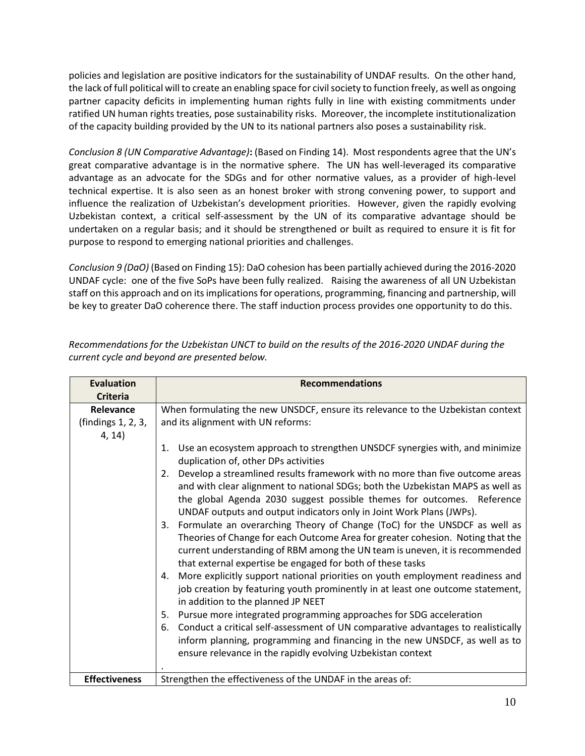policies and legislation are positive indicators for the sustainability of UNDAF results. On the other hand, the lack of full political will to create an enabling space for civil society to function freely, as well as ongoing partner capacity deficits in implementing human rights fully in line with existing commitments under ratified UN human rights treaties, pose sustainability risks. Moreover, the incomplete institutionalization of the capacity building provided by the UN to its national partners also poses a sustainability risk.

*Conclusion 8 (UN Comparative Advantage)*: (Based on Finding 14). Most respondents agree that the UN's great comparative advantage is in the normative sphere. The UN has well-leveraged its comparative advantage as an advocate for the SDGs and for other normative values, as a provider of high-level technical expertise. It is also seen as an honest broker with strong convening power, to support and influence the realization of Uzbekistan's development priorities. However, given the rapidly evolving Uzbekistan context, a critical self-assessment by the UN of its comparative advantage should be undertaken on a regular basis; and it should be strengthened or built as required to ensure it is fit for purpose to respond to emerging national priorities and challenges.

*Conclusion 9 (DaO)* (Based on Finding 15): DaO cohesion has been partially achieved during the 2016-2020 UNDAF cycle: one of the five SoPs have been fully realized. Raising the awareness of all UN Uzbekistan staff on this approach and on its implications for operations, programming, financing and partnership, will be key to greater DaO coherence there. The staff induction process provides one opportunity to do this.

*Recommendations for the Uzbekistan UNCT to build on the results of the 2016-2020 UNDAF during the current cycle and beyond are presented below.*

| Evaluation Criteria | Recommendations |
|---|---|
| **Relevance** (findings 1, 2, 3, 4, 14) | When formulating the new UNSDCF, ensure its relevance to the Uzbekistan context and its alignment with UN reforms:<br><br>1. Use an ecosystem approach to strengthen UNSDCF synergies with, and minimize duplication of, other DPs activities<br>2. Develop a streamlined results framework with no more than five outcome areas and with clear alignment to national SDGs; both the Uzbekistan MAPS as well as the global Agenda 2030 suggest possible themes for outcomes. Reference UNDAF outputs and output indicators only in Joint Work Plans (JWPs).<br>3. Formulate an overarching Theory of Change (ToC) for the UNSDCF as well as Theories of Change for each Outcome Area for greater cohesion. Noting that the current understanding of RBM among the UN team is uneven, it is recommended that external expertise be engaged for both of these tasks<br>4. More explicitly support national priorities on youth employment readiness and job creation by featuring youth prominently in at least one outcome statement, in addition to the planned JP NEET<br>5. Pursue more integrated programming approaches for SDG acceleration<br>6. Conduct a critical self-assessment of UN comparative advantages to realistically inform planning, programming and financing in the new UNSDCF, as well as to ensure relevance in the rapidly evolving Uzbekistan context<br>. |
| **Effectiveness** | Strengthen the effectiveness of the UNDAF in the areas of: |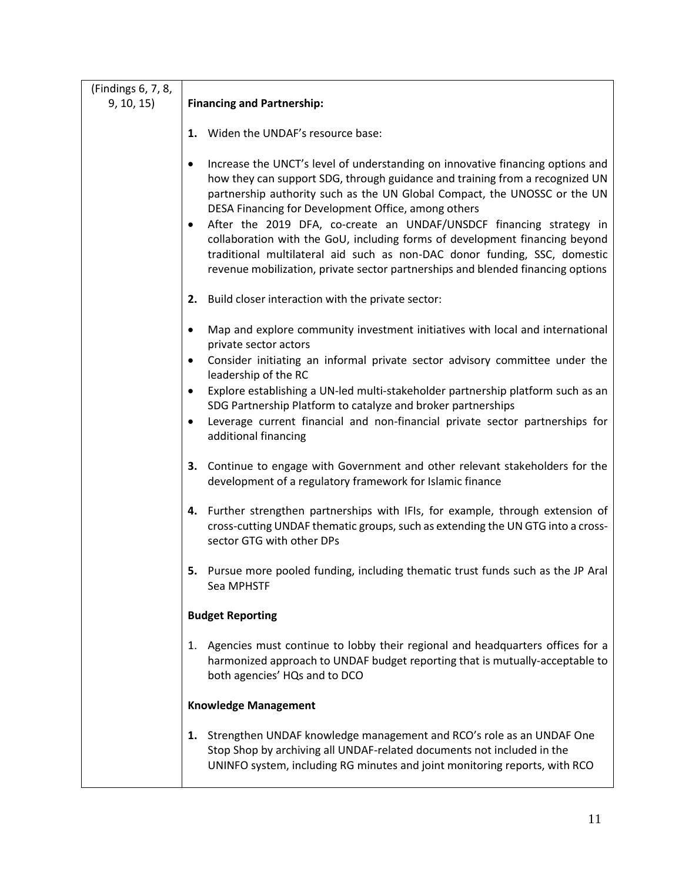| (Findings 6, 7, 8, 9, 10, 15) | **Financing and Partnership:**<br><br>**1.** Widen the UNDAF's resource base:<br><br>• Increase the UNCT's level of understanding on innovative financing options and how they can support SDG, through guidance and training from a recognized UN partnership authority such as the UN Global Compact, the UNOSSC or the UN DESA Financing for Development Office, among others<br>• After the 2019 DFA, co-create an UNDAF/UNSDCF financing strategy in collaboration with the GoU, including forms of development financing beyond traditional multilateral aid such as non-DAC donor funding, SSC, domestic revenue mobilization, private sector partnerships and blended financing options<br><br>**2.** Build closer interaction with the private sector:<br><br>• Map and explore community investment initiatives with local and international private sector actors<br>• Consider initiating an informal private sector advisory committee under the leadership of the RC<br>• Explore establishing a UN-led multi-stakeholder partnership platform such as an SDG Partnership Platform to catalyze and broker partnerships<br>• Leverage current financial and non-financial private sector partnerships for additional financing<br><br>**3.** Continue to engage with Government and other relevant stakeholders for the development of a regulatory framework for Islamic finance<br><br>**4.** Further strengthen partnerships with IFIs, for example, through extension of cross-cutting UNDAF thematic groups, such as extending the UN GTG into a cross-sector GTG with other DPs<br><br>**5.** Pursue more pooled funding, including thematic trust funds such as the JP Aral Sea MPHSTF<br><br>**Budget Reporting**<br><br>1. Agencies must continue to lobby their regional and headquarters offices for a harmonized approach to UNDAF budget reporting that is mutually-acceptable to both agencies' HQs and to DCO<br><br>**Knowledge Management**<br><br>**1.** Strengthen UNDAF knowledge management and RCO's role as an UNDAF One Stop Shop by archiving all UNDAF-related documents not included in the UNINFO system, including RG minutes and joint monitoring reports, with RCO |
|---|---|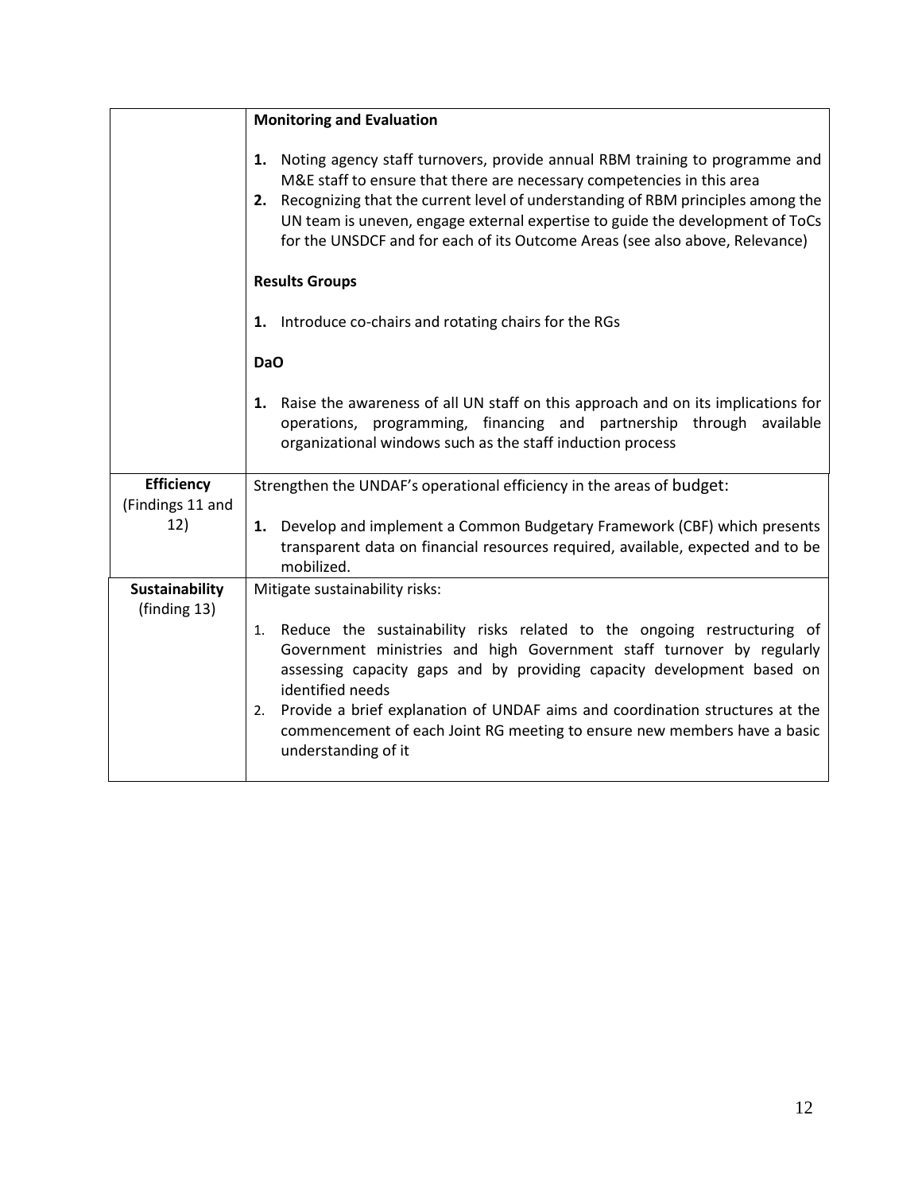| | |
|---|---|
| | **Monitoring and Evaluation**<br><br>**1.** Noting agency staff turnovers, provide annual RBM training to programme and M&E staff to ensure that there are necessary competencies in this area<br>**2.** Recognizing that the current level of understanding of RBM principles among the UN team is uneven, engage external expertise to guide the development of ToCs for the UNSDCF and for each of its Outcome Areas (see also above, Relevance)<br><br>**Results Groups**<br><br>**1.** Introduce co-chairs and rotating chairs for the RGs<br><br>**DaO**<br><br>**1.** Raise the awareness of all UN staff on this approach and on its implications for operations, programming, financing and partnership through available organizational windows such as the staff induction process |
| **Efficiency** (Findings 11 and 12) | Strengthen the UNDAF's operational efficiency in the areas of budget:<br><br>**1.** Develop and implement a Common Budgetary Framework (CBF) which presents transparent data on financial resources required, available, expected and to be mobilized. |
| **Sustainability** (finding 13) | Mitigate sustainability risks:<br><br>1. Reduce the sustainability risks related to the ongoing restructuring of Government ministries and high Government staff turnover by regularly assessing capacity gaps and by providing capacity development based on identified needs<br>2. Provide a brief explanation of UNDAF aims and coordination structures at the commencement of each Joint RG meeting to ensure new members have a basic understanding of it |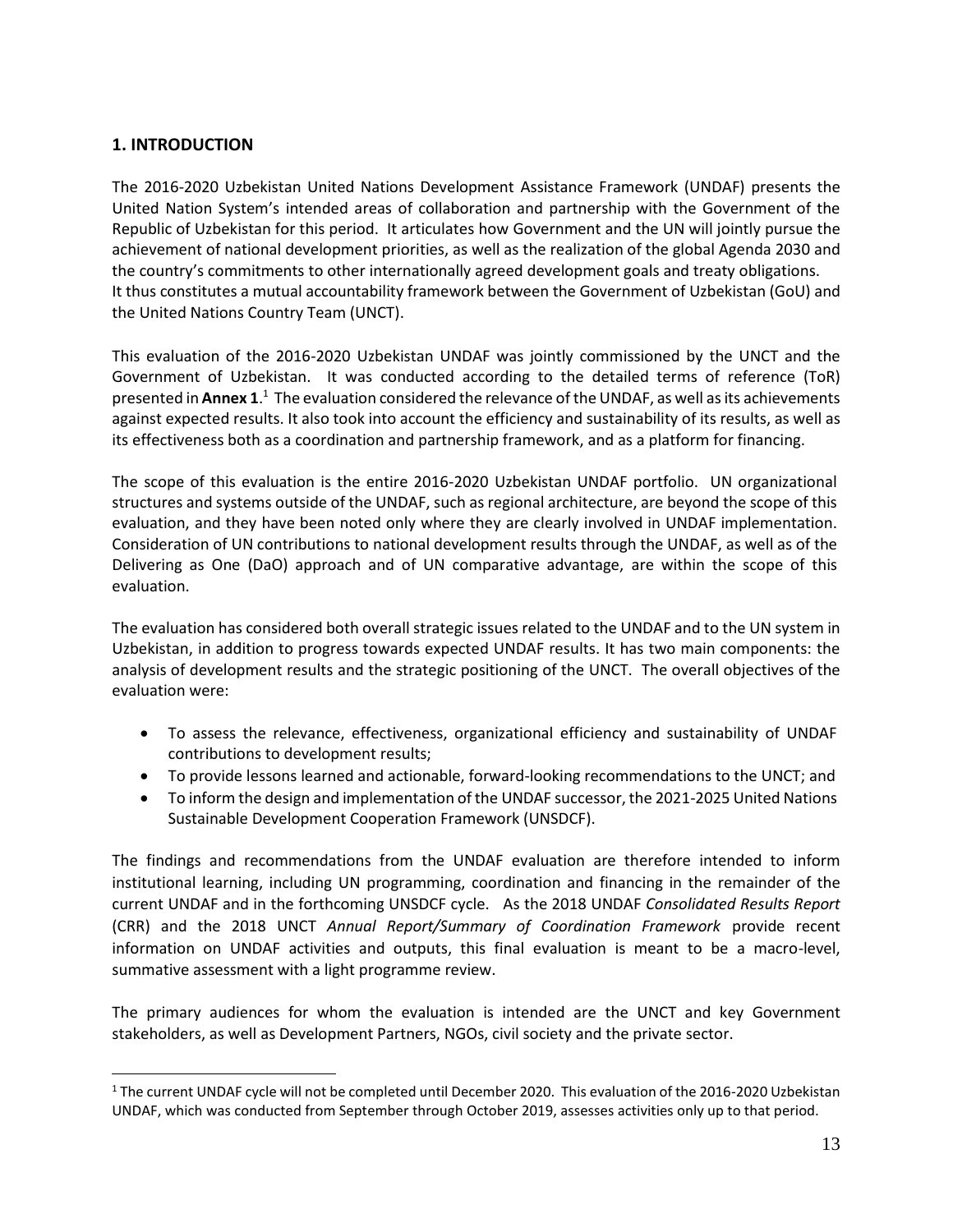## 1. INTRODUCTION

The 2016-2020 Uzbekistan United Nations Development Assistance Framework (UNDAF) presents the United Nation System's intended areas of collaboration and partnership with the Government of the Republic of Uzbekistan for this period. It articulates how Government and the UN will jointly pursue the achievement of national development priorities, as well as the realization of the global Agenda 2030 and the country's commitments to other internationally agreed development goals and treaty obligations. It thus constitutes a mutual accountability framework between the Government of Uzbekistan (GoU) and the United Nations Country Team (UNCT).

This evaluation of the 2016-2020 Uzbekistan UNDAF was jointly commissioned by the UNCT and the Government of Uzbekistan. It was conducted according to the detailed terms of reference (ToR) presented in **Annex 1**.[1] The evaluation considered the relevance of the UNDAF, as well as its achievements against expected results. It also took into account the efficiency and sustainability of its results, as well as its effectiveness both as a coordination and partnership framework, and as a platform for financing.

The scope of this evaluation is the entire 2016-2020 Uzbekistan UNDAF portfolio. UN organizational structures and systems outside of the UNDAF, such as regional architecture, are beyond the scope of this evaluation, and they have been noted only where they are clearly involved in UNDAF implementation. Consideration of UN contributions to national development results through the UNDAF, as well as of the Delivering as One (DaO) approach and of UN comparative advantage, are within the scope of this evaluation.

The evaluation has considered both overall strategic issues related to the UNDAF and to the UN system in Uzbekistan, in addition to progress towards expected UNDAF results. It has two main components: the analysis of development results and the strategic positioning of the UNCT. The overall objectives of the evaluation were:

- To assess the relevance, effectiveness, organizational efficiency and sustainability of UNDAF contributions to development results;
- To provide lessons learned and actionable, forward-looking recommendations to the UNCT; and
- To inform the design and implementation of the UNDAF successor, the 2021-2025 United Nations Sustainable Development Cooperation Framework (UNSDCF).

The findings and recommendations from the UNDAF evaluation are therefore intended to inform institutional learning, including UN programming, coordination and financing in the remainder of the current UNDAF and in the forthcoming UNSDCF cycle. As the 2018 UNDAF *Consolidated Results Report* (CRR) and the 2018 UNCT *Annual Report/Summary of Coordination Framework* provide recent information on UNDAF activities and outputs, this final evaluation is meant to be a macro-level, summative assessment with a light programme review.

The primary audiences for whom the evaluation is intended are the UNCT and key Government stakeholders, as well as Development Partners, NGOs, civil society and the private sector.

[1] The current UNDAF cycle will not be completed until December 2020. This evaluation of the 2016-2020 Uzbekistan UNDAF, which was conducted from September through October 2019, assesses activities only up to that period.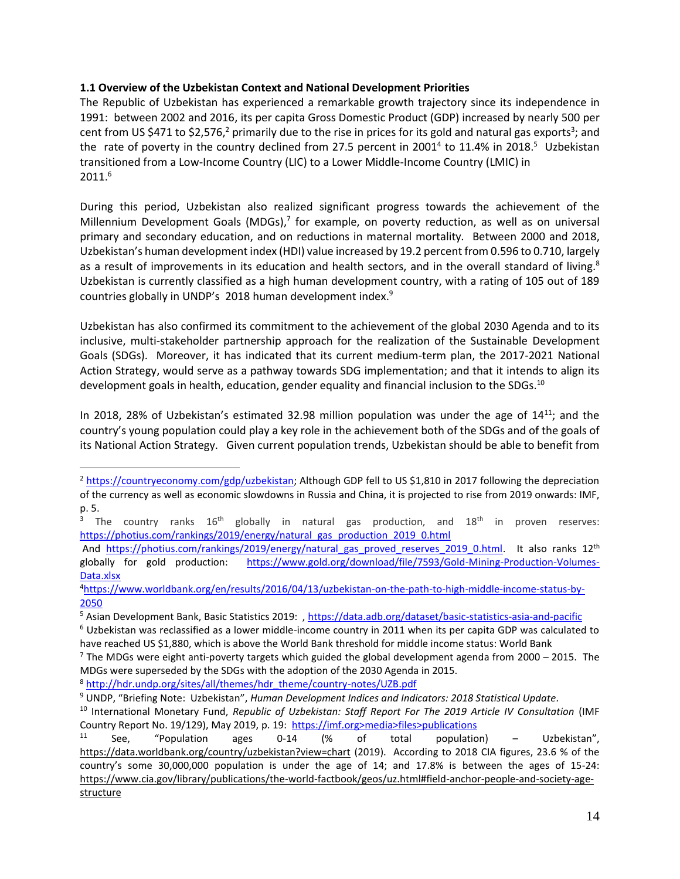### 1.1 Overview of the Uzbekistan Context and National Development Priorities

The Republic of Uzbekistan has experienced a remarkable growth trajectory since its independence in 1991: between 2002 and 2016, its per capita Gross Domestic Product (GDP) increased by nearly 500 per cent from US $471 to $2,576,[2] primarily due to the rise in prices for its gold and natural gas exports[3]; and the rate of poverty in the country declined from 27.5 percent in 2001[4] to 11.4% in 2018.[5] Uzbekistan transitioned from a Low-Income Country (LIC) to a Lower Middle-Income Country (LMIC) in 2011.[6]

During this period, Uzbekistan also realized significant progress towards the achievement of the Millennium Development Goals (MDGs),[7] for example, on poverty reduction, as well as on universal primary and secondary education, and on reductions in maternal mortality. Between 2000 and 2018, Uzbekistan's human development index (HDI) value increased by 19.2 percent from 0.596 to 0.710, largely as a result of improvements in its education and health sectors, and in the overall standard of living.[8] Uzbekistan is currently classified as a high human development country, with a rating of 105 out of 189 countries globally in UNDP's 2018 human development index.[9]

Uzbekistan has also confirmed its commitment to the achievement of the global 2030 Agenda and to its inclusive, multi-stakeholder partnership approach for the realization of the Sustainable Development Goals (SDGs). Moreover, it has indicated that its current medium-term plan, the 2017-2021 National Action Strategy, would serve as a pathway towards SDG implementation; and that it intends to align its development goals in health, education, gender equality and financial inclusion to the SDGs.[10]

In 2018, 28% of Uzbekistan's estimated 32.98 million population was under the age of 14[11]; and the country's young population could play a key role in the achievement both of the SDGs and of the goals of its National Action Strategy. Given current population trends, Uzbekistan should be able to benefit from

---

[2] https://countryeconomy.com/gdp/uzbekistan; Although GDP fell to US $1,810 in 2017 following the depreciation of the currency as well as economic slowdowns in Russia and China, it is projected to rise from 2019 onwards: IMF, p. 5.

[3] The country ranks 16th globally in natural gas production, and 18th in proven reserves: https://photius.com/rankings/2019/energy/natural_gas_production_2019_0.html And https://photius.com/rankings/2019/energy/natural_gas_proved_reserves_2019_0.html. It also ranks 12th globally for gold production: https://www.gold.org/download/file/7593/Gold-Mining-Production-Volumes-Data.xlsx

[4] https://www.worldbank.org/en/results/2016/04/13/uzbekistan-on-the-path-to-high-middle-income-status-by-2050

[5] Asian Development Bank, Basic Statistics 2019: , https://data.adb.org/dataset/basic-statistics-asia-and-pacific

[6] Uzbekistan was reclassified as a lower middle-income country in 2011 when its per capita GDP was calculated to have reached US $1,880, which is above the World Bank threshold for middle income status: World Bank

[7] The MDGs were eight anti-poverty targets which guided the global development agenda from 2000 – 2015. The MDGs were superseded by the SDGs with the adoption of the 2030 Agenda in 2015.

[8] http://hdr.undp.org/sites/all/themes/hdr_theme/country-notes/UZB.pdf

[9] UNDP, "Briefing Note: Uzbekistan", *Human Development Indices and Indicators: 2018 Statistical Update*.

[10] International Monetary Fund, *Republic of Uzbekistan: Staff Report For The 2019 Article IV Consultation* (IMF Country Report No. 19/129), May 2019, p. 19: https://imf.org>media>files>publications

[11] See, "Population ages 0-14 (% of total population) – Uzbekistan", https://data.worldbank.org/country/uzbekistan?view=chart (2019). According to 2018 CIA figures, 23.6 % of the country's some 30,000,000 population is under the age of 14; and 17.8% is between the ages of 15-24: https://www.cia.gov/library/publications/the-world-factbook/geos/uz.html#field-anchor-people-and-society-age-structure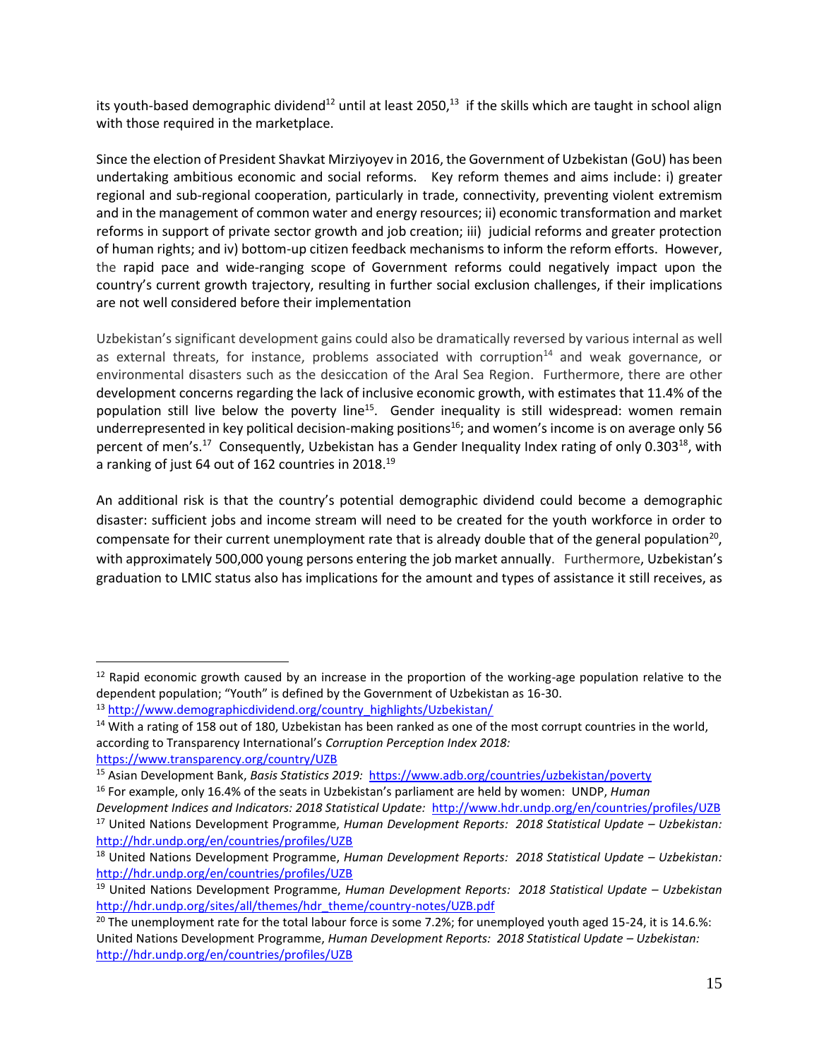its youth-based demographic dividend[12] until at least 2050,[13] if the skills which are taught in school align with those required in the marketplace.

Since the election of President Shavkat Mirziyoyev in 2016, the Government of Uzbekistan (GoU) has been undertaking ambitious economic and social reforms. Key reform themes and aims include: i) greater regional and sub-regional cooperation, particularly in trade, connectivity, preventing violent extremism and in the management of common water and energy resources; ii) economic transformation and market reforms in support of private sector growth and job creation; iii) judicial reforms and greater protection of human rights; and iv) bottom-up citizen feedback mechanisms to inform the reform efforts. However, the rapid pace and wide-ranging scope of Government reforms could negatively impact upon the country's current growth trajectory, resulting in further social exclusion challenges, if their implications are not well considered before their implementation

Uzbekistan's significant development gains could also be dramatically reversed by various internal as well as external threats, for instance, problems associated with corruption[14] and weak governance, or environmental disasters such as the desiccation of the Aral Sea Region. Furthermore, there are other development concerns regarding the lack of inclusive economic growth, with estimates that 11.4% of the population still live below the poverty line[15]. Gender inequality is still widespread: women remain underrepresented in key political decision-making positions[16]; and women's income is on average only 56 percent of men's.[17] Consequently, Uzbekistan has a Gender Inequality Index rating of only 0.303[18], with a ranking of just 64 out of 162 countries in 2018.[19]

An additional risk is that the country's potential demographic dividend could become a demographic disaster: sufficient jobs and income stream will need to be created for the youth workforce in order to compensate for their current unemployment rate that is already double that of the general population[20], with approximately 500,000 young persons entering the job market annually. Furthermore, Uzbekistan's graduation to LMIC status also has implications for the amount and types of assistance it still receives, as

---

[12] Rapid economic growth caused by an increase in the proportion of the working-age population relative to the dependent population; "Youth" is defined by the Government of Uzbekistan as 16-30.

[13] http://www.demographicdividend.org/country_highlights/Uzbekistan/

[14] With a rating of 158 out of 180, Uzbekistan has been ranked as one of the most corrupt countries in the world, according to Transparency International's *Corruption Perception Index 2018:* https://www.transparency.org/country/UZB

[15] Asian Development Bank, *Basis Statistics 2019:* https://www.adb.org/countries/uzbekistan/poverty

[16] For example, only 16.4% of the seats in Uzbekistan's parliament are held by women: UNDP, *Human Development Indices and Indicators: 2018 Statistical Update:* http://www.hdr.undp.org/en/countries/profiles/UZB

[17] United Nations Development Programme, *Human Development Reports: 2018 Statistical Update – Uzbekistan:* http://hdr.undp.org/en/countries/profiles/UZB

[18] United Nations Development Programme, *Human Development Reports: 2018 Statistical Update – Uzbekistan:* http://hdr.undp.org/en/countries/profiles/UZB

[19] United Nations Development Programme, *Human Development Reports: 2018 Statistical Update – Uzbekistan* http://hdr.undp.org/sites/all/themes/hdr_theme/country-notes/UZB.pdf

[20] The unemployment rate for the total labour force is some 7.2%; for unemployed youth aged 15-24, it is 14.6.%: United Nations Development Programme, *Human Development Reports: 2018 Statistical Update – Uzbekistan:* http://hdr.undp.org/en/countries/profiles/UZB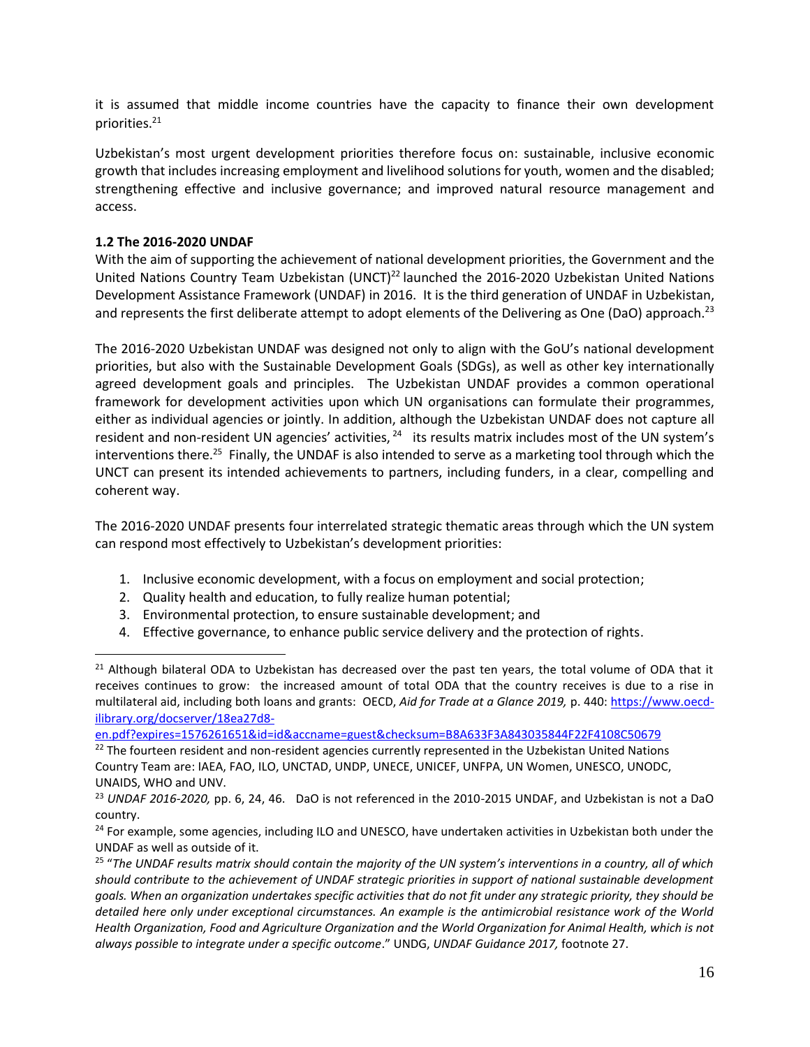it is assumed that middle income countries have the capacity to finance their own development priorities.[21]

Uzbekistan's most urgent development priorities therefore focus on: sustainable, inclusive economic growth that includes increasing employment and livelihood solutions for youth, women and the disabled; strengthening effective and inclusive governance; and improved natural resource management and access.

### 1.2 The 2016-2020 UNDAF

With the aim of supporting the achievement of national development priorities, the Government and the United Nations Country Team Uzbekistan (UNCT)[22] launched the 2016-2020 Uzbekistan United Nations Development Assistance Framework (UNDAF) in 2016. It is the third generation of UNDAF in Uzbekistan, and represents the first deliberate attempt to adopt elements of the Delivering as One (DaO) approach.[23]

The 2016-2020 Uzbekistan UNDAF was designed not only to align with the GoU's national development priorities, but also with the Sustainable Development Goals (SDGs), as well as other key internationally agreed development goals and principles. The Uzbekistan UNDAF provides a common operational framework for development activities upon which UN organisations can formulate their programmes, either as individual agencies or jointly. In addition, although the Uzbekistan UNDAF does not capture all resident and non-resident UN agencies' activities,[24] its results matrix includes most of the UN system's interventions there.[25] Finally, the UNDAF is also intended to serve as a marketing tool through which the UNCT can present its intended achievements to partners, including funders, in a clear, compelling and coherent way.

The 2016-2020 UNDAF presents four interrelated strategic thematic areas through which the UN system can respond most effectively to Uzbekistan's development priorities:

1. Inclusive economic development, with a focus on employment and social protection;
2. Quality health and education, to fully realize human potential;
3. Environmental protection, to ensure sustainable development; and
4. Effective governance, to enhance public service delivery and the protection of rights.

---

[21] Although bilateral ODA to Uzbekistan has decreased over the past ten years, the total volume of ODA that it receives continues to grow: the increased amount of total ODA that the country receives is due to a rise in multilateral aid, including both loans and grants: OECD, *Aid for Trade at a Glance 2019,* p. 440: [https://www.oecd-ilibrary.org/docserver/18ea27d8-en.pdf?expires=1576261651&id=id&accname=guest&checksum=B8A633F3A843035844F22F4108C50679](https://www.oecd-ilibrary.org/docserver/18ea27d8-en.pdf?expires=1576261651&id=id&accname=guest&checksum=B8A633F3A843035844F22F4108C50679)

[22] The fourteen resident and non-resident agencies currently represented in the Uzbekistan United Nations Country Team are: IAEA, FAO, ILO, UNCTAD, UNDP, UNECE, UNICEF, UNFPA, UN Women, UNESCO, UNODC, UNAIDS, WHO and UNV.

[23] *UNDAF 2016-2020,* pp. 6, 24, 46. DaO is not referenced in the 2010-2015 UNDAF, and Uzbekistan is not a DaO country.

[24] For example, some agencies, including ILO and UNESCO, have undertaken activities in Uzbekistan both under the UNDAF as well as outside of it.

[25] "*The UNDAF results matrix should contain the majority of the UN system's interventions in a country, all of which should contribute to the achievement of UNDAF strategic priorities in support of national sustainable development goals. When an organization undertakes specific activities that do not fit under any strategic priority, they should be detailed here only under exceptional circumstances. An example is the antimicrobial resistance work of the World Health Organization, Food and Agriculture Organization and the World Organization for Animal Health, which is not always possible to integrate under a specific outcome*." UNDG, *UNDAF Guidance 2017,* footnote 27.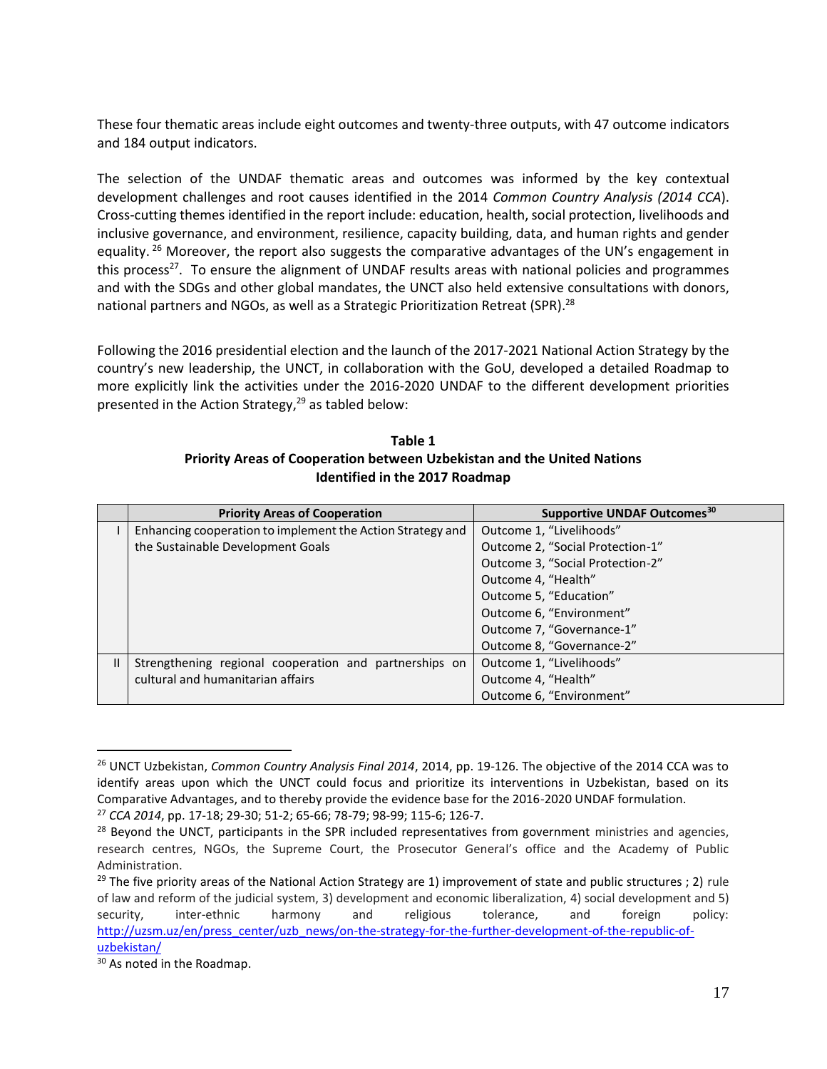These four thematic areas include eight outcomes and twenty-three outputs, with 47 outcome indicators and 184 output indicators.

The selection of the UNDAF thematic areas and outcomes was informed by the key contextual development challenges and root causes identified in the 2014 *Common Country Analysis (2014 CCA*). Cross-cutting themes identified in the report include: education, health, social protection, livelihoods and inclusive governance, and environment, resilience, capacity building, data, and human rights and gender equality. [26] Moreover, the report also suggests the comparative advantages of the UN's engagement in this process[27]. To ensure the alignment of UNDAF results areas with national policies and programmes and with the SDGs and other global mandates, the UNCT also held extensive consultations with donors, national partners and NGOs, as well as a Strategic Prioritization Retreat (SPR).[28]

Following the 2016 presidential election and the launch of the 2017-2021 National Action Strategy by the country's new leadership, the UNCT, in collaboration with the GoU, developed a detailed Roadmap to more explicitly link the activities under the 2016-2020 UNDAF to the different development priorities presented in the Action Strategy,[29] as tabled below:

**Table 1**
**Priority Areas of Cooperation between Uzbekistan and the United Nations Identified in the 2017 Roadmap**

| | Priority Areas of Cooperation | Supportive UNDAF Outcomes[30] |
|---|---|---|
| I | Enhancing cooperation to implement the Action Strategy and the Sustainable Development Goals | Outcome 1, "Livelihoods"<br>Outcome 2, "Social Protection-1"<br>Outcome 3, "Social Protection-2"<br>Outcome 4, "Health"<br>Outcome 5, "Education"<br>Outcome 6, "Environment"<br>Outcome 7, "Governance-1"<br>Outcome 8, "Governance-2" |
| II | Strengthening regional cooperation and partnerships on cultural and humanitarian affairs | Outcome 1, "Livelihoods"<br>Outcome 4, "Health"<br>Outcome 6, "Environment" |

---

[26] UNCT Uzbekistan, *Common Country Analysis Final 2014*, 2014, pp. 19-126. The objective of the 2014 CCA was to identify areas upon which the UNCT could focus and prioritize its interventions in Uzbekistan, based on its Comparative Advantages, and to thereby provide the evidence base for the 2016-2020 UNDAF formulation.

[27] *CCA 2014*, pp. 17-18; 29-30; 51-2; 65-66; 78-79; 98-99; 115-6; 126-7.

[28] Beyond the UNCT, participants in the SPR included representatives from government ministries and agencies, research centres, NGOs, the Supreme Court, the Prosecutor General's office and the Academy of Public Administration.

[29] The five priority areas of the National Action Strategy are 1) improvement of state and public structures ; 2) rule of law and reform of the judicial system, 3) development and economic liberalization, 4) social development and 5) security, inter-ethnic harmony and religious tolerance, and foreign policy: http://uzsm.uz/en/press_center/uzb_news/on-the-strategy-for-the-further-development-of-the-republic-of-uzbekistan/

[30] As noted in the Roadmap.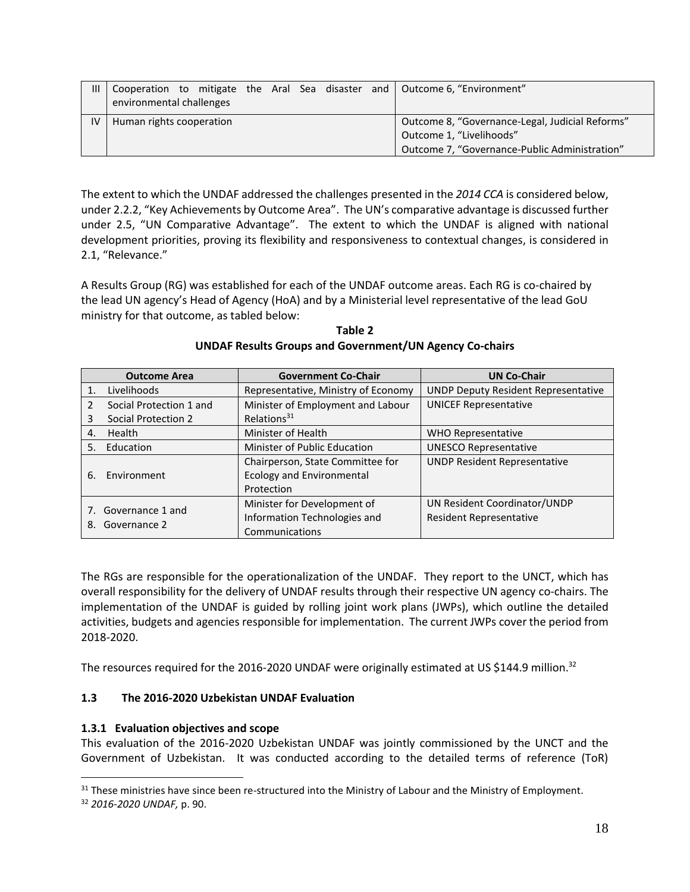| III | Cooperation to mitigate the Aral Sea disaster and environmental challenges | Outcome 6, "Environment" |
|---|---|---|
| IV | Human rights cooperation | Outcome 8, "Governance-Legal, Judicial Reforms"<br>Outcome 1, "Livelihoods"<br>Outcome 7, "Governance-Public Administration" |

The extent to which the UNDAF addressed the challenges presented in the *2014 CCA* is considered below, under 2.2.2, "Key Achievements by Outcome Area". The UN's comparative advantage is discussed further under 2.5, "UN Comparative Advantage". The extent to which the UNDAF is aligned with national development priorities, proving its flexibility and responsiveness to contextual changes, is considered in 2.1, "Relevance."

A Results Group (RG) was established for each of the UNDAF outcome areas. Each RG is co-chaired by the lead UN agency's Head of Agency (HoA) and by a Ministerial level representative of the lead GoU ministry for that outcome, as tabled below:

**Table 2**
**UNDAF Results Groups and Government/UN Agency Co-chairs**

| Outcome Area | Government Co-Chair | UN Co-Chair |
|---|---|---|
| 1. Livelihoods | Representative, Ministry of Economy | UNDP Deputy Resident Representative |
| 2 Social Protection 1 and<br>3 Social Protection 2 | Minister of Employment and Labour Relations[31] | UNICEF Representative |
| 4. Health | Minister of Health | WHO Representative |
| 5. Education | Minister of Public Education | UNESCO Representative |
| 6. Environment | Chairperson, State Committee for Ecology and Environmental Protection | UNDP Resident Representative |
| 7. Governance 1 and<br>8. Governance 2 | Minister for Development of Information Technologies and Communications | UN Resident Coordinator/UNDP Resident Representative |

The RGs are responsible for the operationalization of the UNDAF. They report to the UNCT, which has overall responsibility for the delivery of UNDAF results through their respective UN agency co-chairs. The implementation of the UNDAF is guided by rolling joint work plans (JWPs), which outline the detailed activities, budgets and agencies responsible for implementation. The current JWPs cover the period from 2018-2020.

The resources required for the 2016-2020 UNDAF were originally estimated at US $144.9 million.[32]

### 1.3 The 2016-2020 Uzbekistan UNDAF Evaluation

#### 1.3.1 Evaluation objectives and scope

This evaluation of the 2016-2020 Uzbekistan UNDAF was jointly commissioned by the UNCT and the Government of Uzbekistan. It was conducted according to the detailed terms of reference (ToR)

---

[31] These ministries have since been re-structured into the Ministry of Labour and the Ministry of Employment.

[32] *2016-2020 UNDAF,* p. 90.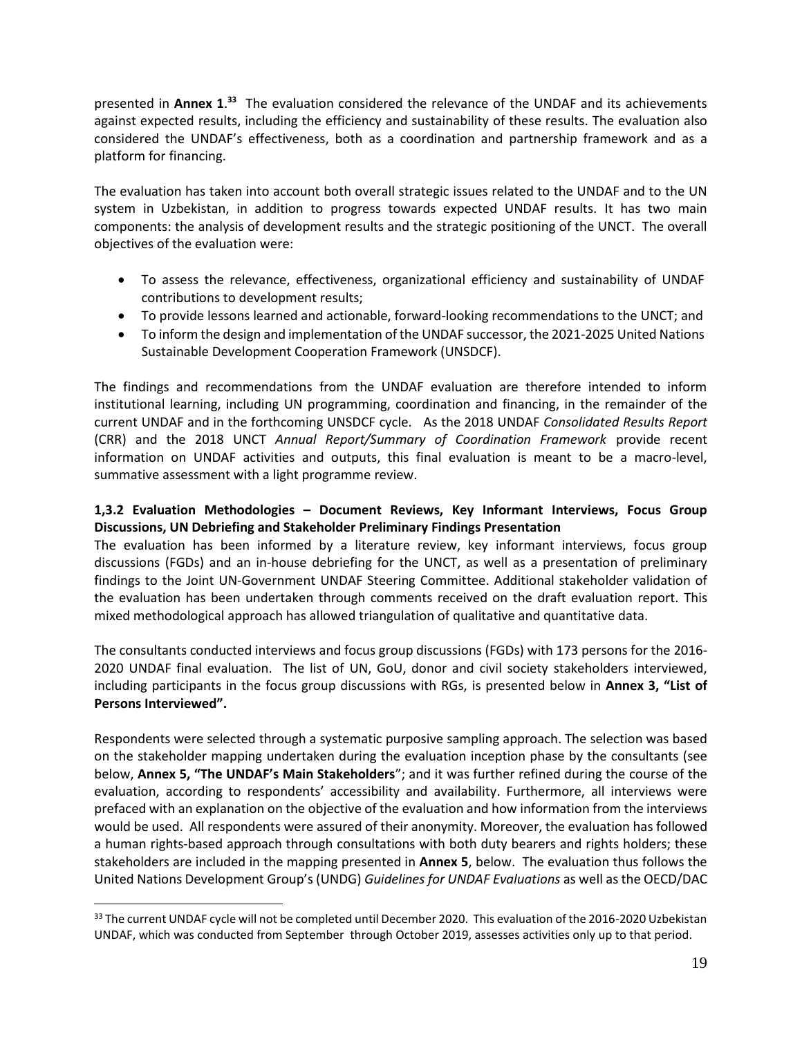presented in **Annex 1**.[33] The evaluation considered the relevance of the UNDAF and its achievements against expected results, including the efficiency and sustainability of these results. The evaluation also considered the UNDAF's effectiveness, both as a coordination and partnership framework and as a platform for financing.

The evaluation has taken into account both overall strategic issues related to the UNDAF and to the UN system in Uzbekistan, in addition to progress towards expected UNDAF results. It has two main components: the analysis of development results and the strategic positioning of the UNCT. The overall objectives of the evaluation were:

- To assess the relevance, effectiveness, organizational efficiency and sustainability of UNDAF contributions to development results;
- To provide lessons learned and actionable, forward-looking recommendations to the UNCT; and
- To inform the design and implementation of the UNDAF successor, the 2021-2025 United Nations Sustainable Development Cooperation Framework (UNSDCF).

The findings and recommendations from the UNDAF evaluation are therefore intended to inform institutional learning, including UN programming, coordination and financing, in the remainder of the current UNDAF and in the forthcoming UNSDCF cycle. As the 2018 UNDAF *Consolidated Results Report* (CRR) and the 2018 UNCT *Annual Report/Summary of Coordination Framework* provide recent information on UNDAF activities and outputs, this final evaluation is meant to be a macro-level, summative assessment with a light programme review.

**1,3.2 Evaluation Methodologies – Document Reviews, Key Informant Interviews, Focus Group Discussions, UN Debriefing and Stakeholder Preliminary Findings Presentation**

The evaluation has been informed by a literature review, key informant interviews, focus group discussions (FGDs) and an in-house debriefing for the UNCT, as well as a presentation of preliminary findings to the Joint UN-Government UNDAF Steering Committee. Additional stakeholder validation of the evaluation has been undertaken through comments received on the draft evaluation report. This mixed methodological approach has allowed triangulation of qualitative and quantitative data.

The consultants conducted interviews and focus group discussions (FGDs) with 173 persons for the 2016-2020 UNDAF final evaluation. The list of UN, GoU, donor and civil society stakeholders interviewed, including participants in the focus group discussions with RGs, is presented below in **Annex 3, "List of Persons Interviewed".**

Respondents were selected through a systematic purposive sampling approach. The selection was based on the stakeholder mapping undertaken during the evaluation inception phase by the consultants (see below, **Annex 5, "The UNDAF's Main Stakeholders**"; and it was further refined during the course of the evaluation, according to respondents' accessibility and availability. Furthermore, all interviews were prefaced with an explanation on the objective of the evaluation and how information from the interviews would be used. All respondents were assured of their anonymity. Moreover, the evaluation has followed a human rights-based approach through consultations with both duty bearers and rights holders; these stakeholders are included in the mapping presented in **Annex 5**, below. The evaluation thus follows the United Nations Development Group's (UNDG) *Guidelines for UNDAF Evaluations* as well as the OECD/DAC

[33] The current UNDAF cycle will not be completed until December 2020. This evaluation of the 2016-2020 Uzbekistan UNDAF, which was conducted from September through October 2019, assesses activities only up to that period.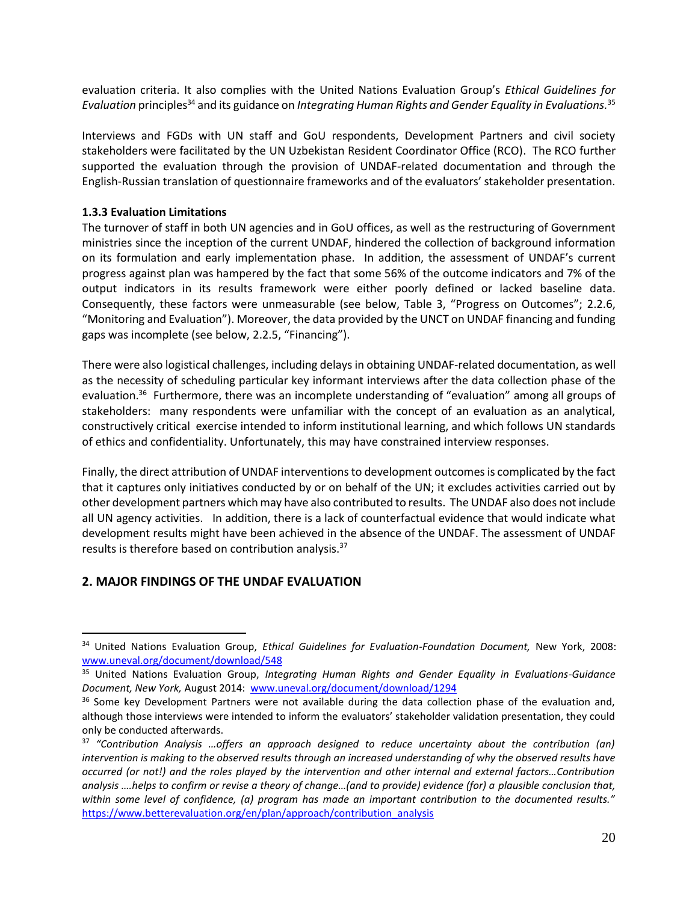evaluation criteria. It also complies with the United Nations Evaluation Group's *Ethical Guidelines for Evaluation* principles[34] and its guidance on *Integrating Human Rights and Gender Equality in Evaluations.*[35]

Interviews and FGDs with UN staff and GoU respondents, Development Partners and civil society stakeholders were facilitated by the UN Uzbekistan Resident Coordinator Office (RCO). The RCO further supported the evaluation through the provision of UNDAF-related documentation and through the English-Russian translation of questionnaire frameworks and of the evaluators' stakeholder presentation.

**1.3.3 Evaluation Limitations**

The turnover of staff in both UN agencies and in GoU offices, as well as the restructuring of Government ministries since the inception of the current UNDAF, hindered the collection of background information on its formulation and early implementation phase. In addition, the assessment of UNDAF's current progress against plan was hampered by the fact that some 56% of the outcome indicators and 7% of the output indicators in its results framework were either poorly defined or lacked baseline data. Consequently, these factors were unmeasurable (see below, Table 3, "Progress on Outcomes"; 2.2.6, "Monitoring and Evaluation"). Moreover, the data provided by the UNCT on UNDAF financing and funding gaps was incomplete (see below, 2.2.5, "Financing").

There were also logistical challenges, including delays in obtaining UNDAF-related documentation, as well as the necessity of scheduling particular key informant interviews after the data collection phase of the evaluation.[36] Furthermore, there was an incomplete understanding of "evaluation" among all groups of stakeholders: many respondents were unfamiliar with the concept of an evaluation as an analytical, constructively critical exercise intended to inform institutional learning, and which follows UN standards of ethics and confidentiality. Unfortunately, this may have constrained interview responses.

Finally, the direct attribution of UNDAF interventions to development outcomes is complicated by the fact that it captures only initiatives conducted by or on behalf of the UN; it excludes activities carried out by other development partners which may have also contributed to results. The UNDAF also does not include all UN agency activities. In addition, there is a lack of counterfactual evidence that would indicate what development results might have been achieved in the absence of the UNDAF. The assessment of UNDAF results is therefore based on contribution analysis.[37]

## 2. MAJOR FINDINGS OF THE UNDAF EVALUATION

---

[34] United Nations Evaluation Group, *Ethical Guidelines for Evaluation-Foundation Document,* New York, 2008: www.uneval.org/document/download/548

[35] United Nations Evaluation Group, *Integrating Human Rights and Gender Equality in Evaluations-Guidance Document, New York,* August 2014: www.uneval.org/document/download/1294

[36] Some key Development Partners were not available during the data collection phase of the evaluation and, although those interviews were intended to inform the evaluators' stakeholder validation presentation, they could only be conducted afterwards.

[37] *"Contribution Analysis …offers an approach designed to reduce uncertainty about the contribution (an) intervention is making to the observed results through an increased understanding of why the observed results have occurred (or not!) and the roles played by the intervention and other internal and external factors…Contribution analysis ….helps to confirm or revise a theory of change…(and to provide) evidence (for) a plausible conclusion that, within some level of confidence, (a) program has made an important contribution to the documented results."* https://www.betterevaluation.org/en/plan/approach/contribution_analysis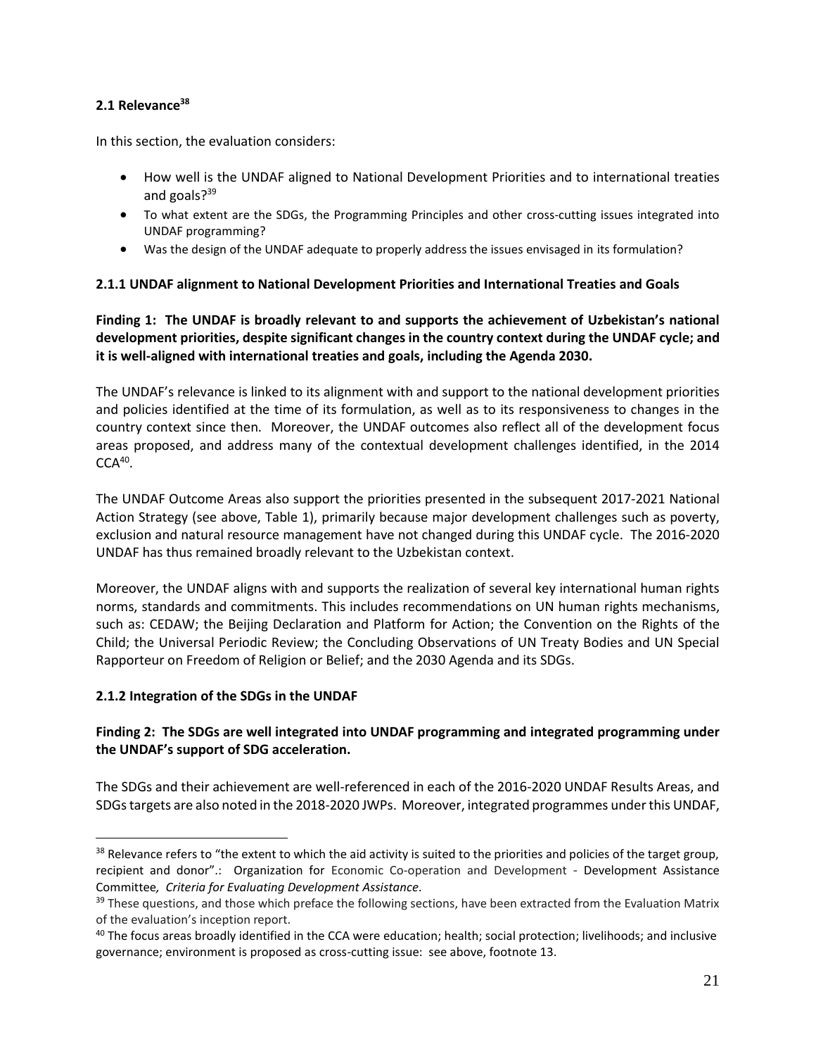## 2.1 Relevance[38]

In this section, the evaluation considers:

- How well is the UNDAF aligned to National Development Priorities and to international treaties and goals?[39]
- To what extent are the SDGs, the Programming Principles and other cross-cutting issues integrated into UNDAF programming?
- Was the design of the UNDAF adequate to properly address the issues envisaged in its formulation?

### 2.1.1 UNDAF alignment to National Development Priorities and International Treaties and Goals

**Finding 1: The UNDAF is broadly relevant to and supports the achievement of Uzbekistan's national development priorities, despite significant changes in the country context during the UNDAF cycle; and it is well-aligned with international treaties and goals, including the Agenda 2030.**

The UNDAF's relevance is linked to its alignment with and support to the national development priorities and policies identified at the time of its formulation, as well as to its responsiveness to changes in the country context since then. Moreover, the UNDAF outcomes also reflect all of the development focus areas proposed, and address many of the contextual development challenges identified, in the 2014 CCA[40].

The UNDAF Outcome Areas also support the priorities presented in the subsequent 2017-2021 National Action Strategy (see above, Table 1), primarily because major development challenges such as poverty, exclusion and natural resource management have not changed during this UNDAF cycle. The 2016-2020 UNDAF has thus remained broadly relevant to the Uzbekistan context.

Moreover, the UNDAF aligns with and supports the realization of several key international human rights norms, standards and commitments. This includes recommendations on UN human rights mechanisms, such as: CEDAW; the Beijing Declaration and Platform for Action; the Convention on the Rights of the Child; the Universal Periodic Review; the Concluding Observations of UN Treaty Bodies and UN Special Rapporteur on Freedom of Religion or Belief; and the 2030 Agenda and its SDGs.

### 2.1.2 Integration of the SDGs in the UNDAF

**Finding 2: The SDGs are well integrated into UNDAF programming and integrated programming under the UNDAF's support of SDG acceleration.**

The SDGs and their achievement are well-referenced in each of the 2016-2020 UNDAF Results Areas, and SDGs targets are also noted in the 2018-2020 JWPs. Moreover, integrated programmes under this UNDAF,

[38] Relevance refers to "the extent to which the aid activity is suited to the priorities and policies of the target group, recipient and donor".: Organization for Economic Co-operation and Development - Development Assistance Committee*, Criteria for Evaluating Development Assistance*.

[39] These questions, and those which preface the following sections, have been extracted from the Evaluation Matrix of the evaluation's inception report.

[40] The focus areas broadly identified in the CCA were education; health; social protection; livelihoods; and inclusive governance; environment is proposed as cross-cutting issue: see above, footnote 13.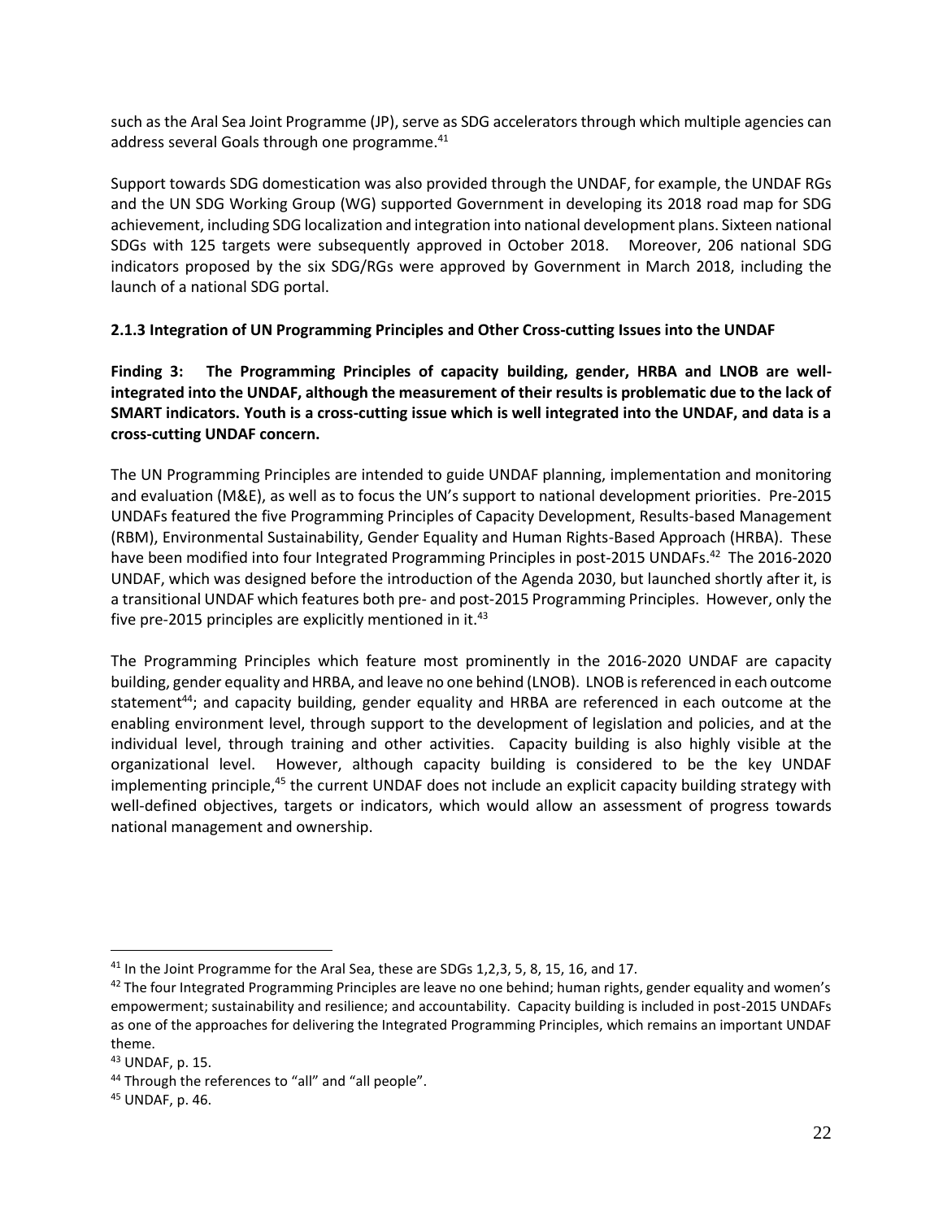such as the Aral Sea Joint Programme (JP), serve as SDG accelerators through which multiple agencies can address several Goals through one programme.[41]

Support towards SDG domestication was also provided through the UNDAF, for example, the UNDAF RGs and the UN SDG Working Group (WG) supported Government in developing its 2018 road map for SDG achievement, including SDG localization and integration into national development plans. Sixteen national SDGs with 125 targets were subsequently approved in October 2018. Moreover, 206 national SDG indicators proposed by the six SDG/RGs were approved by Government in March 2018, including the launch of a national SDG portal.

### 2.1.3 Integration of UN Programming Principles and Other Cross-cutting Issues into the UNDAF

**Finding 3: The Programming Principles of capacity building, gender, HRBA and LNOB are well-integrated into the UNDAF, although the measurement of their results is problematic due to the lack of SMART indicators. Youth is a cross-cutting issue which is well integrated into the UNDAF, and data is a cross-cutting UNDAF concern.**

The UN Programming Principles are intended to guide UNDAF planning, implementation and monitoring and evaluation (M&E), as well as to focus the UN's support to national development priorities. Pre-2015 UNDAFs featured the five Programming Principles of Capacity Development, Results-based Management (RBM), Environmental Sustainability, Gender Equality and Human Rights-Based Approach (HRBA). These have been modified into four Integrated Programming Principles in post-2015 UNDAFs.[42] The 2016-2020 UNDAF, which was designed before the introduction of the Agenda 2030, but launched shortly after it, is a transitional UNDAF which features both pre- and post-2015 Programming Principles. However, only the five pre-2015 principles are explicitly mentioned in it.[43]

The Programming Principles which feature most prominently in the 2016-2020 UNDAF are capacity building, gender equality and HRBA, and leave no one behind (LNOB). LNOB is referenced in each outcome statement[44]; and capacity building, gender equality and HRBA are referenced in each outcome at the enabling environment level, through support to the development of legislation and policies, and at the individual level, through training and other activities. Capacity building is also highly visible at the organizational level. However, although capacity building is considered to be the key UNDAF implementing principle,[45] the current UNDAF does not include an explicit capacity building strategy with well-defined objectives, targets or indicators, which would allow an assessment of progress towards national management and ownership.

---

[41] In the Joint Programme for the Aral Sea, these are SDGs 1,2,3, 5, 8, 15, 16, and 17.

[42] The four Integrated Programming Principles are leave no one behind; human rights, gender equality and women's empowerment; sustainability and resilience; and accountability. Capacity building is included in post-2015 UNDAFs as one of the approaches for delivering the Integrated Programming Principles, which remains an important UNDAF theme.

[43] UNDAF, p. 15.

[44] Through the references to "all" and "all people".

[45] UNDAF, p. 46.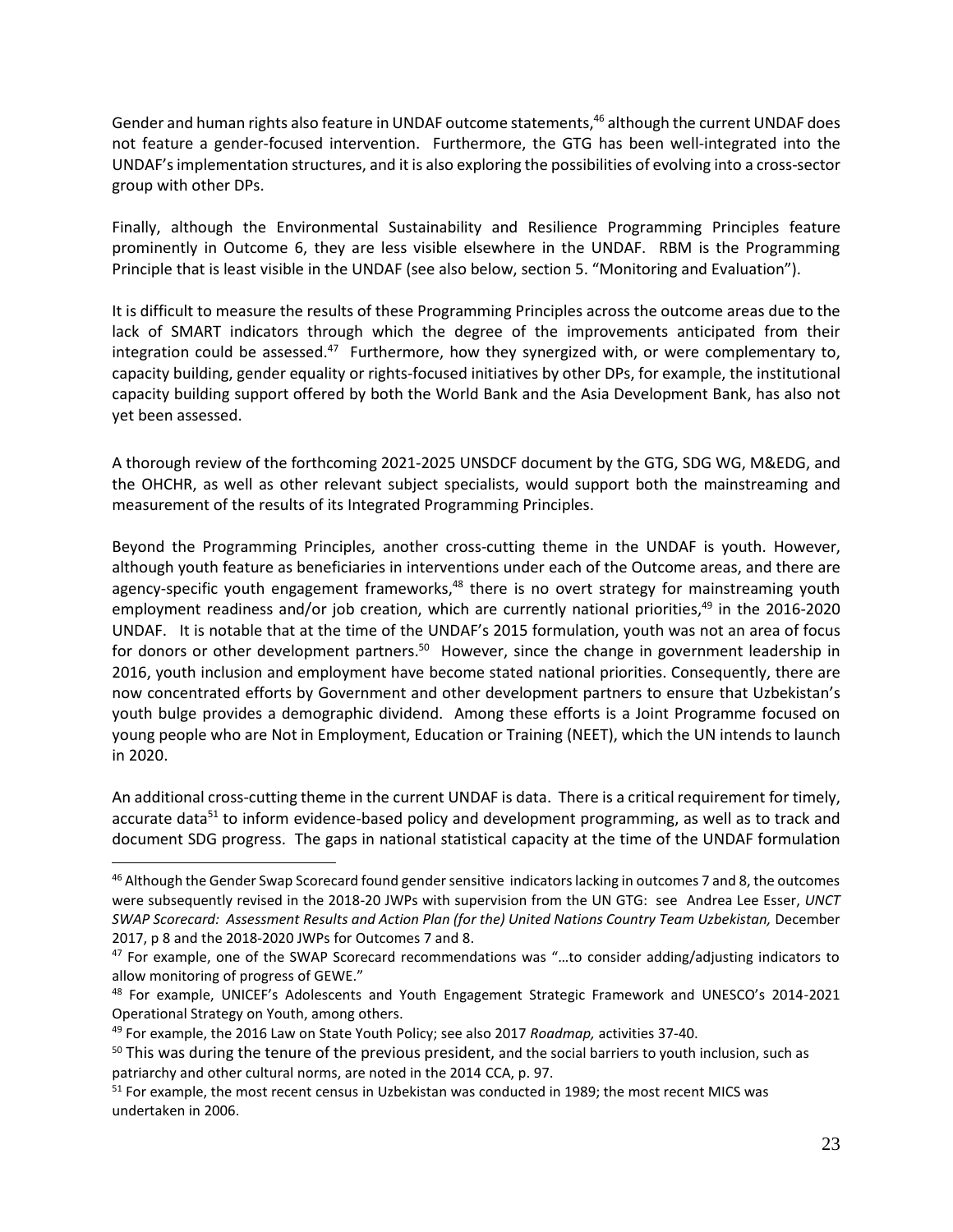Gender and human rights also feature in UNDAF outcome statements,[46] although the current UNDAF does not feature a gender-focused intervention. Furthermore, the GTG has been well-integrated into the UNDAF's implementation structures, and it is also exploring the possibilities of evolving into a cross-sector group with other DPs.

Finally, although the Environmental Sustainability and Resilience Programming Principles feature prominently in Outcome 6, they are less visible elsewhere in the UNDAF. RBM is the Programming Principle that is least visible in the UNDAF (see also below, section 5. "Monitoring and Evaluation").

It is difficult to measure the results of these Programming Principles across the outcome areas due to the lack of SMART indicators through which the degree of the improvements anticipated from their integration could be assessed.[47] Furthermore, how they synergized with, or were complementary to, capacity building, gender equality or rights-focused initiatives by other DPs, for example, the institutional capacity building support offered by both the World Bank and the Asia Development Bank, has also not yet been assessed.

A thorough review of the forthcoming 2021-2025 UNSDCF document by the GTG, SDG WG, M&EDG, and the OHCHR, as well as other relevant subject specialists, would support both the mainstreaming and measurement of the results of its Integrated Programming Principles.

Beyond the Programming Principles, another cross-cutting theme in the UNDAF is youth. However, although youth feature as beneficiaries in interventions under each of the Outcome areas, and there are agency-specific youth engagement frameworks,[48] there is no overt strategy for mainstreaming youth employment readiness and/or job creation, which are currently national priorities,[49] in the 2016-2020 UNDAF. It is notable that at the time of the UNDAF's 2015 formulation, youth was not an area of focus for donors or other development partners.[50] However, since the change in government leadership in 2016, youth inclusion and employment have become stated national priorities. Consequently, there are now concentrated efforts by Government and other development partners to ensure that Uzbekistan's youth bulge provides a demographic dividend. Among these efforts is a Joint Programme focused on young people who are Not in Employment, Education or Training (NEET), which the UN intends to launch in 2020.

An additional cross-cutting theme in the current UNDAF is data. There is a critical requirement for timely, accurate data[51] to inform evidence-based policy and development programming, as well as to track and document SDG progress. The gaps in national statistical capacity at the time of the UNDAF formulation

---

[46] Although the Gender Swap Scorecard found gender sensitive indicators lacking in outcomes 7 and 8, the outcomes were subsequently revised in the 2018-20 JWPs with supervision from the UN GTG: see Andrea Lee Esser, *UNCT SWAP Scorecard: Assessment Results and Action Plan (for the) United Nations Country Team Uzbekistan,* December 2017, p 8 and the 2018-2020 JWPs for Outcomes 7 and 8.

[47] For example, one of the SWAP Scorecard recommendations was "…to consider adding/adjusting indicators to allow monitoring of progress of GEWE."

[48] For example, UNICEF's Adolescents and Youth Engagement Strategic Framework and UNESCO's 2014-2021 Operational Strategy on Youth, among others.

[49] For example, the 2016 Law on State Youth Policy; see also 2017 *Roadmap,* activities 37-40.

[50] This was during the tenure of the previous president, and the social barriers to youth inclusion, such as patriarchy and other cultural norms, are noted in the 2014 CCA, p. 97.

[51] For example, the most recent census in Uzbekistan was conducted in 1989; the most recent MICS was undertaken in 2006.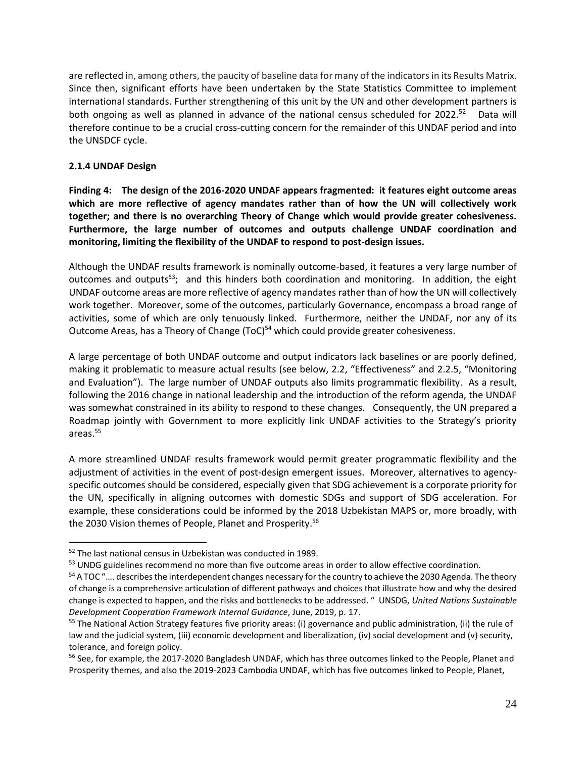are reflected in, among others, the paucity of baseline data for many of the indicators in its Results Matrix. Since then, significant efforts have been undertaken by the State Statistics Committee to implement international standards. Further strengthening of this unit by the UN and other development partners is both ongoing as well as planned in advance of the national census scheduled for 2022.[52] Data will therefore continue to be a crucial cross-cutting concern for the remainder of this UNDAF period and into the UNSDCF cycle.

### 2.1.4 UNDAF Design

**Finding 4: The design of the 2016-2020 UNDAF appears fragmented: it features eight outcome areas which are more reflective of agency mandates rather than of how the UN will collectively work together; and there is no overarching Theory of Change which would provide greater cohesiveness. Furthermore, the large number of outcomes and outputs challenge UNDAF coordination and monitoring, limiting the flexibility of the UNDAF to respond to post-design issues.**

Although the UNDAF results framework is nominally outcome-based, it features a very large number of outcomes and outputs[53]; and this hinders both coordination and monitoring. In addition, the eight UNDAF outcome areas are more reflective of agency mandates rather than of how the UN will collectively work together. Moreover, some of the outcomes, particularly Governance, encompass a broad range of activities, some of which are only tenuously linked. Furthermore, neither the UNDAF, nor any of its Outcome Areas, has a Theory of Change (ToC)[54] which could provide greater cohesiveness.

A large percentage of both UNDAF outcome and output indicators lack baselines or are poorly defined, making it problematic to measure actual results (see below, 2.2, "Effectiveness" and 2.2.5, "Monitoring and Evaluation"). The large number of UNDAF outputs also limits programmatic flexibility. As a result, following the 2016 change in national leadership and the introduction of the reform agenda, the UNDAF was somewhat constrained in its ability to respond to these changes. Consequently, the UN prepared a Roadmap jointly with Government to more explicitly link UNDAF activities to the Strategy's priority areas.[55]

A more streamlined UNDAF results framework would permit greater programmatic flexibility and the adjustment of activities in the event of post-design emergent issues. Moreover, alternatives to agency-specific outcomes should be considered, especially given that SDG achievement is a corporate priority for the UN, specifically in aligning outcomes with domestic SDGs and support of SDG acceleration. For example, these considerations could be informed by the 2018 Uzbekistan MAPS or, more broadly, with the 2030 Vision themes of People, Planet and Prosperity.[56]

---

[52] The last national census in Uzbekistan was conducted in 1989.

[53] UNDG guidelines recommend no more than five outcome areas in order to allow effective coordination.

[54] A TOC "…. describes the interdependent changes necessary for the country to achieve the 2030 Agenda. The theory of change is a comprehensive articulation of different pathways and choices that illustrate how and why the desired change is expected to happen, and the risks and bottlenecks to be addressed. " UNSDG, *United Nations Sustainable Development Cooperation Framework Internal Guidance*, June, 2019, p. 17.

[55] The National Action Strategy features five priority areas: (i) governance and public administration, (ii) the rule of law and the judicial system, (iii) economic development and liberalization, (iv) social development and (v) security, tolerance, and foreign policy.

[56] See, for example, the 2017-2020 Bangladesh UNDAF, which has three outcomes linked to the People, Planet and Prosperity themes, and also the 2019-2023 Cambodia UNDAF, which has five outcomes linked to People, Planet,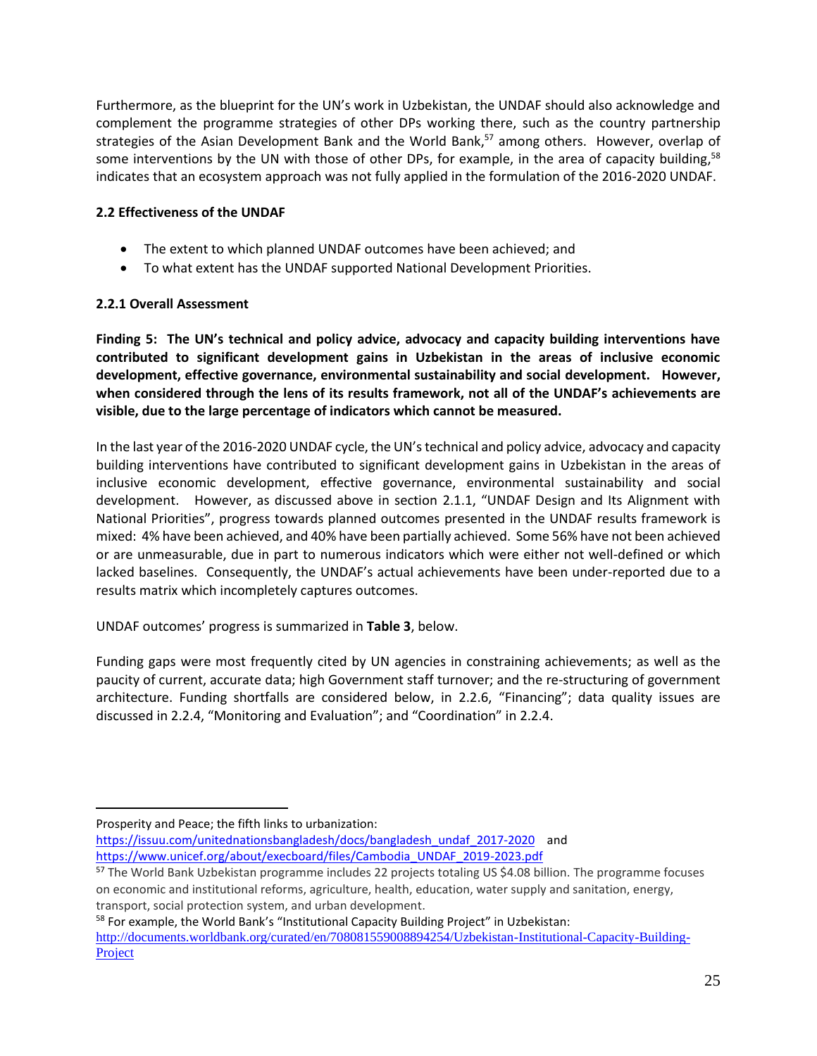Furthermore, as the blueprint for the UN's work in Uzbekistan, the UNDAF should also acknowledge and complement the programme strategies of other DPs working there, such as the country partnership strategies of the Asian Development Bank and the World Bank,[57] among others. However, overlap of some interventions by the UN with those of other DPs, for example, in the area of capacity building,[58] indicates that an ecosystem approach was not fully applied in the formulation of the 2016-2020 UNDAF.

### 2.2 Effectiveness of the UNDAF

- The extent to which planned UNDAF outcomes have been achieved; and
- To what extent has the UNDAF supported National Development Priorities.

#### 2.2.1 Overall Assessment

**Finding 5: The UN's technical and policy advice, advocacy and capacity building interventions have contributed to significant development gains in Uzbekistan in the areas of inclusive economic development, effective governance, environmental sustainability and social development. However, when considered through the lens of its results framework, not all of the UNDAF's achievements are visible, due to the large percentage of indicators which cannot be measured.**

In the last year of the 2016-2020 UNDAF cycle, the UN's technical and policy advice, advocacy and capacity building interventions have contributed to significant development gains in Uzbekistan in the areas of inclusive economic development, effective governance, environmental sustainability and social development. However, as discussed above in section 2.1.1, "UNDAF Design and Its Alignment with National Priorities", progress towards planned outcomes presented in the UNDAF results framework is mixed: 4% have been achieved, and 40% have been partially achieved. Some 56% have not been achieved or are unmeasurable, due in part to numerous indicators which were either not well-defined or which lacked baselines. Consequently, the UNDAF's actual achievements have been under-reported due to a results matrix which incompletely captures outcomes.

UNDAF outcomes' progress is summarized in **Table 3**, below.

Funding gaps were most frequently cited by UN agencies in constraining achievements; as well as the paucity of current, accurate data; high Government staff turnover; and the re-structuring of government architecture. Funding shortfalls are considered below, in 2.2.6, "Financing"; data quality issues are discussed in 2.2.4, "Monitoring and Evaluation"; and "Coordination" in 2.2.4.

---

Prosperity and Peace; the fifth links to urbanization: https://issuu.com/unitednationsbangladesh/docs/bangladesh_undaf_2017-2020 and https://www.unicef.org/about/execboard/files/Cambodia_UNDAF_2019-2023.pdf

[57] The World Bank Uzbekistan programme includes 22 projects totaling US $4.08 billion. The programme focuses on economic and institutional reforms, agriculture, health, education, water supply and sanitation, energy, transport, social protection system, and urban development.

[58] For example, the World Bank's "Institutional Capacity Building Project" in Uzbekistan: http://documents.worldbank.org/curated/en/708081559008894254/Uzbekistan-Institutional-Capacity-Building-Project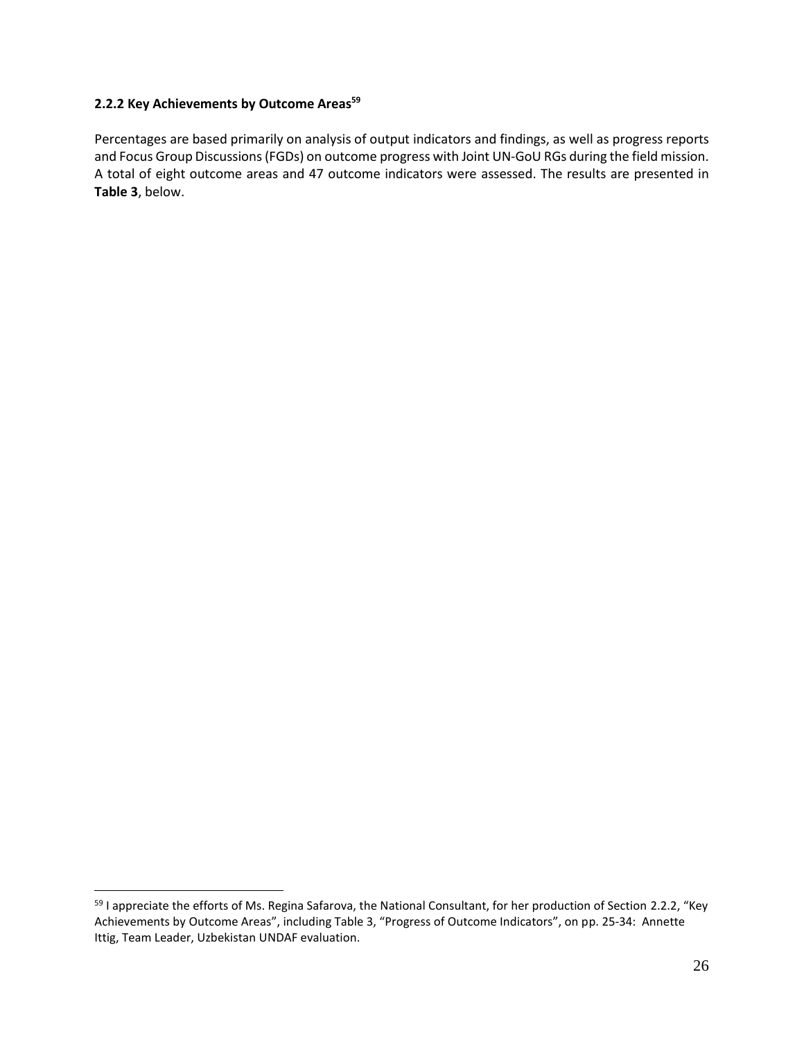### 2.2.2 Key Achievements by Outcome Areas[59]

Percentages are based primarily on analysis of output indicators and findings, as well as progress reports and Focus Group Discussions (FGDs) on outcome progress with Joint UN-GoU RGs during the field mission. A total of eight outcome areas and 47 outcome indicators were assessed. The results are presented in **Table 3**, below.

[59] I appreciate the efforts of Ms. Regina Safarova, the National Consultant, for her production of Section 2.2.2, "Key Achievements by Outcome Areas", including Table 3, "Progress of Outcome Indicators", on pp. 25-34: Annette Ittig, Team Leader, Uzbekistan UNDAF evaluation.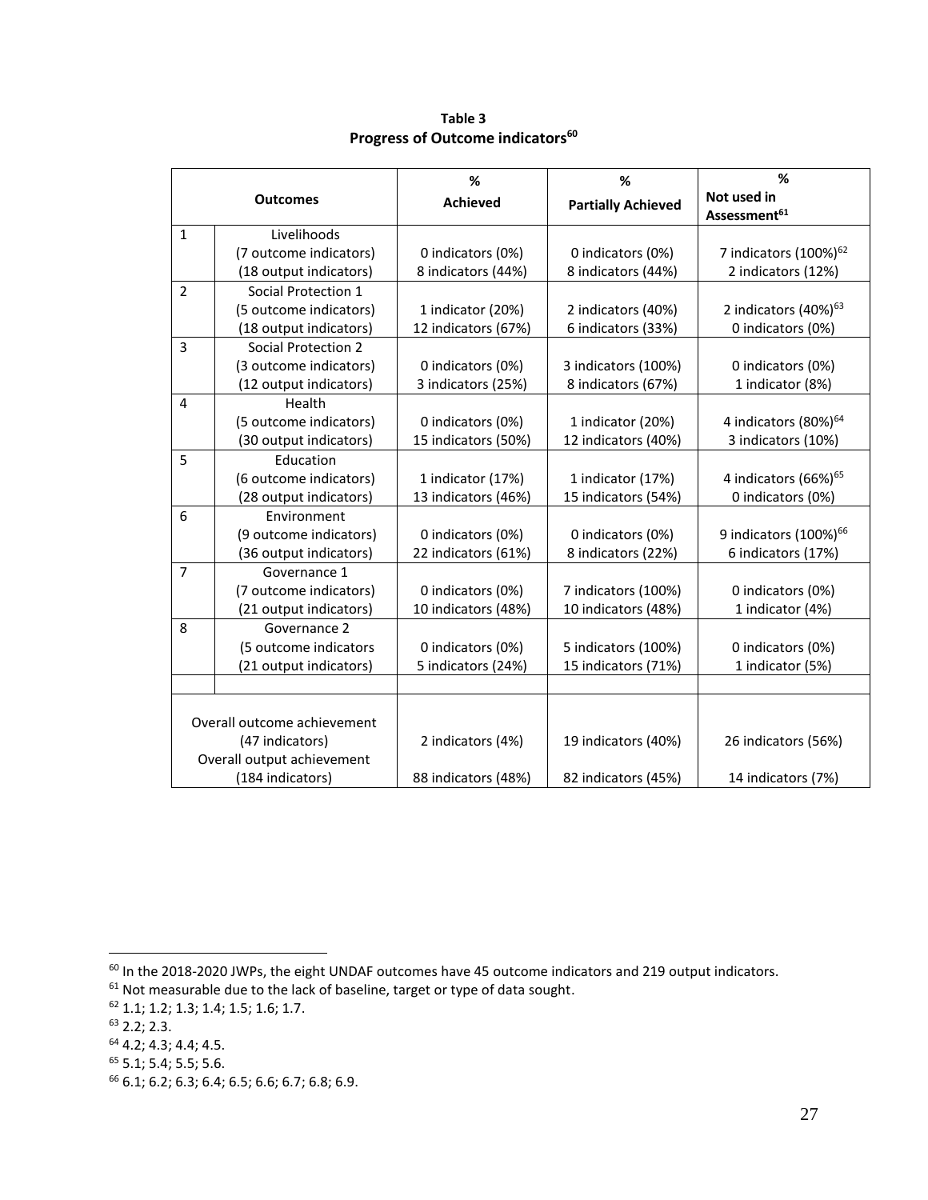**Table 3**
**Progress of Outcome indicators[60]**

| | Outcomes | % Achieved | % Partially Achieved | % Not used in Assessment[61] |
|---|---|---|---|---|
| 1 | Livelihoods<br>(7 outcome indicators)<br>(18 output indicators) | <br>0 indicators (0%)<br>8 indicators (44%) | <br>0 indicators (0%)<br>8 indicators (44%) | <br>7 indicators (100%)[62]<br>2 indicators (12%) |
| 2 | Social Protection 1<br>(5 outcome indicators)<br>(18 output indicators) | <br>1 indicator (20%)<br>12 indicators (67%) | <br>2 indicators (40%)<br>6 indicators (33%) | <br>2 indicators (40%)[63]<br>0 indicators (0%) |
| 3 | Social Protection 2<br>(3 outcome indicators)<br>(12 output indicators) | <br>0 indicators (0%)<br>3 indicators (25%) | <br>3 indicators (100%)<br>8 indicators (67%) | <br>0 indicators (0%)<br>1 indicator (8%) |
| 4 | Health<br>(5 outcome indicators)<br>(30 output indicators) | <br>0 indicators (0%)<br>15 indicators (50%) | <br>1 indicator (20%)<br>12 indicators (40%) | <br>4 indicators (80%)[64]<br>3 indicators (10%) |
| 5 | Education<br>(6 outcome indicators)<br>(28 output indicators) | <br>1 indicator (17%)<br>13 indicators (46%) | <br>1 indicator (17%)<br>15 indicators (54%) | <br>4 indicators (66%)[65]<br>0 indicators (0%) |
| 6 | Environment<br>(9 outcome indicators)<br>(36 output indicators) | <br>0 indicators (0%)<br>22 indicators (61%) | <br>0 indicators (0%)<br>8 indicators (22%) | <br>9 indicators (100%)[66]<br>6 indicators (17%) |
| 7 | Governance 1<br>(7 outcome indicators)<br>(21 output indicators) | <br>0 indicators (0%)<br>10 indicators (48%) | <br>7 indicators (100%)<br>10 indicators (48%) | <br>0 indicators (0%)<br>1 indicator (4%) |
| 8 | Governance 2<br>(5 outcome indicators<br>(21 output indicators) | <br>0 indicators (0%)<br>5 indicators (24%) | <br>5 indicators (100%)<br>15 indicators (71%) | <br>0 indicators (0%)<br>1 indicator (5%) |
| | | | | |
| Overall outcome achievement<br>(47 indicators)<br>Overall output achievement<br>(184 indicators) | | <br>2 indicators (4%)<br><br>88 indicators (48%) | <br>19 indicators (40%)<br><br>82 indicators (45%) | <br>26 indicators (56%)<br><br>14 indicators (7%) |

[60] In the 2018-2020 JWPs, the eight UNDAF outcomes have 45 outcome indicators and 219 output indicators.
[61] Not measurable due to the lack of baseline, target or type of data sought.
[62] 1.1; 1.2; 1.3; 1.4; 1.5; 1.6; 1.7.
[63] 2.2; 2.3.
[64] 4.2; 4.3; 4.4; 4.5.
[65] 5.1; 5.4; 5.5; 5.6.
[66] 6.1; 6.2; 6.3; 6.4; 6.5; 6.6; 6.7; 6.8; 6.9.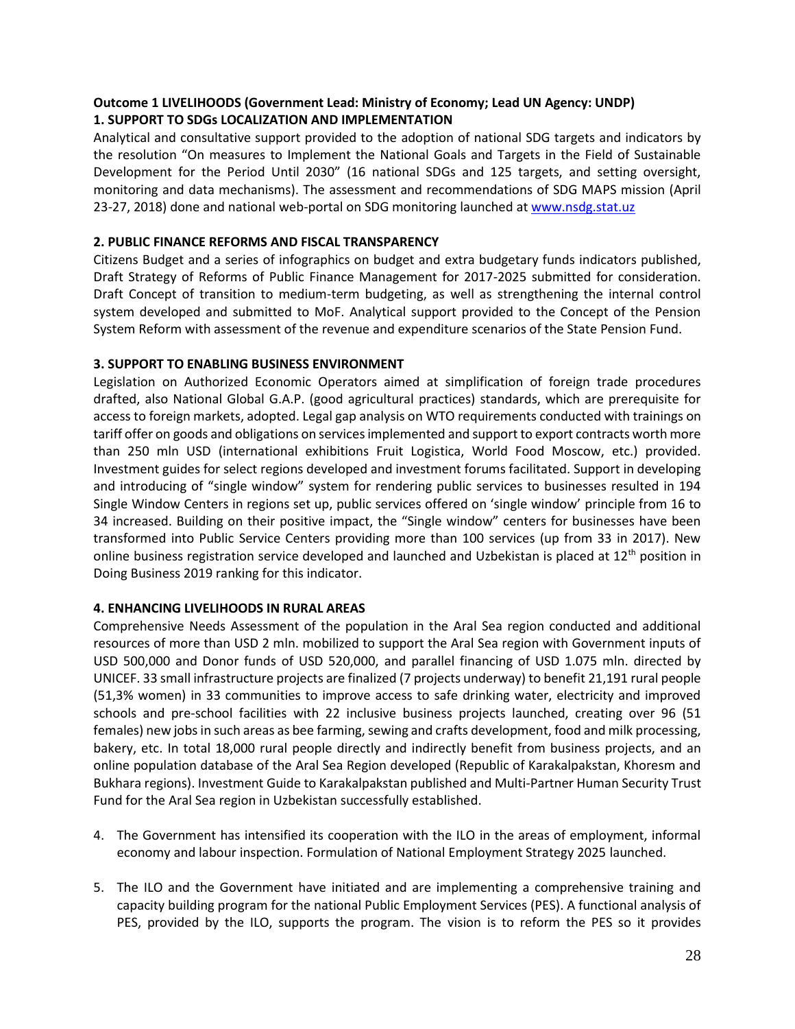**Outcome 1 LIVELIHOODS (Government Lead: Ministry of Economy; Lead UN Agency: UNDP)**

**1. SUPPORT TO SDGs LOCALIZATION AND IMPLEMENTATION**

Analytical and consultative support provided to the adoption of national SDG targets and indicators by the resolution "On measures to Implement the National Goals and Targets in the Field of Sustainable Development for the Period Until 2030" (16 national SDGs and 125 targets, and setting oversight, monitoring and data mechanisms). The assessment and recommendations of SDG MAPS mission (April 23-27, 2018) done and national web-portal on SDG monitoring launched at www.nsdg.stat.uz

**2. PUBLIC FINANCE REFORMS AND FISCAL TRANSPARENCY**

Citizens Budget and a series of infographics on budget and extra budgetary funds indicators published, Draft Strategy of Reforms of Public Finance Management for 2017-2025 submitted for consideration. Draft Concept of transition to medium-term budgeting, as well as strengthening the internal control system developed and submitted to MoF. Analytical support provided to the Concept of the Pension System Reform with assessment of the revenue and expenditure scenarios of the State Pension Fund.

**3. SUPPORT TO ENABLING BUSINESS ENVIRONMENT**

Legislation on Authorized Economic Operators aimed at simplification of foreign trade procedures drafted, also National Global G.A.P. (good agricultural practices) standards, which are prerequisite for access to foreign markets, adopted. Legal gap analysis on WTO requirements conducted with trainings on tariff offer on goods and obligations on services implemented and support to export contracts worth more than 250 mln USD (international exhibitions Fruit Logistica, World Food Moscow, etc.) provided. Investment guides for select regions developed and investment forums facilitated. Support in developing and introducing of "single window" system for rendering public services to businesses resulted in 194 Single Window Centers in regions set up, public services offered on 'single window' principle from 16 to 34 increased. Building on their positive impact, the "Single window" centers for businesses have been transformed into Public Service Centers providing more than 100 services (up from 33 in 2017). New online business registration service developed and launched and Uzbekistan is placed at 12th position in Doing Business 2019 ranking for this indicator.

**4. ENHANCING LIVELIHOODS IN RURAL AREAS**

Comprehensive Needs Assessment of the population in the Aral Sea region conducted and additional resources of more than USD 2 mln. mobilized to support the Aral Sea region with Government inputs of USD 500,000 and Donor funds of USD 520,000, and parallel financing of USD 1.075 mln. directed by UNICEF. 33 small infrastructure projects are finalized (7 projects underway) to benefit 21,191 rural people (51,3% women) in 33 communities to improve access to safe drinking water, electricity and improved schools and pre-school facilities with 22 inclusive business projects launched, creating over 96 (51 females) new jobs in such areas as bee farming, sewing and crafts development, food and milk processing, bakery, etc. In total 18,000 rural people directly and indirectly benefit from business projects, and an online population database of the Aral Sea Region developed (Republic of Karakalpakstan, Khoresm and Bukhara regions). Investment Guide to Karakalpakstan published and Multi-Partner Human Security Trust Fund for the Aral Sea region in Uzbekistan successfully established.

4. The Government has intensified its cooperation with the ILO in the areas of employment, informal economy and labour inspection. Formulation of National Employment Strategy 2025 launched.

5. The ILO and the Government have initiated and are implementing a comprehensive training and capacity building program for the national Public Employment Services (PES). A functional analysis of PES, provided by the ILO, supports the program. The vision is to reform the PES so it provides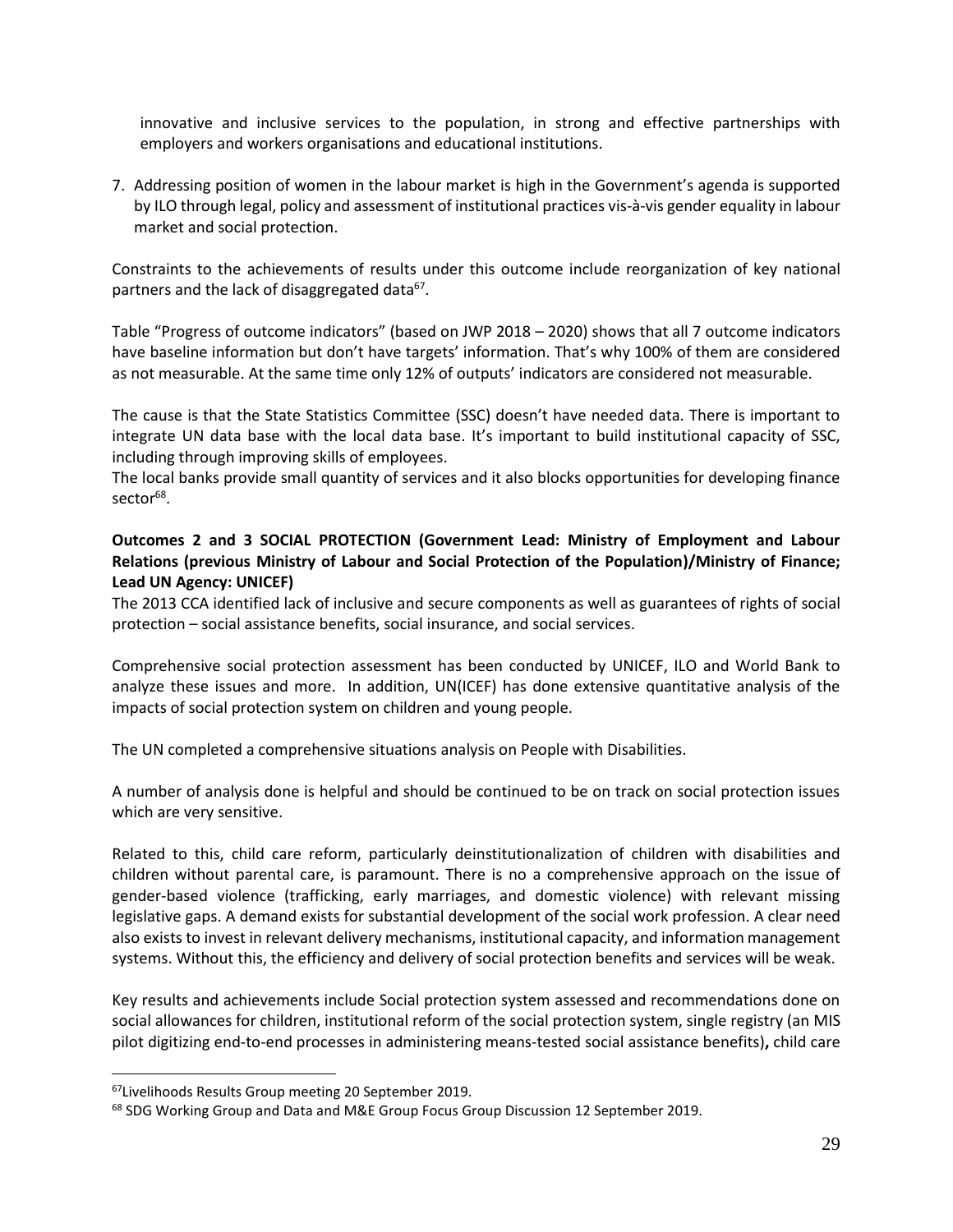innovative and inclusive services to the population, in strong and effective partnerships with employers and workers organisations and educational institutions.

7. Addressing position of women in the labour market is high in the Government's agenda is supported by ILO through legal, policy and assessment of institutional practices vis-à-vis gender equality in labour market and social protection.

Constraints to the achievements of results under this outcome include reorganization of key national partners and the lack of disaggregated data[67].

Table "Progress of outcome indicators" (based on JWP 2018 – 2020) shows that all 7 outcome indicators have baseline information but don't have targets' information. That's why 100% of them are considered as not measurable. At the same time only 12% of outputs' indicators are considered not measurable.

The cause is that the State Statistics Committee (SSC) doesn't have needed data. There is important to integrate UN data base with the local data base. It's important to build institutional capacity of SSC, including through improving skills of employees.

The local banks provide small quantity of services and it also blocks opportunities for developing finance sector[68].

**Outcomes 2 and 3 SOCIAL PROTECTION (Government Lead: Ministry of Employment and Labour Relations (previous Ministry of Labour and Social Protection of the Population)/Ministry of Finance; Lead UN Agency: UNICEF)**

The 2013 CCA identified lack of inclusive and secure components as well as guarantees of rights of social protection – social assistance benefits, social insurance, and social services.

Comprehensive social protection assessment has been conducted by UNICEF, ILO and World Bank to analyze these issues and more. In addition, UN(ICEF) has done extensive quantitative analysis of the impacts of social protection system on children and young people.

The UN completed a comprehensive situations analysis on People with Disabilities.

A number of analysis done is helpful and should be continued to be on track on social protection issues which are very sensitive.

Related to this, child care reform, particularly deinstitutionalization of children with disabilities and children without parental care, is paramount. There is no a comprehensive approach on the issue of gender-based violence (trafficking, early marriages, and domestic violence) with relevant missing legislative gaps. A demand exists for substantial development of the social work profession. A clear need also exists to invest in relevant delivery mechanisms, institutional capacity, and information management systems. Without this, the efficiency and delivery of social protection benefits and services will be weak.

Key results and achievements include Social protection system assessed and recommendations done on social allowances for children, institutional reform of the social protection system, single registry (an MIS pilot digitizing end-to-end processes in administering means-tested social assistance benefits)**,** child care

---

[67] Livelihoods Results Group meeting 20 September 2019.

[68] SDG Working Group and Data and M&E Group Focus Group Discussion 12 September 2019.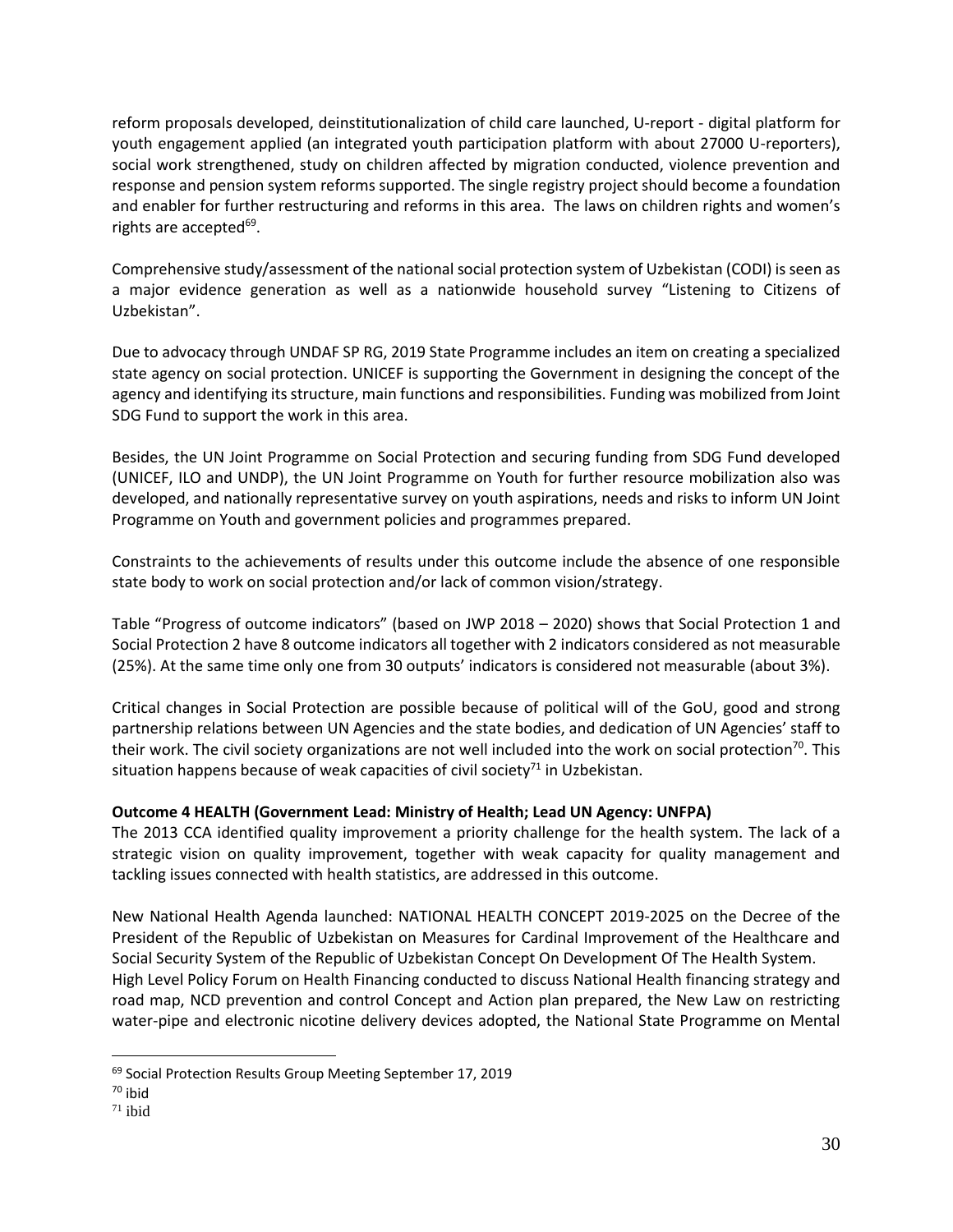reform proposals developed, deinstitutionalization of child care launched, U-report - digital platform for youth engagement applied (an integrated youth participation platform with about 27000 U-reporters), social work strengthened, study on children affected by migration conducted, violence prevention and response and pension system reforms supported. The single registry project should become a foundation and enabler for further restructuring and reforms in this area. The laws on children rights and women's rights are accepted[69].

Comprehensive study/assessment of the national social protection system of Uzbekistan (CODI) is seen as a major evidence generation as well as a nationwide household survey "Listening to Citizens of Uzbekistan".

Due to advocacy through UNDAF SP RG, 2019 State Programme includes an item on creating a specialized state agency on social protection. UNICEF is supporting the Government in designing the concept of the agency and identifying its structure, main functions and responsibilities. Funding was mobilized from Joint SDG Fund to support the work in this area.

Besides, the UN Joint Programme on Social Protection and securing funding from SDG Fund developed (UNICEF, ILO and UNDP), the UN Joint Programme on Youth for further resource mobilization also was developed, and nationally representative survey on youth aspirations, needs and risks to inform UN Joint Programme on Youth and government policies and programmes prepared.

Constraints to the achievements of results under this outcome include the absence of one responsible state body to work on social protection and/or lack of common vision/strategy.

Table "Progress of outcome indicators" (based on JWP 2018 – 2020) shows that Social Protection 1 and Social Protection 2 have 8 outcome indicators all together with 2 indicators considered as not measurable (25%). At the same time only one from 30 outputs' indicators is considered not measurable (about 3%).

Critical changes in Social Protection are possible because of political will of the GoU, good and strong partnership relations between UN Agencies and the state bodies, and dedication of UN Agencies' staff to their work. The civil society organizations are not well included into the work on social protection[70]. This situation happens because of weak capacities of civil society[71] in Uzbekistan.

**Outcome 4 HEALTH (Government Lead: Ministry of Health; Lead UN Agency: UNFPA)**

The 2013 CCA identified quality improvement a priority challenge for the health system. The lack of a strategic vision on quality improvement, together with weak capacity for quality management and tackling issues connected with health statistics, are addressed in this outcome.

New National Health Agenda launched: NATIONAL HEALTH CONCEPT 2019-2025 on the Decree of the President of the Republic of Uzbekistan on Measures for Cardinal Improvement of the Healthcare and Social Security System of the Republic of Uzbekistan Concept On Development Of The Health System.
High Level Policy Forum on Health Financing conducted to discuss National Health financing strategy and road map, NCD prevention and control Concept and Action plan prepared, the New Law on restricting water-pipe and electronic nicotine delivery devices adopted, the National State Programme on Mental

[69] Social Protection Results Group Meeting September 17, 2019
[70] ibid
[71] ibid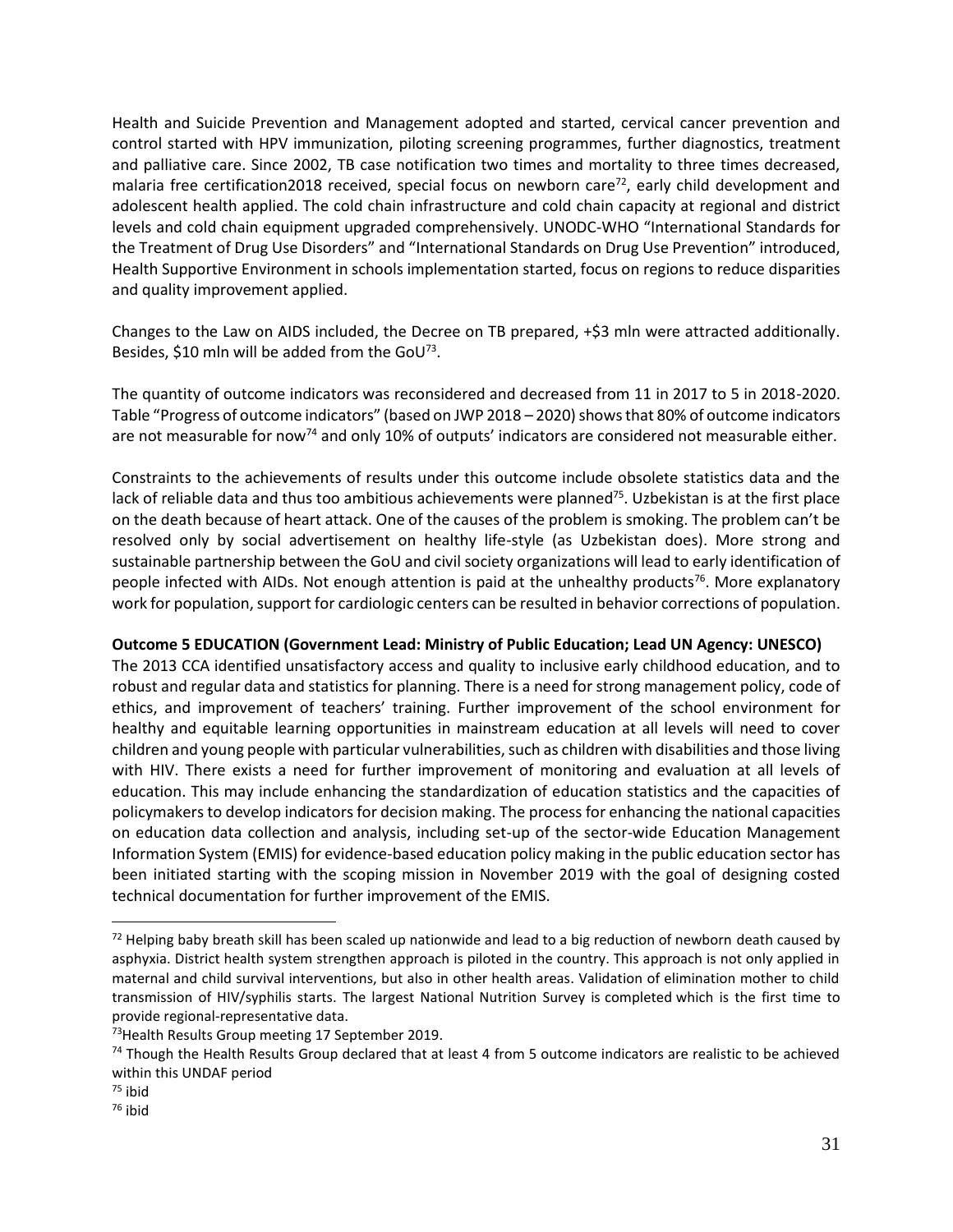Health and Suicide Prevention and Management adopted and started, cervical cancer prevention and control started with HPV immunization, piloting screening programmes, further diagnostics, treatment and palliative care. Since 2002, TB case notification two times and mortality to three times decreased, malaria free certification2018 received, special focus on newborn care[72], early child development and adolescent health applied. The cold chain infrastructure and cold chain capacity at regional and district levels and cold chain equipment upgraded comprehensively. UNODC-WHO "International Standards for the Treatment of Drug Use Disorders" and "International Standards on Drug Use Prevention" introduced, Health Supportive Environment in schools implementation started, focus on regions to reduce disparities and quality improvement applied.

Changes to the Law on AIDS included, the Decree on TB prepared, +$3 mln were attracted additionally. Besides, $10 mln will be added from the GoU[73].

The quantity of outcome indicators was reconsidered and decreased from 11 in 2017 to 5 in 2018-2020. Table "Progress of outcome indicators" (based on JWP 2018 – 2020) shows that 80% of outcome indicators are not measurable for now[74] and only 10% of outputs' indicators are considered not measurable either.

Constraints to the achievements of results under this outcome include obsolete statistics data and the lack of reliable data and thus too ambitious achievements were planned[75]. Uzbekistan is at the first place on the death because of heart attack. One of the causes of the problem is smoking. The problem can't be resolved only by social advertisement on healthy life-style (as Uzbekistan does). More strong and sustainable partnership between the GoU and civil society organizations will lead to early identification of people infected with AIDs. Not enough attention is paid at the unhealthy products[76]. More explanatory work for population, support for cardiologic centers can be resulted in behavior corrections of population.

**Outcome 5 EDUCATION (Government Lead: Ministry of Public Education; Lead UN Agency: UNESCO)**

The 2013 CCA identified unsatisfactory access and quality to inclusive early childhood education, and to robust and regular data and statistics for planning. There is a need for strong management policy, code of ethics, and improvement of teachers' training. Further improvement of the school environment for healthy and equitable learning opportunities in mainstream education at all levels will need to cover children and young people with particular vulnerabilities, such as children with disabilities and those living with HIV. There exists a need for further improvement of monitoring and evaluation at all levels of education. This may include enhancing the standardization of education statistics and the capacities of policymakers to develop indicators for decision making. The process for enhancing the national capacities on education data collection and analysis, including set-up of the sector-wide Education Management Information System (EMIS) for evidence-based education policy making in the public education sector has been initiated starting with the scoping mission in November 2019 with the goal of designing costed technical documentation for further improvement of the EMIS.

---

[72] Helping baby breath skill has been scaled up nationwide and lead to a big reduction of newborn death caused by asphyxia. District health system strengthen approach is piloted in the country. This approach is not only applied in maternal and child survival interventions, but also in other health areas. Validation of elimination mother to child transmission of HIV/syphilis starts. The largest National Nutrition Survey is completed which is the first time to provide regional-representative data.

[73] Health Results Group meeting 17 September 2019.

[74] Though the Health Results Group declared that at least 4 from 5 outcome indicators are realistic to be achieved within this UNDAF period

[75] ibid

[76] ibid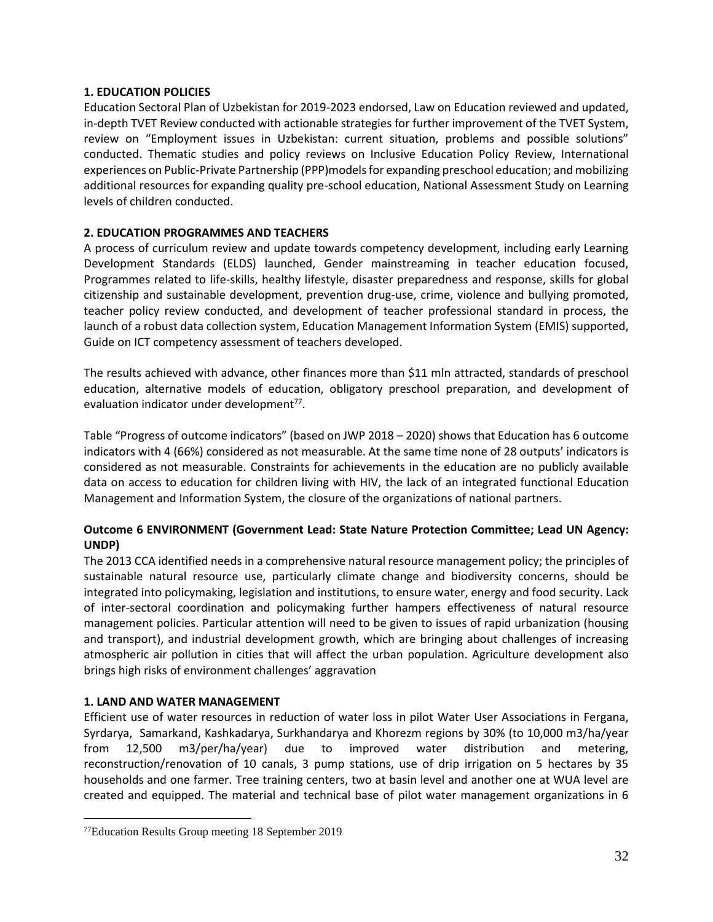**1. EDUCATION POLICIES**

Education Sectoral Plan of Uzbekistan for 2019-2023 endorsed, Law on Education reviewed and updated, in-depth TVET Review conducted with actionable strategies for further improvement of the TVET System, review on "Employment issues in Uzbekistan: current situation, problems and possible solutions" conducted. Thematic studies and policy reviews on Inclusive Education Policy Review, International experiences on Public-Private Partnership (PPP)models for expanding preschool education; and mobilizing additional resources for expanding quality pre-school education, National Assessment Study on Learning levels of children conducted.

**2. EDUCATION PROGRAMMES AND TEACHERS**

A process of curriculum review and update towards competency development, including early Learning Development Standards (ELDS) launched, Gender mainstreaming in teacher education focused, Programmes related to life-skills, healthy lifestyle, disaster preparedness and response, skills for global citizenship and sustainable development, prevention drug-use, crime, violence and bullying promoted, teacher policy review conducted, and development of teacher professional standard in process, the launch of a robust data collection system, Education Management Information System (EMIS) supported, Guide on ICT competency assessment of teachers developed.

The results achieved with advance, other finances more than $11 mln attracted, standards of preschool education, alternative models of education, obligatory preschool preparation, and development of evaluation indicator under development[77].

Table "Progress of outcome indicators" (based on JWP 2018 – 2020) shows that Education has 6 outcome indicators with 4 (66%) considered as not measurable. At the same time none of 28 outputs' indicators is considered as not measurable. Constraints for achievements in the education are no publicly available data on access to education for children living with HIV, the lack of an integrated functional Education Management and Information System, the closure of the organizations of national partners.

**Outcome 6 ENVIRONMENT (Government Lead: State Nature Protection Committee; Lead UN Agency: UNDP)**

The 2013 CCA identified needs in a comprehensive natural resource management policy; the principles of sustainable natural resource use, particularly climate change and biodiversity concerns, should be integrated into policymaking, legislation and institutions, to ensure water, energy and food security. Lack of inter-sectoral coordination and policymaking further hampers effectiveness of natural resource management policies. Particular attention will need to be given to issues of rapid urbanization (housing and transport), and industrial development growth, which are bringing about challenges of increasing atmospheric air pollution in cities that will affect the urban population. Agriculture development also brings high risks of environment challenges' aggravation

**1. LAND AND WATER MANAGEMENT**

Efficient use of water resources in reduction of water loss in pilot Water User Associations in Fergana, Syrdarya, Samarkand, Kashkadarya, Surkhandarya and Khorezm regions by 30% (to 10,000 m3/ha/year from 12,500 m3/per/ha/year) due to improved water distribution and metering, reconstruction/renovation of 10 canals, 3 pump stations, use of drip irrigation on 5 hectares by 35 households and one farmer. Tree training centers, two at basin level and another one at WUA level are created and equipped. The material and technical base of pilot water management organizations in 6

---

[77] Education Results Group meeting 18 September 2019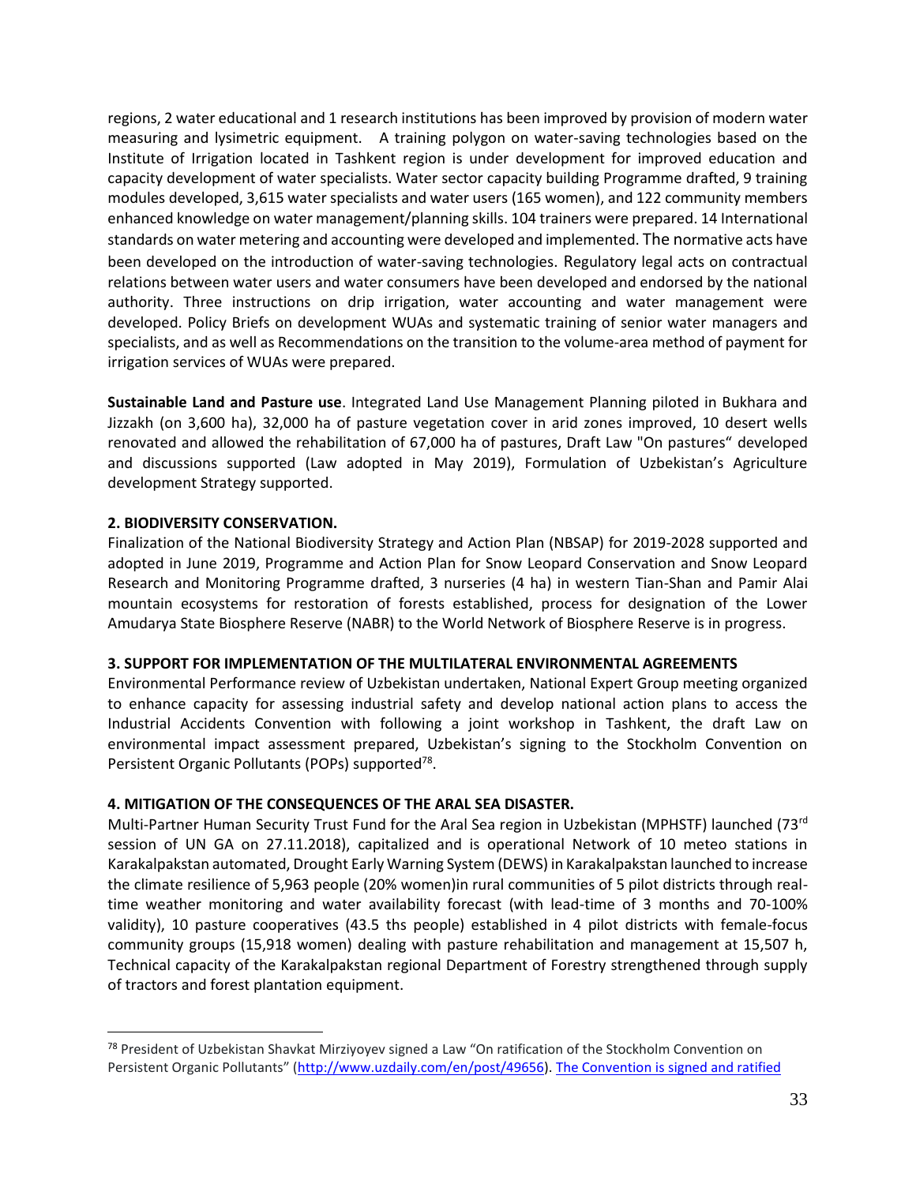regions, 2 water educational and 1 research institutions has been improved by provision of modern water measuring and lysimetric equipment. A training polygon on water-saving technologies based on the Institute of Irrigation located in Tashkent region is under development for improved education and capacity development of water specialists. Water sector capacity building Programme drafted, 9 training modules developed, 3,615 water specialists and water users (165 women), and 122 community members enhanced knowledge on water management/planning skills. 104 trainers were prepared. 14 International standards on water metering and accounting were developed and implemented. The normative acts have been developed on the introduction of water-saving technologies. Regulatory legal acts on contractual relations between water users and water consumers have been developed and endorsed by the national authority. Three instructions on drip irrigation, water accounting and water management were developed. Policy Briefs on development WUAs and systematic training of senior water managers and specialists, and as well as Recommendations on the transition to the volume-area method of payment for irrigation services of WUAs were prepared.

**Sustainable Land and Pasture use**. Integrated Land Use Management Planning piloted in Bukhara and Jizzakh (on 3,600 ha), 32,000 ha of pasture vegetation cover in arid zones improved, 10 desert wells renovated and allowed the rehabilitation of 67,000 ha of pastures, Draft Law "On pastures" developed and discussions supported (Law adopted in May 2019), Formulation of Uzbekistan's Agriculture development Strategy supported.

**2. BIODIVERSITY CONSERVATION.**

Finalization of the National Biodiversity Strategy and Action Plan (NBSAP) for 2019-2028 supported and adopted in June 2019, Programme and Action Plan for Snow Leopard Conservation and Snow Leopard Research and Monitoring Programme drafted, 3 nurseries (4 ha) in western Tian-Shan and Pamir Alai mountain ecosystems for restoration of forests established, process for designation of the Lower Amudarya State Biosphere Reserve (NABR) to the World Network of Biosphere Reserve is in progress.

**3. SUPPORT FOR IMPLEMENTATION OF THE MULTILATERAL ENVIRONMENTAL AGREEMENTS**

Environmental Performance review of Uzbekistan undertaken, National Expert Group meeting organized to enhance capacity for assessing industrial safety and develop national action plans to access the Industrial Accidents Convention with following a joint workshop in Tashkent, the draft Law on environmental impact assessment prepared, Uzbekistan's signing to the Stockholm Convention on Persistent Organic Pollutants (POPs) supported[78].

**4. MITIGATION OF THE CONSEQUENCES OF THE ARAL SEA DISASTER.**

Multi-Partner Human Security Trust Fund for the Aral Sea region in Uzbekistan (MPHSTF) launched (73rd session of UN GA on 27.11.2018), capitalized and is operational Network of 10 meteo stations in Karakalpakstan automated, Drought Early Warning System (DEWS) in Karakalpakstan launched to increase the climate resilience of 5,963 people (20% women)in rural communities of 5 pilot districts through real-time weather monitoring and water availability forecast (with lead-time of 3 months and 70-100% validity), 10 pasture cooperatives (43.5 ths people) established in 4 pilot districts with female-focus community groups (15,918 women) dealing with pasture rehabilitation and management at 15,507 h, Technical capacity of the Karakalpakstan regional Department of Forestry strengthened through supply of tractors and forest plantation equipment.

---

[78] President of Uzbekistan Shavkat Mirziyoyev signed a Law "On ratification of the Stockholm Convention on Persistent Organic Pollutants" (http://www.uzdaily.com/en/post/49656). The Convention is signed and ratified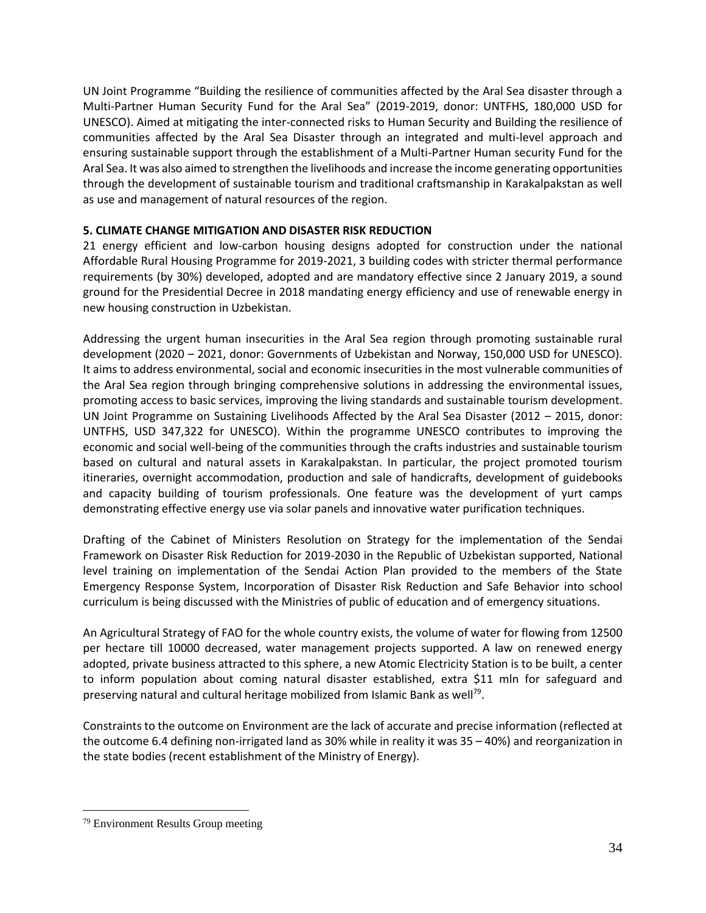UN Joint Programme "Building the resilience of communities affected by the Aral Sea disaster through a Multi-Partner Human Security Fund for the Aral Sea" (2019-2019, donor: UNTFHS, 180,000 USD for UNESCO). Aimed at mitigating the inter-connected risks to Human Security and Building the resilience of communities affected by the Aral Sea Disaster through an integrated and multi-level approach and ensuring sustainable support through the establishment of a Multi-Partner Human security Fund for the Aral Sea. It was also aimed to strengthen the livelihoods and increase the income generating opportunities through the development of sustainable tourism and traditional craftsmanship in Karakalpakstan as well as use and management of natural resources of the region.

**5. CLIMATE CHANGE MITIGATION AND DISASTER RISK REDUCTION**

21 energy efficient and low-carbon housing designs adopted for construction under the national Affordable Rural Housing Programme for 2019-2021, 3 building codes with stricter thermal performance requirements (by 30%) developed, adopted and are mandatory effective since 2 January 2019, a sound ground for the Presidential Decree in 2018 mandating energy efficiency and use of renewable energy in new housing construction in Uzbekistan.

Addressing the urgent human insecurities in the Aral Sea region through promoting sustainable rural development (2020 – 2021, donor: Governments of Uzbekistan and Norway, 150,000 USD for UNESCO). It aims to address environmental, social and economic insecurities in the most vulnerable communities of the Aral Sea region through bringing comprehensive solutions in addressing the environmental issues, promoting access to basic services, improving the living standards and sustainable tourism development. UN Joint Programme on Sustaining Livelihoods Affected by the Aral Sea Disaster (2012 – 2015, donor: UNTFHS, USD 347,322 for UNESCO). Within the programme UNESCO contributes to improving the economic and social well-being of the communities through the crafts industries and sustainable tourism based on cultural and natural assets in Karakalpakstan. In particular, the project promoted tourism itineraries, overnight accommodation, production and sale of handicrafts, development of guidebooks and capacity building of tourism professionals. One feature was the development of yurt camps demonstrating effective energy use via solar panels and innovative water purification techniques.

Drafting of the Cabinet of Ministers Resolution on Strategy for the implementation of the Sendai Framework on Disaster Risk Reduction for 2019-2030 in the Republic of Uzbekistan supported, National level training on implementation of the Sendai Action Plan provided to the members of the State Emergency Response System, Incorporation of Disaster Risk Reduction and Safe Behavior into school curriculum is being discussed with the Ministries of public of education and of emergency situations.

An Agricultural Strategy of FAO for the whole country exists, the volume of water for flowing from 12500 per hectare till 10000 decreased, water management projects supported. A law on renewed energy adopted, private business attracted to this sphere, a new Atomic Electricity Station is to be built, a center to inform population about coming natural disaster established, extra $11 mln for safeguard and preserving natural and cultural heritage mobilized from Islamic Bank as well[79].

Constraints to the outcome on Environment are the lack of accurate and precise information (reflected at the outcome 6.4 defining non-irrigated land as 30% while in reality it was 35 – 40%) and reorganization in the state bodies (recent establishment of the Ministry of Energy).

[79] Environment Results Group meeting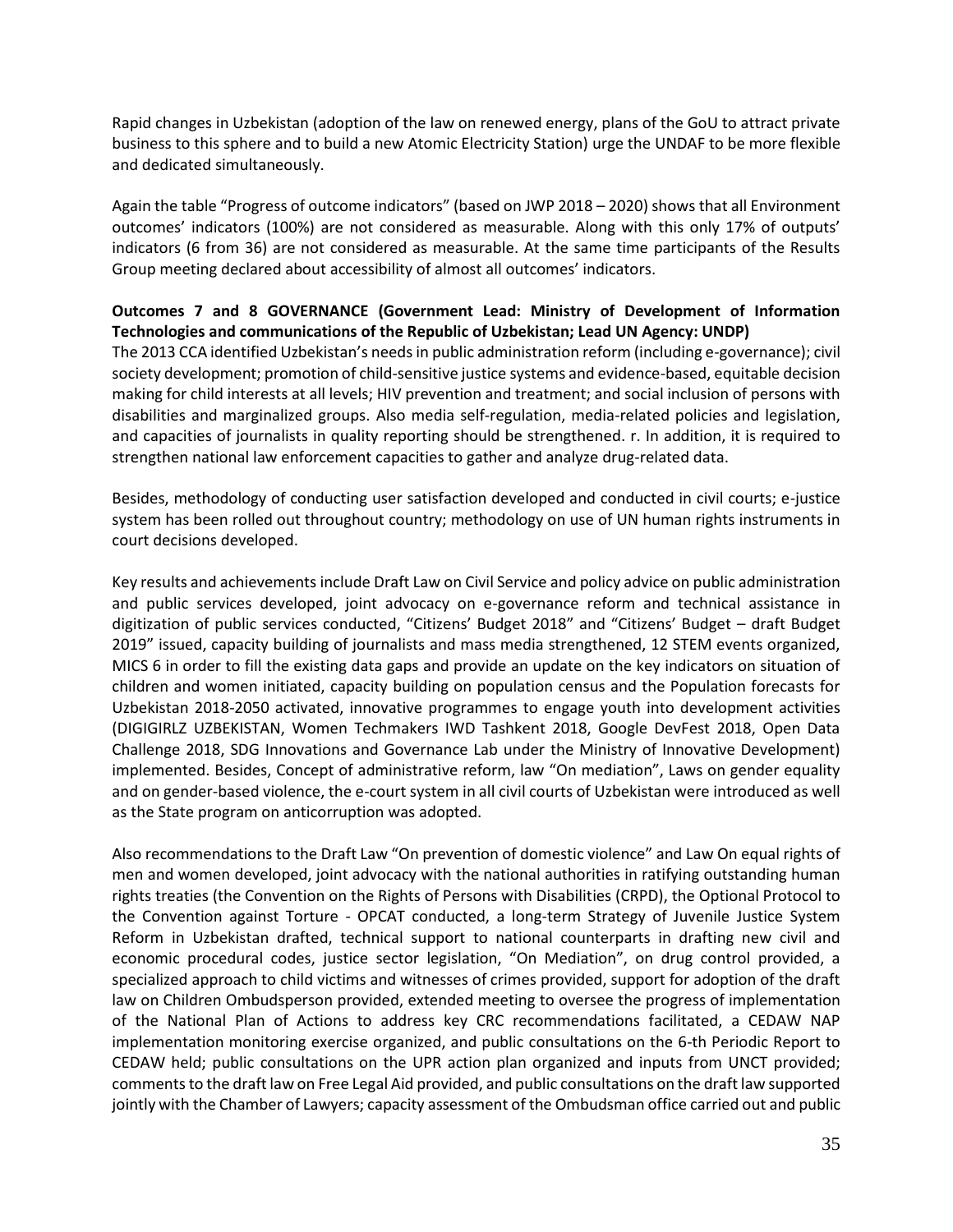Rapid changes in Uzbekistan (adoption of the law on renewed energy, plans of the GoU to attract private business to this sphere and to build a new Atomic Electricity Station) urge the UNDAF to be more flexible and dedicated simultaneously.

Again the table "Progress of outcome indicators" (based on JWP 2018 – 2020) shows that all Environment outcomes' indicators (100%) are not considered as measurable. Along with this only 17% of outputs' indicators (6 from 36) are not considered as measurable. At the same time participants of the Results Group meeting declared about accessibility of almost all outcomes' indicators.

**Outcomes 7 and 8 GOVERNANCE (Government Lead: Ministry of Development of Information Technologies and communications of the Republic of Uzbekistan; Lead UN Agency: UNDP)**

The 2013 CCA identified Uzbekistan's needs in public administration reform (including e-governance); civil society development; promotion of child-sensitive justice systems and evidence-based, equitable decision making for child interests at all levels; HIV prevention and treatment; and social inclusion of persons with disabilities and marginalized groups. Also media self-regulation, media-related policies and legislation, and capacities of journalists in quality reporting should be strengthened. r. In addition, it is required to strengthen national law enforcement capacities to gather and analyze drug-related data.

Besides, methodology of conducting user satisfaction developed and conducted in civil courts; e-justice system has been rolled out throughout country; methodology on use of UN human rights instruments in court decisions developed.

Key results and achievements include Draft Law on Civil Service and policy advice on public administration and public services developed, joint advocacy on e-governance reform and technical assistance in digitization of public services conducted, "Citizens' Budget 2018" and "Citizens' Budget – draft Budget 2019" issued, capacity building of journalists and mass media strengthened, 12 STEM events organized, MICS 6 in order to fill the existing data gaps and provide an update on the key indicators on situation of children and women initiated, capacity building on population census and the Population forecasts for Uzbekistan 2018-2050 activated, innovative programmes to engage youth into development activities (DIGIGIRLZ UZBEKISTAN, Women Techmakers IWD Tashkent 2018, Google DevFest 2018, Open Data Challenge 2018, SDG Innovations and Governance Lab under the Ministry of Innovative Development) implemented. Besides, Concept of administrative reform, law "On mediation", Laws on gender equality and on gender-based violence, the e-court system in all civil courts of Uzbekistan were introduced as well as the State program on anticorruption was adopted.

Also recommendations to the Draft Law "On prevention of domestic violence" and Law On equal rights of men and women developed, joint advocacy with the national authorities in ratifying outstanding human rights treaties (the Convention on the Rights of Persons with Disabilities (CRPD), the Optional Protocol to the Convention against Torture - OPCAT conducted, a long-term Strategy of Juvenile Justice System Reform in Uzbekistan drafted, technical support to national counterparts in drafting new civil and economic procedural codes, justice sector legislation, "On Mediation", on drug control provided, a specialized approach to child victims and witnesses of crimes provided, support for adoption of the draft law on Children Ombudsperson provided, extended meeting to oversee the progress of implementation of the National Plan of Actions to address key CRC recommendations facilitated, a CEDAW NAP implementation monitoring exercise organized, and public consultations on the 6-th Periodic Report to CEDAW held; public consultations on the UPR action plan organized and inputs from UNCT provided; comments to the draft law on Free Legal Aid provided, and public consultations on the draft law supported jointly with the Chamber of Lawyers; capacity assessment of the Ombudsman office carried out and public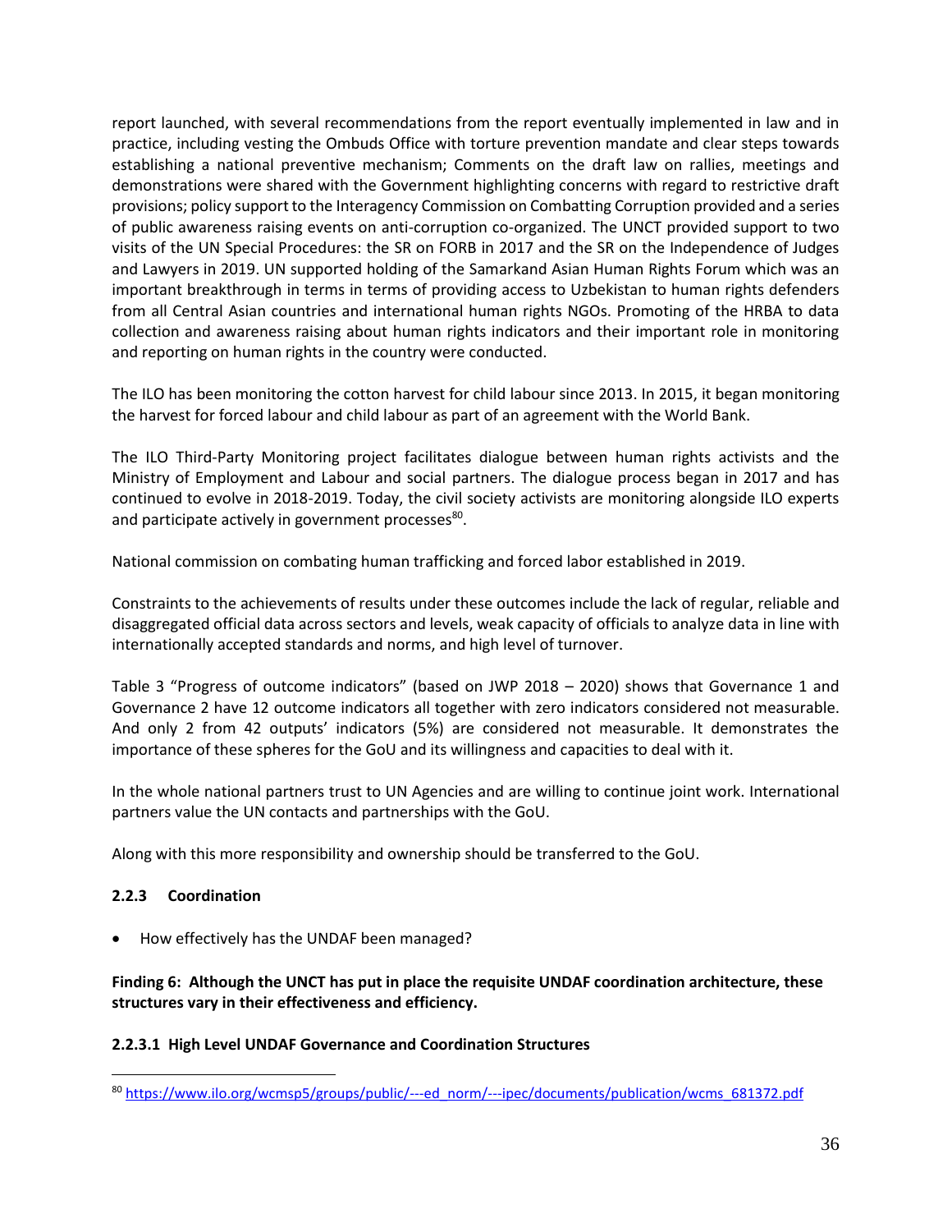report launched, with several recommendations from the report eventually implemented in law and in practice, including vesting the Ombuds Office with torture prevention mandate and clear steps towards establishing a national preventive mechanism; Comments on the draft law on rallies, meetings and demonstrations were shared with the Government highlighting concerns with regard to restrictive draft provisions; policy support to the Interagency Commission on Combatting Corruption provided and a series of public awareness raising events on anti-corruption co-organized. The UNCT provided support to two visits of the UN Special Procedures: the SR on FORB in 2017 and the SR on the Independence of Judges and Lawyers in 2019. UN supported holding of the Samarkand Asian Human Rights Forum which was an important breakthrough in terms in terms of providing access to Uzbekistan to human rights defenders from all Central Asian countries and international human rights NGOs. Promoting of the HRBA to data collection and awareness raising about human rights indicators and their important role in monitoring and reporting on human rights in the country were conducted.

The ILO has been monitoring the cotton harvest for child labour since 2013. In 2015, it began monitoring the harvest for forced labour and child labour as part of an agreement with the World Bank.

The ILO Third-Party Monitoring project facilitates dialogue between human rights activists and the Ministry of Employment and Labour and social partners. The dialogue process began in 2017 and has continued to evolve in 2018-2019. Today, the civil society activists are monitoring alongside ILO experts and participate actively in government processes[80].

National commission on combating human trafficking and forced labor established in 2019.

Constraints to the achievements of results under these outcomes include the lack of regular, reliable and disaggregated official data across sectors and levels, weak capacity of officials to analyze data in line with internationally accepted standards and norms, and high level of turnover.

Table 3 "Progress of outcome indicators" (based on JWP 2018 – 2020) shows that Governance 1 and Governance 2 have 12 outcome indicators all together with zero indicators considered not measurable. And only 2 from 42 outputs' indicators (5%) are considered not measurable. It demonstrates the importance of these spheres for the GoU and its willingness and capacities to deal with it.

In the whole national partners trust to UN Agencies and are willing to continue joint work. International partners value the UN contacts and partnerships with the GoU.

Along with this more responsibility and ownership should be transferred to the GoU.

### 2.2.3 Coordination

- How effectively has the UNDAF been managed?

**Finding 6: Although the UNCT has put in place the requisite UNDAF coordination architecture, these structures vary in their effectiveness and efficiency.**

#### 2.2.3.1 High Level UNDAF Governance and Coordination Structures

[80] https://www.ilo.org/wcmsp5/groups/public/---ed_norm/---ipec/documents/publication/wcms_681372.pdf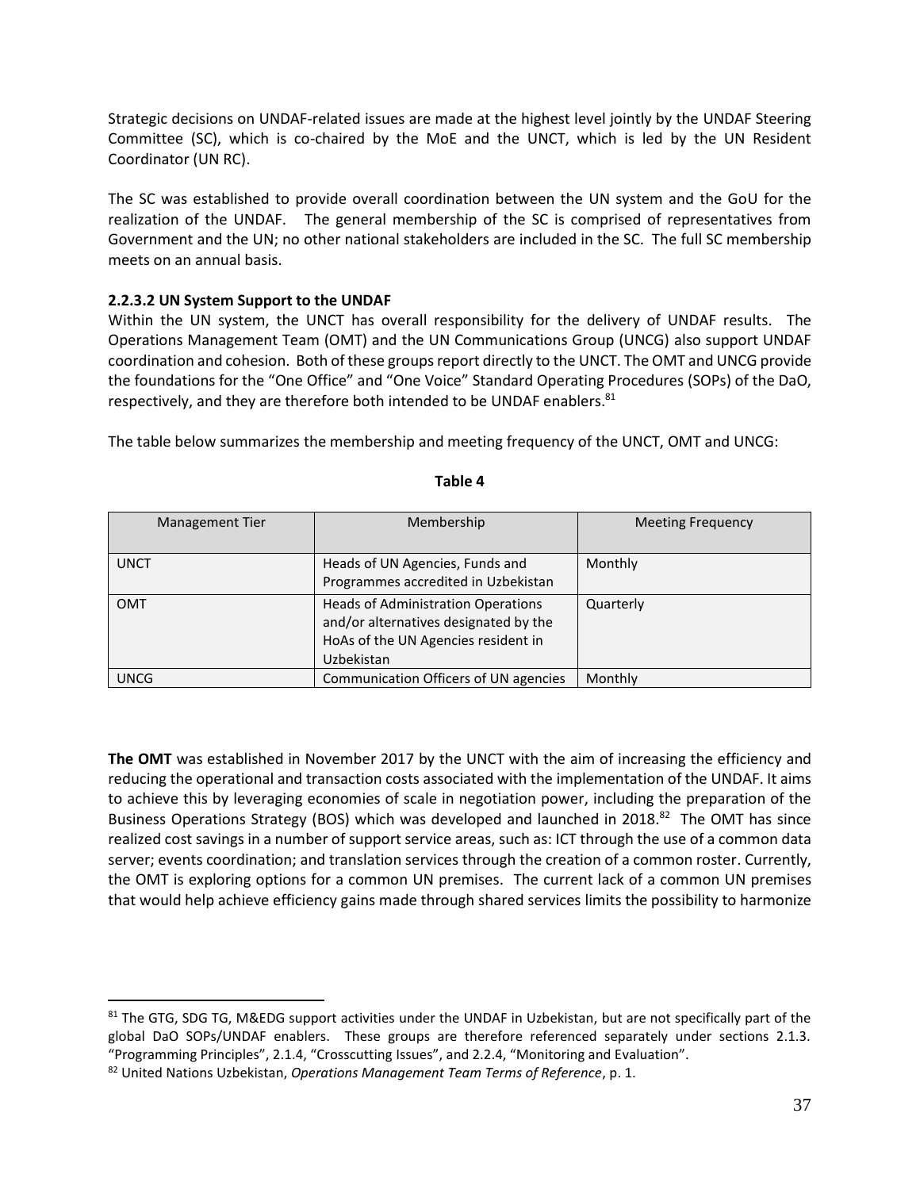Strategic decisions on UNDAF-related issues are made at the highest level jointly by the UNDAF Steering Committee (SC), which is co-chaired by the MoE and the UNCT, which is led by the UN Resident Coordinator (UN RC).

The SC was established to provide overall coordination between the UN system and the GoU for the realization of the UNDAF. The general membership of the SC is comprised of representatives from Government and the UN; no other national stakeholders are included in the SC. The full SC membership meets on an annual basis.

#### 2.2.3.2 UN System Support to the UNDAF

Within the UN system, the UNCT has overall responsibility for the delivery of UNDAF results. The Operations Management Team (OMT) and the UN Communications Group (UNCG) also support UNDAF coordination and cohesion. Both of these groups report directly to the UNCT. The OMT and UNCG provide the foundations for the "One Office" and "One Voice" Standard Operating Procedures (SOPs) of the DaO, respectively, and they are therefore both intended to be UNDAF enablers.[81]

The table below summarizes the membership and meeting frequency of the UNCT, OMT and UNCG:

**Table 4**

| Management Tier | Membership | Meeting Frequency |
|---|---|---|
| UNCT | Heads of UN Agencies, Funds and Programmes accredited in Uzbekistan | Monthly |
| OMT | Heads of Administration Operations and/or alternatives designated by the HoAs of the UN Agencies resident in Uzbekistan | Quarterly |
| UNCG | Communication Officers of UN agencies | Monthly |

**The OMT** was established in November 2017 by the UNCT with the aim of increasing the efficiency and reducing the operational and transaction costs associated with the implementation of the UNDAF. It aims to achieve this by leveraging economies of scale in negotiation power, including the preparation of the Business Operations Strategy (BOS) which was developed and launched in 2018.[82] The OMT has since realized cost savings in a number of support service areas, such as: ICT through the use of a common data server; events coordination; and translation services through the creation of a common roster. Currently, the OMT is exploring options for a common UN premises. The current lack of a common UN premises that would help achieve efficiency gains made through shared services limits the possibility to harmonize

---

[81] The GTG, SDG TG, M&EDG support activities under the UNDAF in Uzbekistan, but are not specifically part of the global DaO SOPs/UNDAF enablers. These groups are therefore referenced separately under sections 2.1.3. "Programming Principles", 2.1.4, "Crosscutting Issues", and 2.2.4, "Monitoring and Evaluation".

[82] United Nations Uzbekistan, *Operations Management Team Terms of Reference*, p. 1.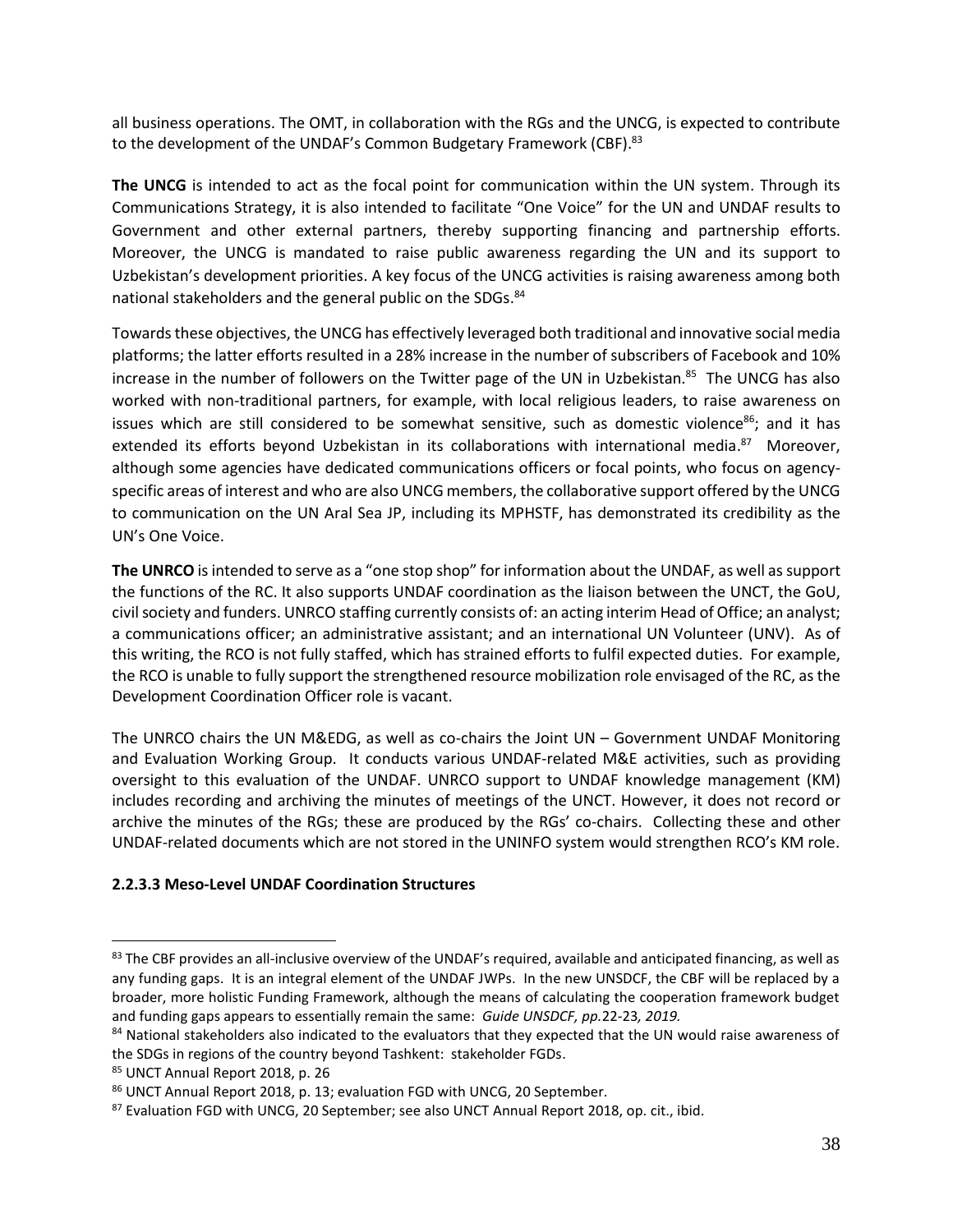all business operations. The OMT, in collaboration with the RGs and the UNCG, is expected to contribute to the development of the UNDAF's Common Budgetary Framework (CBF).[83]

**The UNCG** is intended to act as the focal point for communication within the UN system. Through its Communications Strategy, it is also intended to facilitate "One Voice" for the UN and UNDAF results to Government and other external partners, thereby supporting financing and partnership efforts. Moreover, the UNCG is mandated to raise public awareness regarding the UN and its support to Uzbekistan's development priorities. A key focus of the UNCG activities is raising awareness among both national stakeholders and the general public on the SDGs.[84]

Towards these objectives, the UNCG has effectively leveraged both traditional and innovative social media platforms; the latter efforts resulted in a 28% increase in the number of subscribers of Facebook and 10% increase in the number of followers on the Twitter page of the UN in Uzbekistan.[85] The UNCG has also worked with non-traditional partners, for example, with local religious leaders, to raise awareness on issues which are still considered to be somewhat sensitive, such as domestic violence[86]; and it has extended its efforts beyond Uzbekistan in its collaborations with international media.[87] Moreover, although some agencies have dedicated communications officers or focal points, who focus on agency-specific areas of interest and who are also UNCG members, the collaborative support offered by the UNCG to communication on the UN Aral Sea JP, including its MPHSTF, has demonstrated its credibility as the UN's One Voice.

**The UNRCO** is intended to serve as a "one stop shop" for information about the UNDAF, as well as support the functions of the RC. It also supports UNDAF coordination as the liaison between the UNCT, the GoU, civil society and funders. UNRCO staffing currently consists of: an acting interim Head of Office; an analyst; a communications officer; an administrative assistant; and an international UN Volunteer (UNV). As of this writing, the RCO is not fully staffed, which has strained efforts to fulfil expected duties. For example, the RCO is unable to fully support the strengthened resource mobilization role envisaged of the RC, as the Development Coordination Officer role is vacant.

The UNRCO chairs the UN M&EDG, as well as co-chairs the Joint UN – Government UNDAF Monitoring and Evaluation Working Group. It conducts various UNDAF-related M&E activities, such as providing oversight to this evaluation of the UNDAF. UNRCO support to UNDAF knowledge management (KM) includes recording and archiving the minutes of meetings of the UNCT. However, it does not record or archive the minutes of the RGs; these are produced by the RGs' co-chairs. Collecting these and other UNDAF-related documents which are not stored in the UNINFO system would strengthen RCO's KM role.

#### 2.2.3.3 Meso-Level UNDAF Coordination Structures

---

[83] The CBF provides an all-inclusive overview of the UNDAF's required, available and anticipated financing, as well as any funding gaps. It is an integral element of the UNDAF JWPs. In the new UNSDCF, the CBF will be replaced by a broader, more holistic Funding Framework, although the means of calculating the cooperation framework budget and funding gaps appears to essentially remain the same: *Guide UNSDCF, pp.*22-23*, 2019.*

[84] National stakeholders also indicated to the evaluators that they expected that the UN would raise awareness of the SDGs in regions of the country beyond Tashkent: stakeholder FGDs.

[85] UNCT Annual Report 2018, p. 26

[86] UNCT Annual Report 2018, p. 13; evaluation FGD with UNCG, 20 September.

[87] Evaluation FGD with UNCG, 20 September; see also UNCT Annual Report 2018, op. cit., ibid.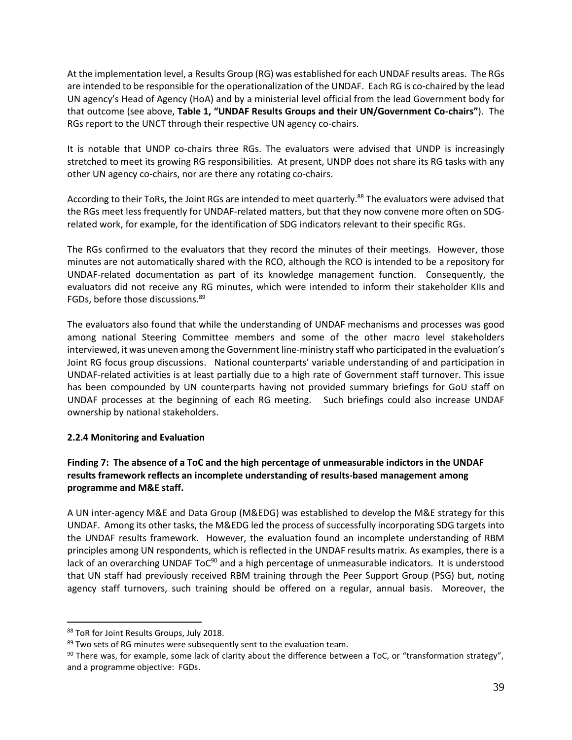At the implementation level, a Results Group (RG) was established for each UNDAF results areas. The RGs are intended to be responsible for the operationalization of the UNDAF. Each RG is co-chaired by the lead UN agency's Head of Agency (HoA) and by a ministerial level official from the lead Government body for that outcome (see above, **Table 1, "UNDAF Results Groups and their UN/Government Co-chairs"**). The RGs report to the UNCT through their respective UN agency co-chairs.

It is notable that UNDP co-chairs three RGs. The evaluators were advised that UNDP is increasingly stretched to meet its growing RG responsibilities. At present, UNDP does not share its RG tasks with any other UN agency co-chairs, nor are there any rotating co-chairs.

According to their ToRs, the Joint RGs are intended to meet quarterly.[88] The evaluators were advised that the RGs meet less frequently for UNDAF-related matters, but that they now convene more often on SDG-related work, for example, for the identification of SDG indicators relevant to their specific RGs.

The RGs confirmed to the evaluators that they record the minutes of their meetings. However, those minutes are not automatically shared with the RCO, although the RCO is intended to be a repository for UNDAF-related documentation as part of its knowledge management function. Consequently, the evaluators did not receive any RG minutes, which were intended to inform their stakeholder KIIs and FGDs, before those discussions.[89]

The evaluators also found that while the understanding of UNDAF mechanisms and processes was good among national Steering Committee members and some of the other macro level stakeholders interviewed, it was uneven among the Government line-ministry staff who participated in the evaluation's Joint RG focus group discussions. National counterparts' variable understanding of and participation in UNDAF-related activities is at least partially due to a high rate of Government staff turnover. This issue has been compounded by UN counterparts having not provided summary briefings for GoU staff on UNDAF processes at the beginning of each RG meeting. Such briefings could also increase UNDAF ownership by national stakeholders.

### 2.2.4 Monitoring and Evaluation

**Finding 7: The absence of a ToC and the high percentage of unmeasurable indictors in the UNDAF results framework reflects an incomplete understanding of results-based management among programme and M&E staff.**

A UN inter-agency M&E and Data Group (M&EDG) was established to develop the M&E strategy for this UNDAF. Among its other tasks, the M&EDG led the process of successfully incorporating SDG targets into the UNDAF results framework. However, the evaluation found an incomplete understanding of RBM principles among UN respondents, which is reflected in the UNDAF results matrix. As examples, there is a lack of an overarching UNDAF ToC[90] and a high percentage of unmeasurable indicators. It is understood that UN staff had previously received RBM training through the Peer Support Group (PSG) but, noting agency staff turnovers, such training should be offered on a regular, annual basis. Moreover, the

---

[88] ToR for Joint Results Groups, July 2018.

[89] Two sets of RG minutes were subsequently sent to the evaluation team.

[90] There was, for example, some lack of clarity about the difference between a ToC, or "transformation strategy", and a programme objective: FGDs.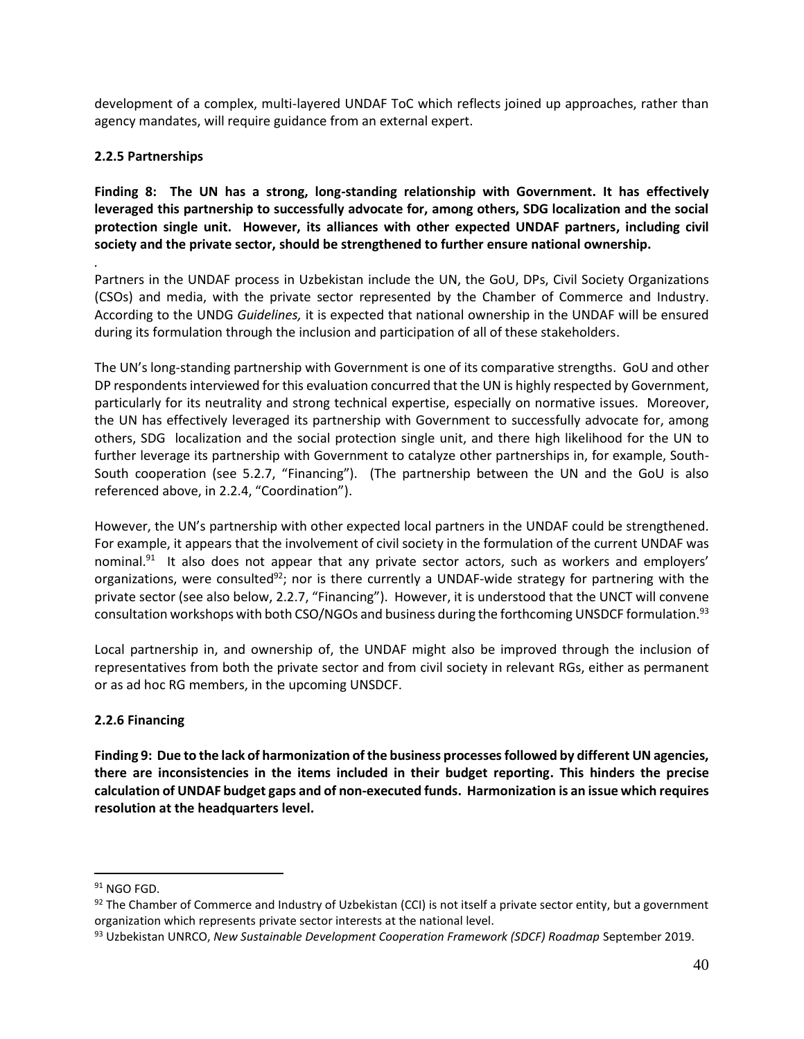development of a complex, multi-layered UNDAF ToC which reflects joined up approaches, rather than agency mandates, will require guidance from an external expert.

### 2.2.5 Partnerships

**Finding 8: The UN has a strong, long-standing relationship with Government. It has effectively leveraged this partnership to successfully advocate for, among others, SDG localization and the social protection single unit. However, its alliances with other expected UNDAF partners, including civil society and the private sector, should be strengthened to further ensure national ownership.**

Partners in the UNDAF process in Uzbekistan include the UN, the GoU, DPs, Civil Society Organizations (CSOs) and media, with the private sector represented by the Chamber of Commerce and Industry. According to the UNDG *Guidelines,* it is expected that national ownership in the UNDAF will be ensured during its formulation through the inclusion and participation of all of these stakeholders.

The UN's long-standing partnership with Government is one of its comparative strengths. GoU and other DP respondents interviewed for this evaluation concurred that the UN is highly respected by Government, particularly for its neutrality and strong technical expertise, especially on normative issues. Moreover, the UN has effectively leveraged its partnership with Government to successfully advocate for, among others, SDG localization and the social protection single unit, and there high likelihood for the UN to further leverage its partnership with Government to catalyze other partnerships in, for example, South-South cooperation (see 5.2.7, "Financing"). (The partnership between the UN and the GoU is also referenced above, in 2.2.4, "Coordination").

However, the UN's partnership with other expected local partners in the UNDAF could be strengthened. For example, it appears that the involvement of civil society in the formulation of the current UNDAF was nominal.[91] It also does not appear that any private sector actors, such as workers and employers' organizations, were consulted[92]; nor is there currently a UNDAF-wide strategy for partnering with the private sector (see also below, 2.2.7, "Financing"). However, it is understood that the UNCT will convene consultation workshops with both CSO/NGOs and business during the forthcoming UNSDCF formulation.[93]

Local partnership in, and ownership of, the UNDAF might also be improved through the inclusion of representatives from both the private sector and from civil society in relevant RGs, either as permanent or as ad hoc RG members, in the upcoming UNSDCF.

### 2.2.6 Financing

**Finding 9: Due to the lack of harmonization of the business processes followed by different UN agencies, there are inconsistencies in the items included in their budget reporting. This hinders the precise calculation of UNDAF budget gaps and of non-executed funds. Harmonization is an issue which requires resolution at the headquarters level.**

---

[91] NGO FGD.

[92] The Chamber of Commerce and Industry of Uzbekistan (CCI) is not itself a private sector entity, but a government organization which represents private sector interests at the national level.

[93] Uzbekistan UNRCO, *New Sustainable Development Cooperation Framework (SDCF) Roadmap* September 2019.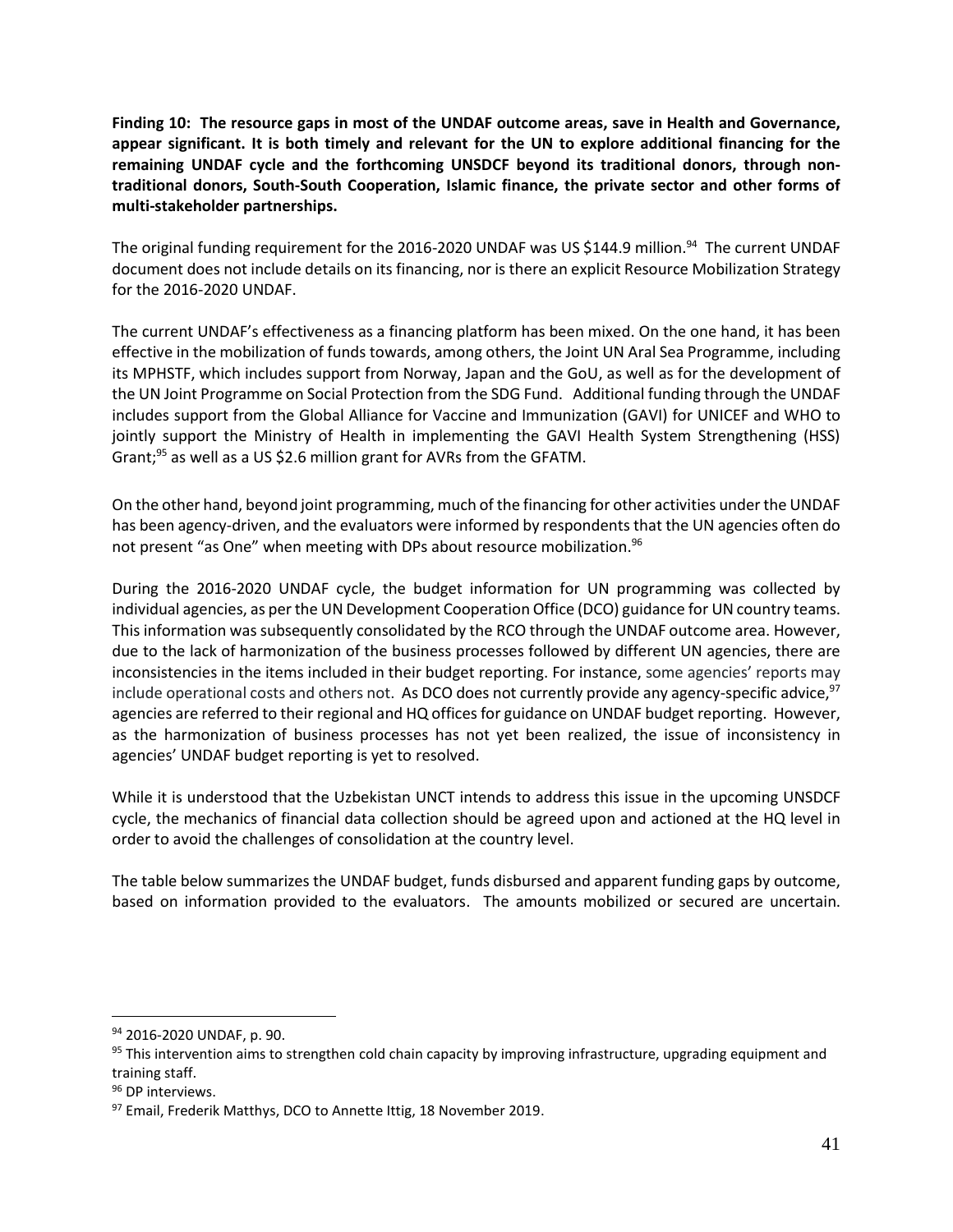**Finding 10: The resource gaps in most of the UNDAF outcome areas, save in Health and Governance, appear significant. It is both timely and relevant for the UN to explore additional financing for the remaining UNDAF cycle and the forthcoming UNSDCF beyond its traditional donors, through non-traditional donors, South-South Cooperation, Islamic finance, the private sector and other forms of multi-stakeholder partnerships.**

The original funding requirement for the 2016-2020 UNDAF was US $144.9 million.[94] The current UNDAF document does not include details on its financing, nor is there an explicit Resource Mobilization Strategy for the 2016-2020 UNDAF.

The current UNDAF's effectiveness as a financing platform has been mixed. On the one hand, it has been effective in the mobilization of funds towards, among others, the Joint UN Aral Sea Programme, including its MPHSTF, which includes support from Norway, Japan and the GoU, as well as for the development of the UN Joint Programme on Social Protection from the SDG Fund. Additional funding through the UNDAF includes support from the Global Alliance for Vaccine and Immunization (GAVI) for UNICEF and WHO to jointly support the Ministry of Health in implementing the GAVI Health System Strengthening (HSS) Grant;[95] as well as a US $2.6 million grant for AVRs from the GFATM.

On the other hand, beyond joint programming, much of the financing for other activities under the UNDAF has been agency-driven, and the evaluators were informed by respondents that the UN agencies often do not present "as One" when meeting with DPs about resource mobilization.[96]

During the 2016-2020 UNDAF cycle, the budget information for UN programming was collected by individual agencies, as per the UN Development Cooperation Office (DCO) guidance for UN country teams. This information was subsequently consolidated by the RCO through the UNDAF outcome area. However, due to the lack of harmonization of the business processes followed by different UN agencies, there are inconsistencies in the items included in their budget reporting. For instance, some agencies' reports may include operational costs and others not. As DCO does not currently provide any agency-specific advice,[97] agencies are referred to their regional and HQ offices for guidance on UNDAF budget reporting. However, as the harmonization of business processes has not yet been realized, the issue of inconsistency in agencies' UNDAF budget reporting is yet to resolved.

While it is understood that the Uzbekistan UNCT intends to address this issue in the upcoming UNSDCF cycle, the mechanics of financial data collection should be agreed upon and actioned at the HQ level in order to avoid the challenges of consolidation at the country level.

The table below summarizes the UNDAF budget, funds disbursed and apparent funding gaps by outcome, based on information provided to the evaluators. The amounts mobilized or secured are uncertain.

[94] 2016-2020 UNDAF, p. 90.

[95] This intervention aims to strengthen cold chain capacity by improving infrastructure, upgrading equipment and training staff.

[96] DP interviews.

[97] Email, Frederik Matthys, DCO to Annette Ittig, 18 November 2019.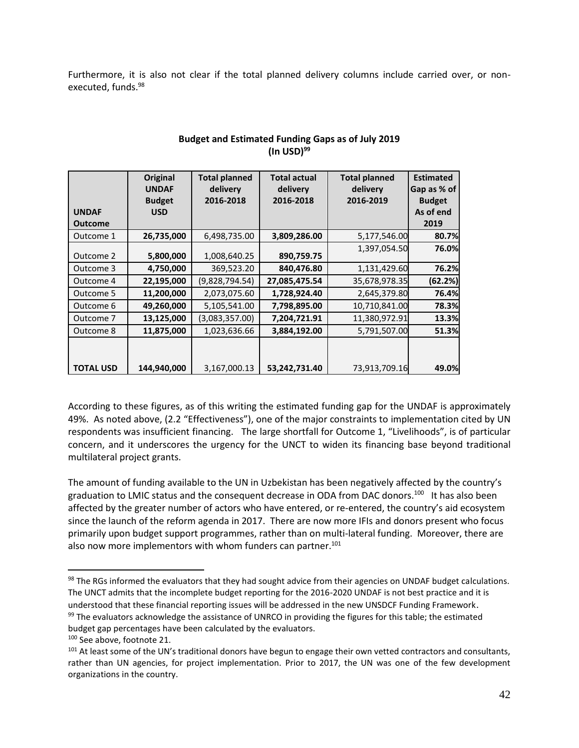Furthermore, it is also not clear if the total planned delivery columns include carried over, or non-executed, funds.[98]

**Budget and Estimated Funding Gaps as of July 2019 (In USD)[99]**

| UNDAF Outcome | Original UNDAF Budget USD | Total planned delivery 2016-2018 | Total actual delivery 2016-2018 | Total planned delivery 2016-2019 | Estimated Gap as % of Budget As of end 2019 |
|---|---|---|---|---|---|
| Outcome 1 | **26,735,000** | 6,498,735.00 | **3,809,286.00** | 5,177,546.00 | **80.7%** |
| Outcome 2 | **5,800,000** | 1,008,640.25 | **890,759.75** | 1,397,054.50 | **76.0%** |
| Outcome 3 | **4,750,000** | 369,523.20 | **840,476.80** | 1,131,429.60 | **76.2%** |
| Outcome 4 | **22,195,000** | (9,828,794.54) | **27,085,475.54** | 35,678,978.35 | **(62.2%)** |
| Outcome 5 | **11,200,000** | 2,073,075.60 | **1,728,924.40** | 2,645,379.80 | **76.4%** |
| Outcome 6 | **49,260,000** | 5,105,541.00 | **7,798,895.00** | 10,710,841.00 | **78.3%** |
| Outcome 7 | **13,125,000** | (3,083,357.00) | **7,204,721.91** | 11,380,972.91 | **13.3%** |
| Outcome 8 | **11,875,000** | 1,023,636.66 | **3,884,192.00** | 5,791,507.00 | **51.3%** |
| **TOTAL USD** | **144,940,000** | 3,167,000.13 | **53,242,731.40** | 73,913,709.16 | **49.0%** |

According to these figures, as of this writing the estimated funding gap for the UNDAF is approximately 49%. As noted above, (2.2 "Effectiveness"), one of the major constraints to implementation cited by UN respondents was insufficient financing. The large shortfall for Outcome 1, "Livelihoods", is of particular concern, and it underscores the urgency for the UNCT to widen its financing base beyond traditional multilateral project grants.

The amount of funding available to the UN in Uzbekistan has been negatively affected by the country's graduation to LMIC status and the consequent decrease in ODA from DAC donors.[100] It has also been affected by the greater number of actors who have entered, or re-entered, the country's aid ecosystem since the launch of the reform agenda in 2017. There are now more IFIs and donors present who focus primarily upon budget support programmes, rather than on multi-lateral funding. Moreover, there are also now more implementors with whom funders can partner.[101]

---

[98] The RGs informed the evaluators that they had sought advice from their agencies on UNDAF budget calculations. The UNCT admits that the incomplete budget reporting for the 2016-2020 UNDAF is not best practice and it is understood that these financial reporting issues will be addressed in the new UNSDCF Funding Framework.

[99] The evaluators acknowledge the assistance of UNRCO in providing the figures for this table; the estimated budget gap percentages have been calculated by the evaluators.

[100] See above, footnote 21.

[101] At least some of the UN's traditional donors have begun to engage their own vetted contractors and consultants, rather than UN agencies, for project implementation. Prior to 2017, the UN was one of the few development organizations in the country.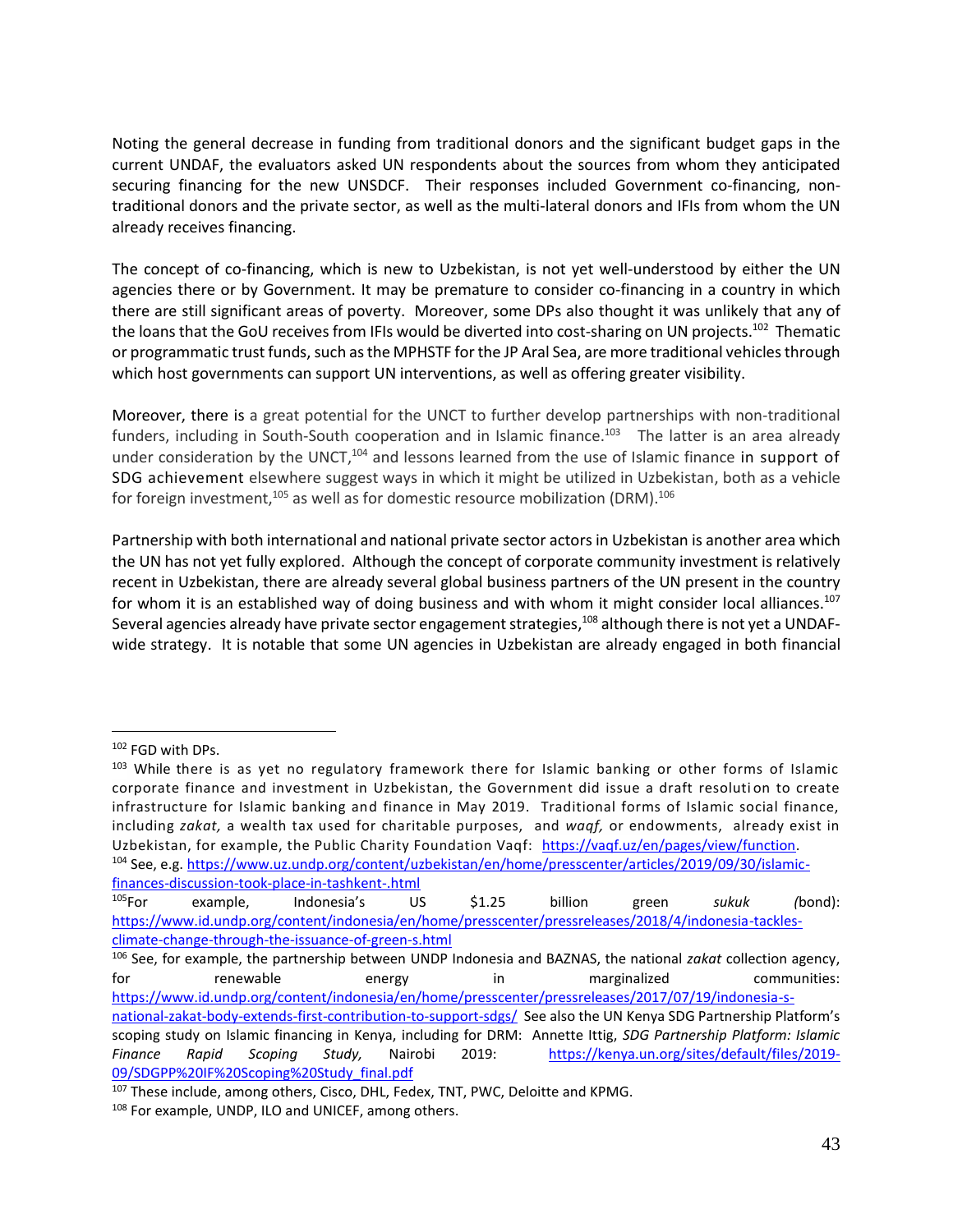Noting the general decrease in funding from traditional donors and the significant budget gaps in the current UNDAF, the evaluators asked UN respondents about the sources from whom they anticipated securing financing for the new UNSDCF. Their responses included Government co-financing, non-traditional donors and the private sector, as well as the multi-lateral donors and IFIs from whom the UN already receives financing.

The concept of co-financing, which is new to Uzbekistan, is not yet well-understood by either the UN agencies there or by Government. It may be premature to consider co-financing in a country in which there are still significant areas of poverty. Moreover, some DPs also thought it was unlikely that any of the loans that the GoU receives from IFIs would be diverted into cost-sharing on UN projects.[102] Thematic or programmatic trust funds, such as the MPHSTF for the JP Aral Sea, are more traditional vehicles through which host governments can support UN interventions, as well as offering greater visibility.

Moreover, there is a great potential for the UNCT to further develop partnerships with non-traditional funders, including in South-South cooperation and in Islamic finance.[103] The latter is an area already under consideration by the UNCT,[104] and lessons learned from the use of Islamic finance in support of SDG achievement elsewhere suggest ways in which it might be utilized in Uzbekistan, both as a vehicle for foreign investment,[105] as well as for domestic resource mobilization (DRM).[106]

Partnership with both international and national private sector actors in Uzbekistan is another area which the UN has not yet fully explored. Although the concept of corporate community investment is relatively recent in Uzbekistan, there are already several global business partners of the UN present in the country for whom it is an established way of doing business and with whom it might consider local alliances.[107] Several agencies already have private sector engagement strategies,[108] although there is not yet a UNDAF-wide strategy. It is notable that some UN agencies in Uzbekistan are already engaged in both financial

---

[102] FGD with DPs.

[103] While there is as yet no regulatory framework there for Islamic banking or other forms of Islamic corporate finance and investment in Uzbekistan, the Government did issue a draft resolution to create infrastructure for Islamic banking and finance in May 2019. Traditional forms of Islamic social finance, including *zakat,* a wealth tax used for charitable purposes, and *waqf,* or endowments, already exist in Uzbekistan, for example, the Public Charity Foundation Vaqf: https://vaqf.uz/en/pages/view/function.

[104] See, e.g. https://www.uz.undp.org/content/uzbekistan/en/home/presscenter/articles/2019/09/30/islamic-finances-discussion-took-place-in-tashkent-.html

[105] For example, Indonesia's US $1.25 billion green *sukuk (*bond): https://www.id.undp.org/content/indonesia/en/home/presscenter/pressreleases/2018/4/indonesia-tackles-climate-change-through-the-issuance-of-green-s.html

[106] See, for example, the partnership between UNDP Indonesia and BAZNAS, the national *zakat* collection agency, for renewable energy in marginalized communities: https://www.id.undp.org/content/indonesia/en/home/presscenter/pressreleases/2017/07/19/indonesia-s-national-zakat-body-extends-first-contribution-to-support-sdgs/ See also the UN Kenya SDG Partnership Platform's scoping study on Islamic financing in Kenya, including for DRM: Annette Ittig, *SDG Partnership Platform: Islamic Finance Rapid Scoping Study,* Nairobi 2019: https://kenya.un.org/sites/default/files/2019-09/SDGPP%20IF%20Scoping%20Study_final.pdf

[107] These include, among others, Cisco, DHL, Fedex, TNT, PWC, Deloitte and KPMG.

[108] For example, UNDP, ILO and UNICEF, among others.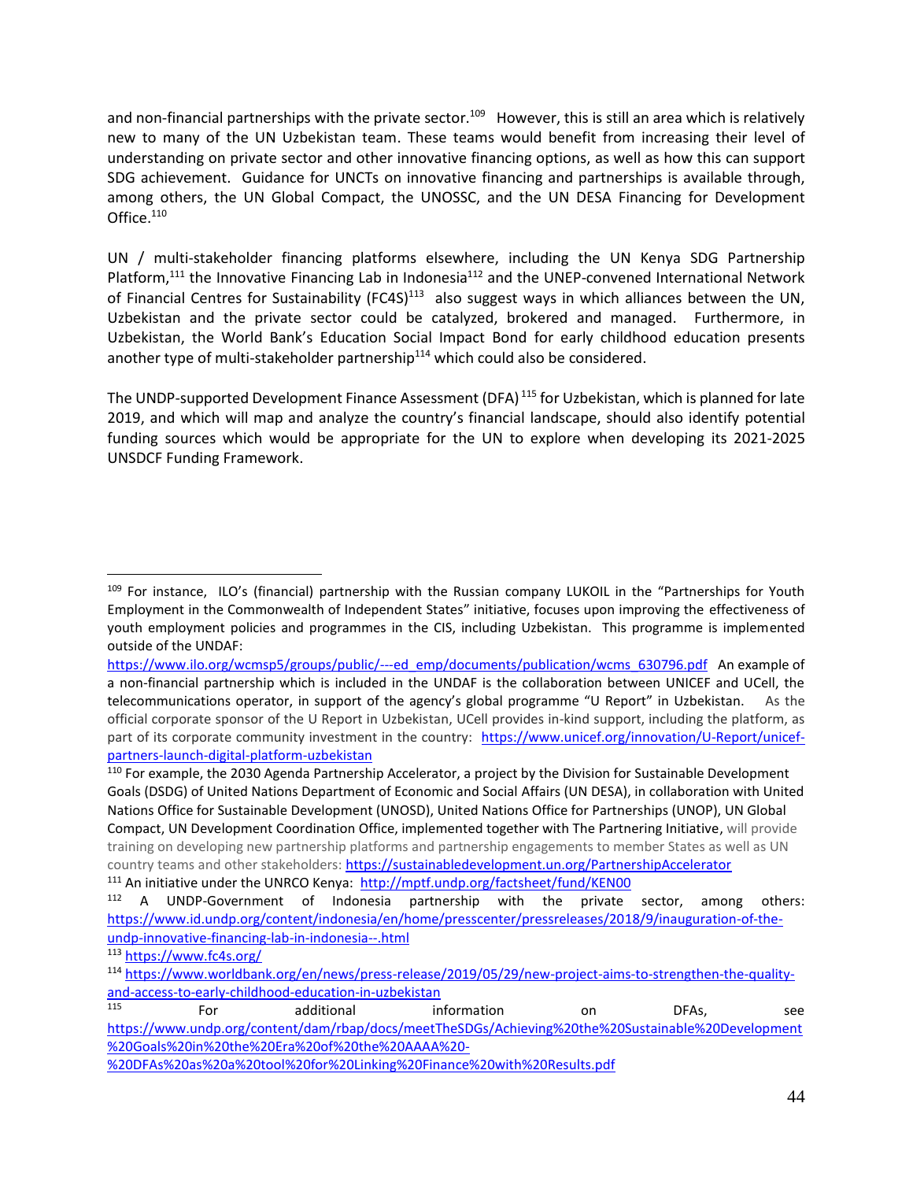and non-financial partnerships with the private sector.[109] However, this is still an area which is relatively new to many of the UN Uzbekistan team. These teams would benefit from increasing their level of understanding on private sector and other innovative financing options, as well as how this can support SDG achievement. Guidance for UNCTs on innovative financing and partnerships is available through, among others, the UN Global Compact, the UNOSSC, and the UN DESA Financing for Development Office.[110]

UN / multi-stakeholder financing platforms elsewhere, including the UN Kenya SDG Partnership Platform,[111] the Innovative Financing Lab in Indonesia[112] and the UNEP-convened International Network of Financial Centres for Sustainability (FC4S)[113] also suggest ways in which alliances between the UN, Uzbekistan and the private sector could be catalyzed, brokered and managed. Furthermore, in Uzbekistan, the World Bank's Education Social Impact Bond for early childhood education presents another type of multi-stakeholder partnership[114] which could also be considered.

The UNDP-supported Development Finance Assessment (DFA)[115] for Uzbekistan, which is planned for late 2019, and which will map and analyze the country's financial landscape, should also identify potential funding sources which would be appropriate for the UN to explore when developing its 2021-2025 UNSDCF Funding Framework.

---

[109] For instance, ILO's (financial) partnership with the Russian company LUKOIL in the "Partnerships for Youth Employment in the Commonwealth of Independent States" initiative, focuses upon improving the effectiveness of youth employment policies and programmes in the CIS, including Uzbekistan. This programme is implemented outside of the UNDAF: https://www.ilo.org/wcmsp5/groups/public/---ed_emp/documents/publication/wcms_630796.pdf An example of a non-financial partnership which is included in the UNDAF is the collaboration between UNICEF and UCell, the telecommunications operator, in support of the agency's global programme "U Report" in Uzbekistan. As the official corporate sponsor of the U Report in Uzbekistan, UCell provides in-kind support, including the platform, as part of its corporate community investment in the country: https://www.unicef.org/innovation/U-Report/unicef-partners-launch-digital-platform-uzbekistan

[110] For example, the 2030 Agenda Partnership Accelerator, a project by the Division for Sustainable Development Goals (DSDG) of United Nations Department of Economic and Social Affairs (UN DESA), in collaboration with United Nations Office for Sustainable Development (UNOSD), United Nations Office for Partnerships (UNOP), UN Global Compact, UN Development Coordination Office, implemented together with The Partnering Initiative, will provide training on developing new partnership platforms and partnership engagements to member States as well as UN country teams and other stakeholders: https://sustainabledevelopment.un.org/PartnershipAccelerator

[111] An initiative under the UNRCO Kenya: http://mptf.undp.org/factsheet/fund/KEN00

[112] A UNDP-Government of Indonesia partnership with the private sector, among others: https://www.id.undp.org/content/indonesia/en/home/presscenter/pressreleases/2018/9/inauguration-of-the-undp-innovative-financing-lab-in-indonesia--.html

[113] https://www.fc4s.org/

[114] https://www.worldbank.org/en/news/press-release/2019/05/29/new-project-aims-to-strengthen-the-quality-and-access-to-early-childhood-education-in-uzbekistan

[115] For additional information on DFAs, see https://www.undp.org/content/dam/rbap/docs/meetTheSDGs/Achieving%20the%20Sustainable%20Development%20Goals%20in%20the%20Era%20of%20the%20AAAA%20-%20DFAs%20as%20a%20tool%20for%20Linking%20Finance%20with%20Results.pdf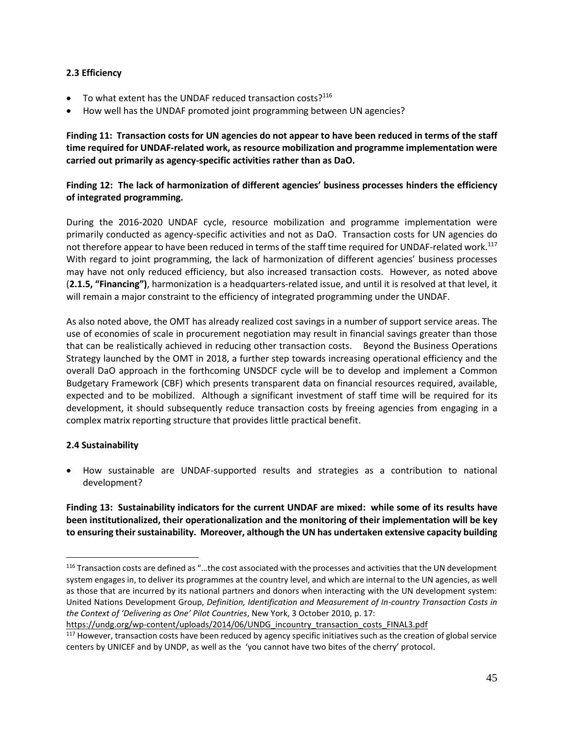### 2.3 Efficiency

- To what extent has the UNDAF reduced transaction costs?[116]
- How well has the UNDAF promoted joint programming between UN agencies?

**Finding 11: Transaction costs for UN agencies do not appear to have been reduced in terms of the staff time required for UNDAF-related work, as resource mobilization and programme implementation were carried out primarily as agency-specific activities rather than as DaO.**

**Finding 12: The lack of harmonization of different agencies' business processes hinders the efficiency of integrated programming.**

During the 2016-2020 UNDAF cycle, resource mobilization and programme implementation were primarily conducted as agency-specific activities and not as DaO. Transaction costs for UN agencies do not therefore appear to have been reduced in terms of the staff time required for UNDAF-related work.[117] With regard to joint programming, the lack of harmonization of different agencies' business processes may have not only reduced efficiency, but also increased transaction costs. However, as noted above (**2.1.5, "Financing")**, harmonization is a headquarters-related issue, and until it is resolved at that level, it will remain a major constraint to the efficiency of integrated programming under the UNDAF.

As also noted above, the OMT has already realized cost savings in a number of support service areas. The use of economies of scale in procurement negotiation may result in financial savings greater than those that can be realistically achieved in reducing other transaction costs. Beyond the Business Operations Strategy launched by the OMT in 2018, a further step towards increasing operational efficiency and the overall DaO approach in the forthcoming UNSDCF cycle will be to develop and implement a Common Budgetary Framework (CBF) which presents transparent data on financial resources required, available, expected and to be mobilized. Although a significant investment of staff time will be required for its development, it should subsequently reduce transaction costs by freeing agencies from engaging in a complex matrix reporting structure that provides little practical benefit.

### 2.4 Sustainability

- How sustainable are UNDAF-supported results and strategies as a contribution to national development?

**Finding 13: Sustainability indicators for the current UNDAF are mixed: while some of its results have been institutionalized, their operationalization and the monitoring of their implementation will be key to ensuring their sustainability. Moreover, although the UN has undertaken extensive capacity building**

---

[116] Transaction costs are defined as "…the cost associated with the processes and activities that the UN development system engages in, to deliver its programmes at the country level, and which are internal to the UN agencies, as well as those that are incurred by its national partners and donors when interacting with the UN development system: United Nations Development Group, *Definition, Identification and Measurement of In-country Transaction Costs in the Context of 'Delivering as One' Pilot Countries*, New York, 3 October 2010, p. 17: https://undg.org/wp-content/uploads/2014/06/UNDG_incountry_transaction_costs_FINAL3.pdf

[117] However, transaction costs have been reduced by agency specific initiatives such as the creation of global service centers by UNICEF and by UNDP, as well as the 'you cannot have two bites of the cherry' protocol.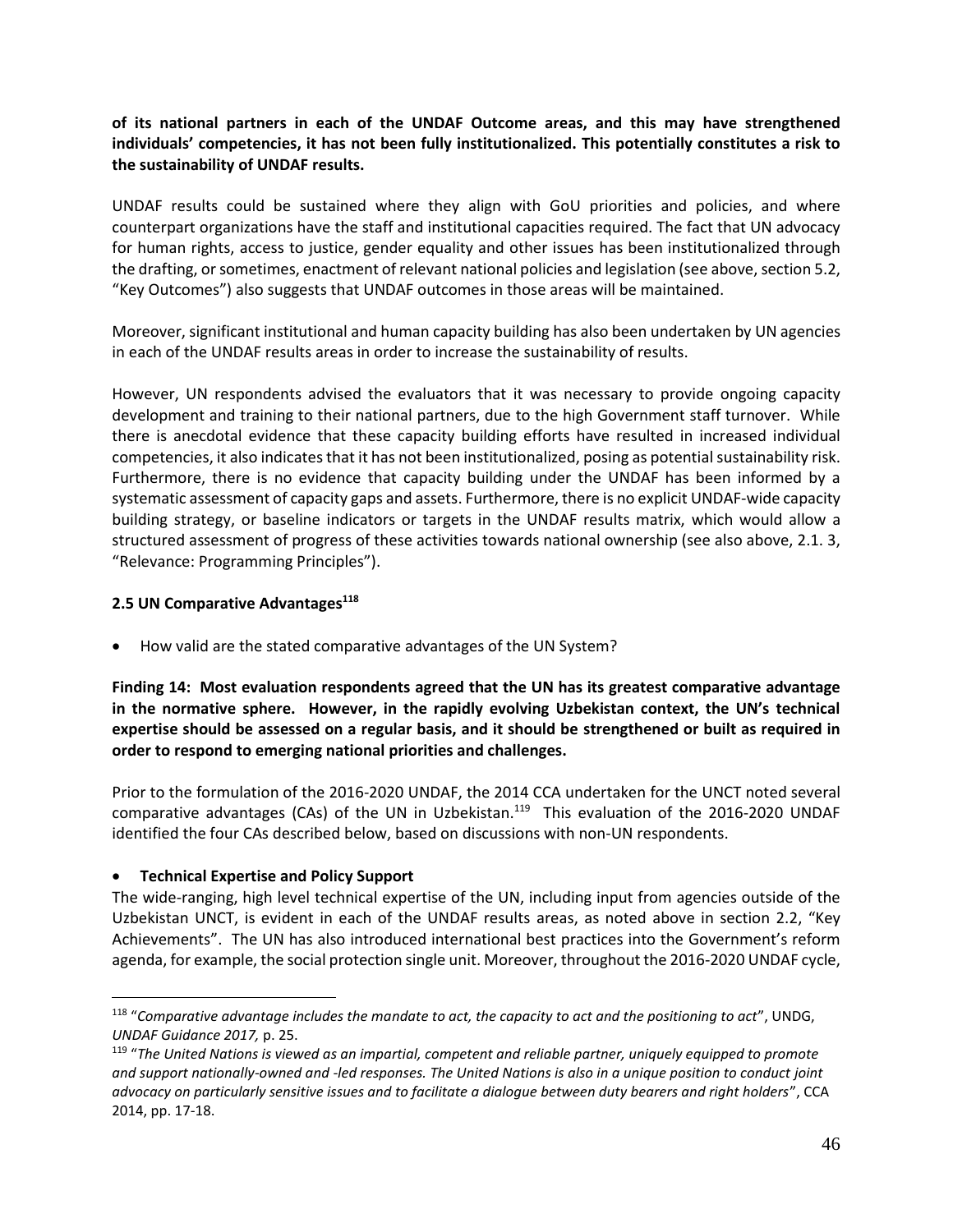**of its national partners in each of the UNDAF Outcome areas, and this may have strengthened individuals' competencies, it has not been fully institutionalized. This potentially constitutes a risk to the sustainability of UNDAF results.**

UNDAF results could be sustained where they align with GoU priorities and policies, and where counterpart organizations have the staff and institutional capacities required. The fact that UN advocacy for human rights, access to justice, gender equality and other issues has been institutionalized through the drafting, or sometimes, enactment of relevant national policies and legislation (see above, section 5.2, "Key Outcomes") also suggests that UNDAF outcomes in those areas will be maintained.

Moreover, significant institutional and human capacity building has also been undertaken by UN agencies in each of the UNDAF results areas in order to increase the sustainability of results.

However, UN respondents advised the evaluators that it was necessary to provide ongoing capacity development and training to their national partners, due to the high Government staff turnover. While there is anecdotal evidence that these capacity building efforts have resulted in increased individual competencies, it also indicates that it has not been institutionalized, posing as potential sustainability risk. Furthermore, there is no evidence that capacity building under the UNDAF has been informed by a systematic assessment of capacity gaps and assets. Furthermore, there is no explicit UNDAF-wide capacity building strategy, or baseline indicators or targets in the UNDAF results matrix, which would allow a structured assessment of progress of these activities towards national ownership (see also above, 2.1. 3, "Relevance: Programming Principles").

### 2.5 UN Comparative Advantages[118]

- How valid are the stated comparative advantages of the UN System?

**Finding 14: Most evaluation respondents agreed that the UN has its greatest comparative advantage in the normative sphere. However, in the rapidly evolving Uzbekistan context, the UN's technical expertise should be assessed on a regular basis, and it should be strengthened or built as required in order to respond to emerging national priorities and challenges.**

Prior to the formulation of the 2016-2020 UNDAF, the 2014 CCA undertaken for the UNCT noted several comparative advantages (CAs) of the UN in Uzbekistan.[119] This evaluation of the 2016-2020 UNDAF identified the four CAs described below, based on discussions with non-UN respondents.

- **Technical Expertise and Policy Support**

The wide-ranging, high level technical expertise of the UN, including input from agencies outside of the Uzbekistan UNCT, is evident in each of the UNDAF results areas, as noted above in section 2.2, "Key Achievements". The UN has also introduced international best practices into the Government's reform agenda, for example, the social protection single unit. Moreover, throughout the 2016-2020 UNDAF cycle,

---

[118] "*Comparative advantage includes the mandate to act, the capacity to act and the positioning to act*", UNDG, *UNDAF Guidance 2017,* p. 25.

[119] "*The United Nations is viewed as an impartial, competent and reliable partner, uniquely equipped to promote and support nationally-owned and -led responses. The United Nations is also in a unique position to conduct joint advocacy on particularly sensitive issues and to facilitate a dialogue between duty bearers and right holders*", CCA 2014, pp. 17-18.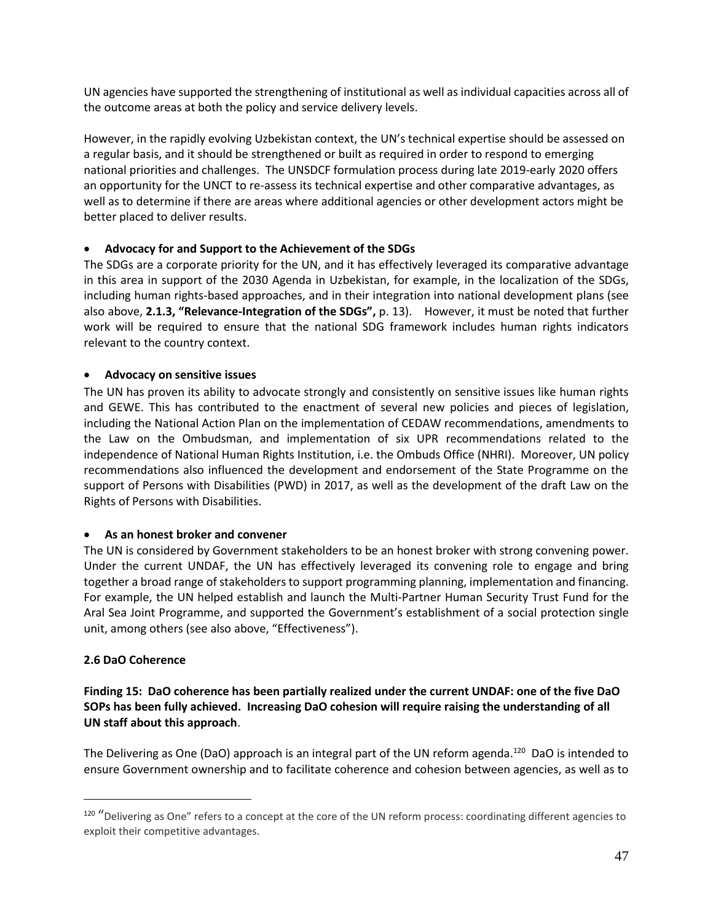UN agencies have supported the strengthening of institutional as well as individual capacities across all of the outcome areas at both the policy and service delivery levels.

However, in the rapidly evolving Uzbekistan context, the UN's technical expertise should be assessed on a regular basis, and it should be strengthened or built as required in order to respond to emerging national priorities and challenges. The UNSDCF formulation process during late 2019-early 2020 offers an opportunity for the UNCT to re-assess its technical expertise and other comparative advantages, as well as to determine if there are areas where additional agencies or other development actors might be better placed to deliver results.

- **Advocacy for and Support to the Achievement of the SDGs**

The SDGs are a corporate priority for the UN, and it has effectively leveraged its comparative advantage in this area in support of the 2030 Agenda in Uzbekistan, for example, in the localization of the SDGs, including human rights-based approaches, and in their integration into national development plans (see also above, **2.1.3, "Relevance-Integration of the SDGs",** p. 13). However, it must be noted that further work will be required to ensure that the national SDG framework includes human rights indicators relevant to the country context.

- **Advocacy on sensitive issues**

The UN has proven its ability to advocate strongly and consistently on sensitive issues like human rights and GEWE. This has contributed to the enactment of several new policies and pieces of legislation, including the National Action Plan on the implementation of CEDAW recommendations, amendments to the Law on the Ombudsman, and implementation of six UPR recommendations related to the independence of National Human Rights Institution, i.e. the Ombuds Office (NHRI). Moreover, UN policy recommendations also influenced the development and endorsement of the State Programme on the support of Persons with Disabilities (PWD) in 2017, as well as the development of the draft Law on the Rights of Persons with Disabilities.

- **As an honest broker and convener**

The UN is considered by Government stakeholders to be an honest broker with strong convening power. Under the current UNDAF, the UN has effectively leveraged its convening role to engage and bring together a broad range of stakeholders to support programming planning, implementation and financing. For example, the UN helped establish and launch the Multi-Partner Human Security Trust Fund for the Aral Sea Joint Programme, and supported the Government's establishment of a social protection single unit, among others (see also above, "Effectiveness").

### 2.6 DaO Coherence

**Finding 15: DaO coherence has been partially realized under the current UNDAF: one of the five DaO SOPs has been fully achieved. Increasing DaO cohesion will require raising the understanding of all UN staff about this approach**.

The Delivering as One (DaO) approach is an integral part of the UN reform agenda.[120] DaO is intended to ensure Government ownership and to facilitate coherence and cohesion between agencies, as well as to

[120] "Delivering as One" refers to a concept at the core of the UN reform process: coordinating different agencies to exploit their competitive advantages.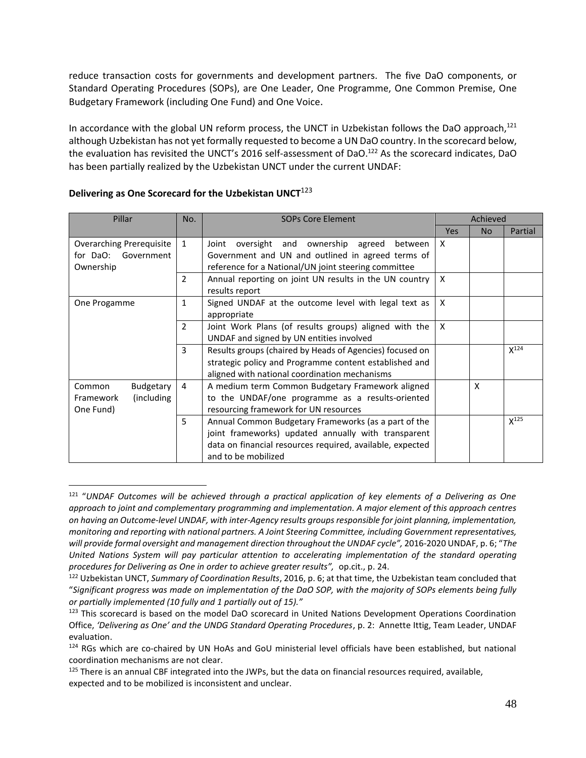reduce transaction costs for governments and development partners. The five DaO components, or Standard Operating Procedures (SOPs), are One Leader, One Programme, One Common Premise, One Budgetary Framework (including One Fund) and One Voice.

In accordance with the global UN reform process, the UNCT in Uzbekistan follows the DaO approach,[121] although Uzbekistan has not yet formally requested to become a UN DaO country. In the scorecard below, the evaluation has revisited the UNCT's 2016 self-assessment of DaO.[122] As the scorecard indicates, DaO has been partially realized by the Uzbekistan UNCT under the current UNDAF:

**Delivering as One Scorecard for the Uzbekistan UNCT**[123]

| Pillar | No. | SOPs Core Element | Achieved | | |
|---|---|---|---|---|---|
| | | | Yes | No | Partial |
| Overarching Prerequisite for DaO: Government Ownership | 1 | Joint oversight and ownership agreed between Government and UN and outlined in agreed terms of reference for a National/UN joint steering committee | X | | |
| | 2 | Annual reporting on joint UN results in the UN country results report | X | | |
| One Progamme | 1 | Signed UNDAF at the outcome level with legal text as appropriate | X | | |
| | 2 | Joint Work Plans (of results groups) aligned with the UNDAF and signed by UN entities involved | X | | |
| | 3 | Results groups (chaired by Heads of Agencies) focused on strategic policy and Programme content established and aligned with national coordination mechanisms | | | X[124] |
| Common Budgetary Framework (including One Fund) | 4 | A medium term Common Budgetary Framework aligned to the UNDAF/one programme as a results-oriented resourcing framework for UN resources | | X | |
| | 5 | Annual Common Budgetary Frameworks (as a part of the joint frameworks) updated annually with transparent data on financial resources required, available, expected and to be mobilized | | | X[125] |

---

[121] "*UNDAF Outcomes will be achieved through a practical application of key elements of a Delivering as One approach to joint and complementary programming and implementation. A major element of this approach centres on having an Outcome-level UNDAF, with inter-Agency results groups responsible for joint planning, implementation, monitoring and reporting with national partners. A Joint Steering Committee, including Government representatives, will provide formal oversight and management direction throughout the UNDAF cycle",* 2016-2020 UNDAF, p. 6; "*The United Nations System will pay particular attention to accelerating implementation of the standard operating procedures for Delivering as One in order to achieve greater results",* op.cit., p. 24.

[122] Uzbekistan UNCT, *Summary of Coordination Results*, 2016, p. 6; at that time, the Uzbekistan team concluded that "*Significant progress was made on implementation of the DaO SOP, with the majority of SOPs elements being fully or partially implemented (10 fully and 1 partially out of 15)."*

[123] This scorecard is based on the model DaO scorecard in United Nations Development Operations Coordination Office, *'Delivering as One' and the UNDG Standard Operating Procedures*, p. 2: Annette Ittig, Team Leader, UNDAF evaluation.

[124] RGs which are co-chaired by UN HoAs and GoU ministerial level officials have been established, but national coordination mechanisms are not clear.

[125] There is an annual CBF integrated into the JWPs, but the data on financial resources required, available, expected and to be mobilized is inconsistent and unclear.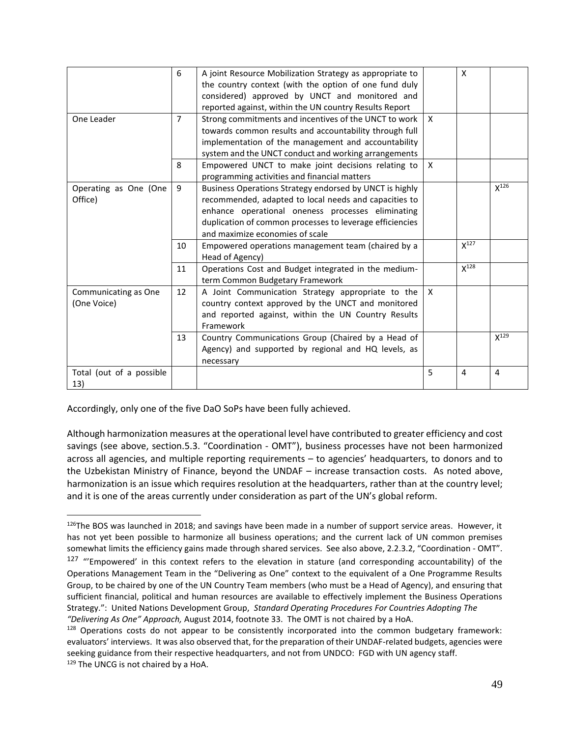| | | | | | |
|---|---|---|---|---|---|
| | 6 | A joint Resource Mobilization Strategy as appropriate to the country context (with the option of one fund duly considered) approved by UNCT and monitored and reported against, within the UN country Results Report | | X | |
| One Leader | 7 | Strong commitments and incentives of the UNCT to work towards common results and accountability through full implementation of the management and accountability system and the UNCT conduct and working arrangements | X | | |
| | 8 | Empowered UNCT to make joint decisions relating to programming activities and financial matters | X | | |
| Operating as One (One Office) | 9 | Business Operations Strategy endorsed by UNCT is highly recommended, adapted to local needs and capacities to enhance operational oneness processes eliminating duplication of common processes to leverage efficiencies and maximize economies of scale | | | X[126] |
| | 10 | Empowered operations management team (chaired by a Head of Agency) | | X[127] | |
| | 11 | Operations Cost and Budget integrated in the medium-term Common Budgetary Framework | | X[128] | |
| Communicating as One (One Voice) | 12 | A Joint Communication Strategy appropriate to the country context approved by the UNCT and monitored and reported against, within the UN Country Results Framework | X | | |
| | 13 | Country Communications Group (Chaired by a Head of Agency) and supported by regional and HQ levels, as necessary | | | X[129] |
| Total (out of a possible 13) | | | 5 | 4 | 4 |

Accordingly, only one of the five DaO SoPs have been fully achieved.

Although harmonization measures at the operational level have contributed to greater efficiency and cost savings (see above, section.5.3. "Coordination - OMT"), business processes have not been harmonized across all agencies, and multiple reporting requirements – to agencies' headquarters, to donors and to the Uzbekistan Ministry of Finance, beyond the UNDAF – increase transaction costs. As noted above, harmonization is an issue which requires resolution at the headquarters, rather than at the country level; and it is one of the areas currently under consideration as part of the UN's global reform.

[126] The BOS was launched in 2018; and savings have been made in a number of support service areas. However, it has not yet been possible to harmonize all business operations; and the current lack of UN common premises somewhat limits the efficiency gains made through shared services. See also above, 2.2.3.2, "Coordination - OMT".

[127] "'Empowered' in this context refers to the elevation in stature (and corresponding accountability) of the Operations Management Team in the "Delivering as One" context to the equivalent of a One Programme Results Group, to be chaired by one of the UN Country Team members (who must be a Head of Agency), and ensuring that sufficient financial, political and human resources are available to effectively implement the Business Operations Strategy.": United Nations Development Group, *Standard Operating Procedures For Countries Adopting The "Delivering As One" Approach,* August 2014, footnote 33. The OMT is not chaired by a HoA.

[128] Operations costs do not appear to be consistently incorporated into the common budgetary framework: evaluators' interviews. It was also observed that, for the preparation of their UNDAF-related budgets, agencies were seeking guidance from their respective headquarters, and not from UNDCO: FGD with UN agency staff.

[129] The UNCG is not chaired by a HoA.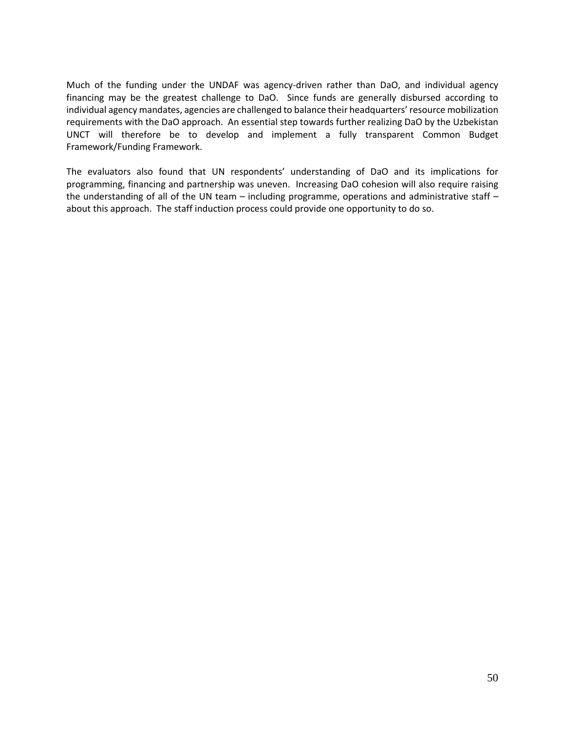Much of the funding under the UNDAF was agency-driven rather than DaO, and individual agency financing may be the greatest challenge to DaO. Since funds are generally disbursed according to individual agency mandates, agencies are challenged to balance their headquarters' resource mobilization requirements with the DaO approach. An essential step towards further realizing DaO by the Uzbekistan UNCT will therefore be to develop and implement a fully transparent Common Budget Framework/Funding Framework.

The evaluators also found that UN respondents' understanding of DaO and its implications for programming, financing and partnership was uneven. Increasing DaO cohesion will also require raising the understanding of all of the UN team – including programme, operations and administrative staff – about this approach. The staff induction process could provide one opportunity to do so.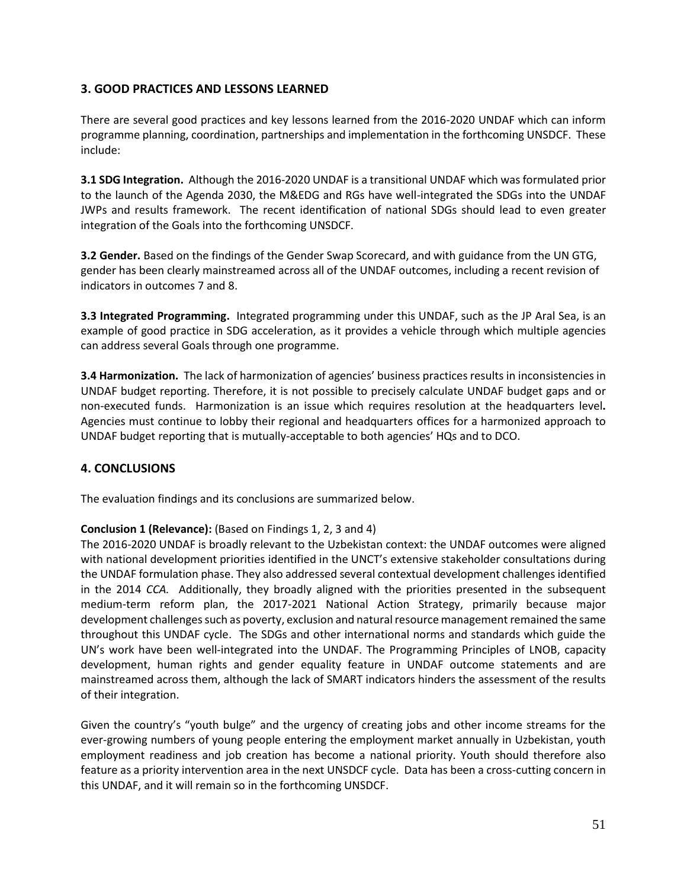## 3. GOOD PRACTICES AND LESSONS LEARNED

There are several good practices and key lessons learned from the 2016-2020 UNDAF which can inform programme planning, coordination, partnerships and implementation in the forthcoming UNSDCF. These include:

**3.1 SDG Integration.** Although the 2016-2020 UNDAF is a transitional UNDAF which was formulated prior to the launch of the Agenda 2030, the M&EDG and RGs have well-integrated the SDGs into the UNDAF JWPs and results framework. The recent identification of national SDGs should lead to even greater integration of the Goals into the forthcoming UNSDCF.

**3.2 Gender.** Based on the findings of the Gender Swap Scorecard, and with guidance from the UN GTG, gender has been clearly mainstreamed across all of the UNDAF outcomes, including a recent revision of indicators in outcomes 7 and 8.

**3.3 Integrated Programming.** Integrated programming under this UNDAF, such as the JP Aral Sea, is an example of good practice in SDG acceleration, as it provides a vehicle through which multiple agencies can address several Goals through one programme.

**3.4 Harmonization.** The lack of harmonization of agencies' business practices results in inconsistencies in UNDAF budget reporting. Therefore, it is not possible to precisely calculate UNDAF budget gaps and or non-executed funds. Harmonization is an issue which requires resolution at the headquarters level**.** Agencies must continue to lobby their regional and headquarters offices for a harmonized approach to UNDAF budget reporting that is mutually-acceptable to both agencies' HQs and to DCO.

## 4. CONCLUSIONS

The evaluation findings and its conclusions are summarized below.

**Conclusion 1 (Relevance):** (Based on Findings 1, 2, 3 and 4)
The 2016-2020 UNDAF is broadly relevant to the Uzbekistan context: the UNDAF outcomes were aligned with national development priorities identified in the UNCT's extensive stakeholder consultations during the UNDAF formulation phase. They also addressed several contextual development challenges identified in the 2014 *CCA.* Additionally, they broadly aligned with the priorities presented in the subsequent medium-term reform plan, the 2017-2021 National Action Strategy, primarily because major development challenges such as poverty, exclusion and natural resource management remained the same throughout this UNDAF cycle. The SDGs and other international norms and standards which guide the UN's work have been well-integrated into the UNDAF. The Programming Principles of LNOB, capacity development, human rights and gender equality feature in UNDAF outcome statements and are mainstreamed across them, although the lack of SMART indicators hinders the assessment of the results of their integration.

Given the country's "youth bulge" and the urgency of creating jobs and other income streams for the ever-growing numbers of young people entering the employment market annually in Uzbekistan, youth employment readiness and job creation has become a national priority. Youth should therefore also feature as a priority intervention area in the next UNSDCF cycle. Data has been a cross-cutting concern in this UNDAF, and it will remain so in the forthcoming UNSDCF.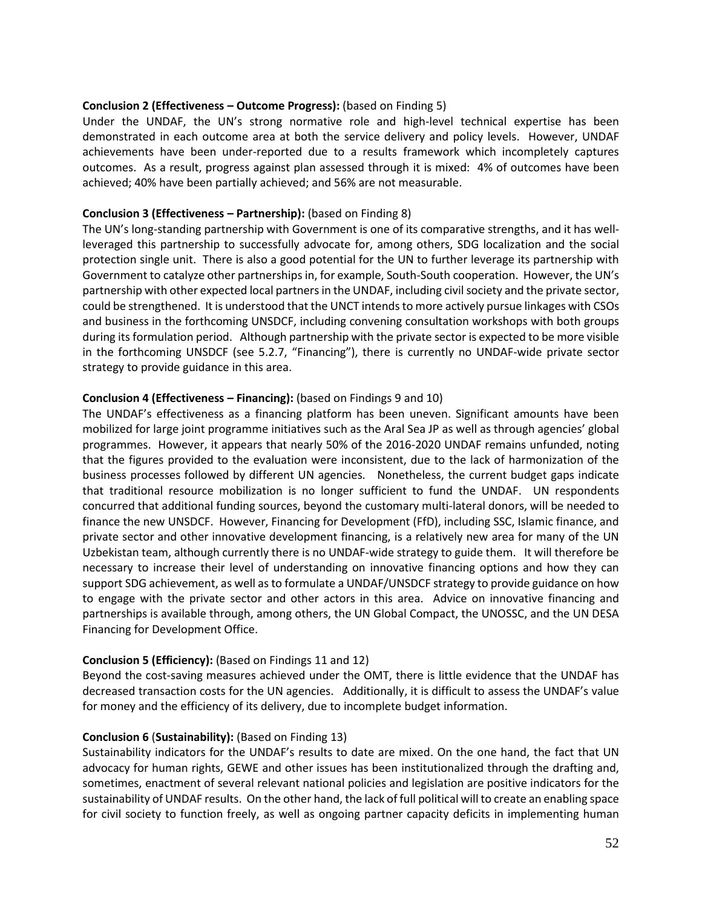**Conclusion 2 (Effectiveness – Outcome Progress):** (based on Finding 5)
Under the UNDAF, the UN's strong normative role and high-level technical expertise has been demonstrated in each outcome area at both the service delivery and policy levels. However, UNDAF achievements have been under-reported due to a results framework which incompletely captures outcomes. As a result, progress against plan assessed through it is mixed: 4% of outcomes have been achieved; 40% have been partially achieved; and 56% are not measurable.

**Conclusion 3 (Effectiveness – Partnership):** (based on Finding 8)
The UN's long-standing partnership with Government is one of its comparative strengths, and it has well-leveraged this partnership to successfully advocate for, among others, SDG localization and the social protection single unit. There is also a good potential for the UN to further leverage its partnership with Government to catalyze other partnerships in, for example, South-South cooperation. However, the UN's partnership with other expected local partners in the UNDAF, including civil society and the private sector, could be strengthened. It is understood that the UNCT intends to more actively pursue linkages with CSOs and business in the forthcoming UNSDCF, including convening consultation workshops with both groups during its formulation period. Although partnership with the private sector is expected to be more visible in the forthcoming UNSDCF (see 5.2.7, "Financing"), there is currently no UNDAF-wide private sector strategy to provide guidance in this area.

**Conclusion 4 (Effectiveness – Financing):** (based on Findings 9 and 10)
The UNDAF's effectiveness as a financing platform has been uneven. Significant amounts have been mobilized for large joint programme initiatives such as the Aral Sea JP as well as through agencies' global programmes. However, it appears that nearly 50% of the 2016-2020 UNDAF remains unfunded, noting that the figures provided to the evaluation were inconsistent, due to the lack of harmonization of the business processes followed by different UN agencies. Nonetheless, the current budget gaps indicate that traditional resource mobilization is no longer sufficient to fund the UNDAF. UN respondents concurred that additional funding sources, beyond the customary multi-lateral donors, will be needed to finance the new UNSDCF. However, Financing for Development (FfD), including SSC, Islamic finance, and private sector and other innovative development financing, is a relatively new area for many of the UN Uzbekistan team, although currently there is no UNDAF-wide strategy to guide them. It will therefore be necessary to increase their level of understanding on innovative financing options and how they can support SDG achievement, as well as to formulate a UNDAF/UNSDCF strategy to provide guidance on how to engage with the private sector and other actors in this area. Advice on innovative financing and partnerships is available through, among others, the UN Global Compact, the UNOSSC, and the UN DESA Financing for Development Office.

**Conclusion 5 (Efficiency):** (Based on Findings 11 and 12)
Beyond the cost-saving measures achieved under the OMT, there is little evidence that the UNDAF has decreased transaction costs for the UN agencies. Additionally, it is difficult to assess the UNDAF's value for money and the efficiency of its delivery, due to incomplete budget information.

**Conclusion 6** (**Sustainability):** (Based on Finding 13)
Sustainability indicators for the UNDAF's results to date are mixed. On the one hand, the fact that UN advocacy for human rights, GEWE and other issues has been institutionalized through the drafting and, sometimes, enactment of several relevant national policies and legislation are positive indicators for the sustainability of UNDAF results. On the other hand, the lack of full political will to create an enabling space for civil society to function freely, as well as ongoing partner capacity deficits in implementing human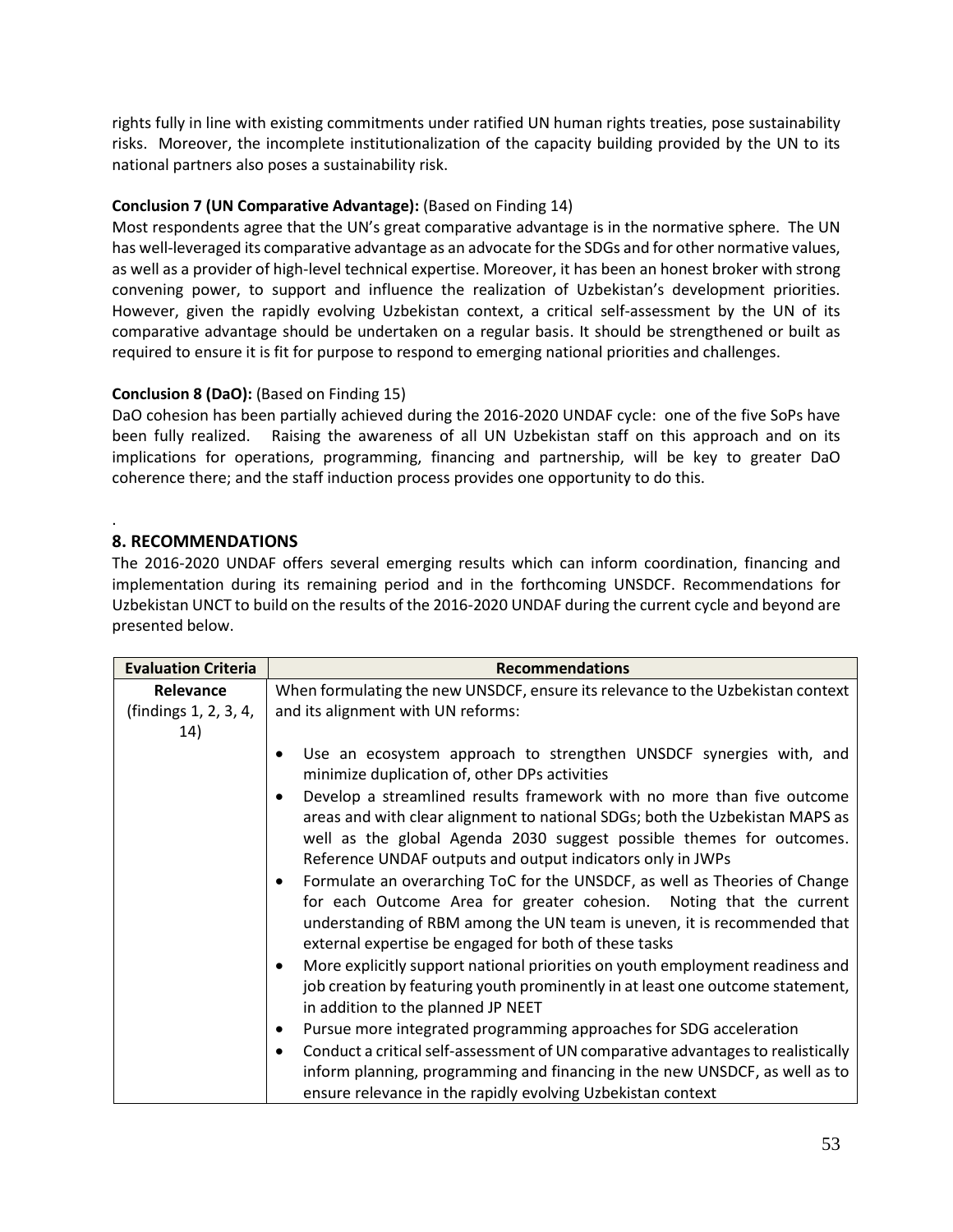rights fully in line with existing commitments under ratified UN human rights treaties, pose sustainability risks. Moreover, the incomplete institutionalization of the capacity building provided by the UN to its national partners also poses a sustainability risk.

**Conclusion 7 (UN Comparative Advantage):** (Based on Finding 14)
Most respondents agree that the UN's great comparative advantage is in the normative sphere. The UN has well-leveraged its comparative advantage as an advocate for the SDGs and for other normative values, as well as a provider of high-level technical expertise. Moreover, it has been an honest broker with strong convening power, to support and influence the realization of Uzbekistan's development priorities. However, given the rapidly evolving Uzbekistan context, a critical self-assessment by the UN of its comparative advantage should be undertaken on a regular basis. It should be strengthened or built as required to ensure it is fit for purpose to respond to emerging national priorities and challenges.

**Conclusion 8 (DaO):** (Based on Finding 15)
DaO cohesion has been partially achieved during the 2016-2020 UNDAF cycle: one of the five SoPs have been fully realized. Raising the awareness of all UN Uzbekistan staff on this approach and on its implications for operations, programming, financing and partnership, will be key to greater DaO coherence there; and the staff induction process provides one opportunity to do this.

.

## 8. RECOMMENDATIONS

The 2016-2020 UNDAF offers several emerging results which can inform coordination, financing and implementation during its remaining period and in the forthcoming UNSDCF. Recommendations for Uzbekistan UNCT to build on the results of the 2016-2020 UNDAF during the current cycle and beyond are presented below.

| Evaluation Criteria | Recommendations |
|---|---|
| **Relevance** (findings 1, 2, 3, 4, 14) | When formulating the new UNSDCF, ensure its relevance to the Uzbekistan context and its alignment with UN reforms:<br>• Use an ecosystem approach to strengthen UNSDCF synergies with, and minimize duplication of, other DPs activities<br>• Develop a streamlined results framework with no more than five outcome areas and with clear alignment to national SDGs; both the Uzbekistan MAPS as well as the global Agenda 2030 suggest possible themes for outcomes. Reference UNDAF outputs and output indicators only in JWPs<br>• Formulate an overarching ToC for the UNSDCF, as well as Theories of Change for each Outcome Area for greater cohesion. Noting that the current understanding of RBM among the UN team is uneven, it is recommended that external expertise be engaged for both of these tasks<br>• More explicitly support national priorities on youth employment readiness and job creation by featuring youth prominently in at least one outcome statement, in addition to the planned JP NEET<br>• Pursue more integrated programming approaches for SDG acceleration<br>• Conduct a critical self-assessment of UN comparative advantages to realistically inform planning, programming and financing in the new UNSDCF, as well as to ensure relevance in the rapidly evolving Uzbekistan context |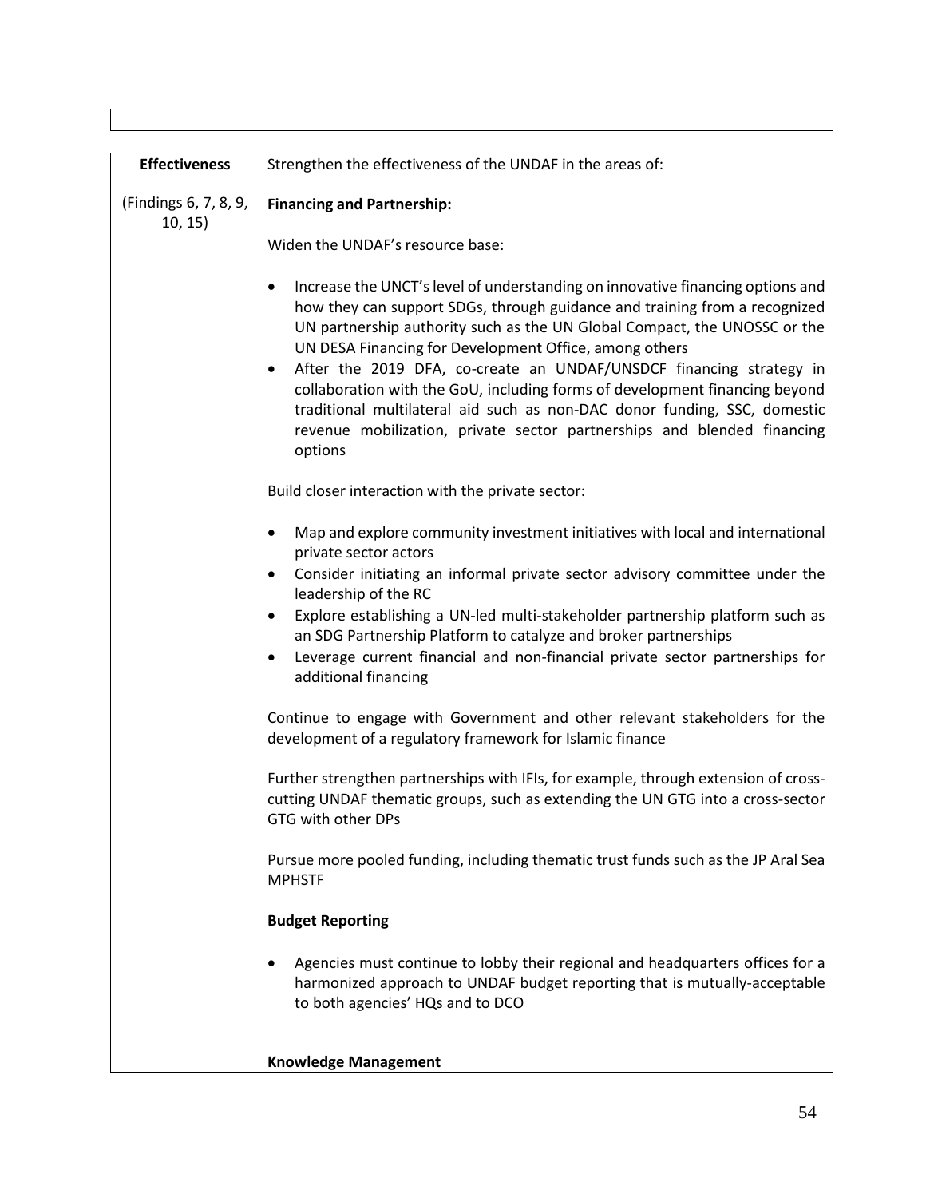| | |
|---|---|
| **Effectiveness**<br><br>(Findings 6, 7, 8, 9, 10, 15) | Strengthen the effectiveness of the UNDAF in the areas of:<br><br>**Financing and Partnership:**<br><br>Widen the UNDAF's resource base:<br><br>• Increase the UNCT's level of understanding on innovative financing options and how they can support SDGs, through guidance and training from a recognized UN partnership authority such as the UN Global Compact, the UNOSSC or the UN DESA Financing for Development Office, among others<br>• After the 2019 DFA, co-create an UNDAF/UNSDCF financing strategy in collaboration with the GoU, including forms of development financing beyond traditional multilateral aid such as non-DAC donor funding, SSC, domestic revenue mobilization, private sector partnerships and blended financing options<br><br>Build closer interaction with the private sector:<br><br>• Map and explore community investment initiatives with local and international private sector actors<br>• Consider initiating an informal private sector advisory committee under the leadership of the RC<br>• Explore establishing a UN-led multi-stakeholder partnership platform such as an SDG Partnership Platform to catalyze and broker partnerships<br>• Leverage current financial and non-financial private sector partnerships for additional financing<br><br>Continue to engage with Government and other relevant stakeholders for the development of a regulatory framework for Islamic finance<br><br>Further strengthen partnerships with IFIs, for example, through extension of cross-cutting UNDAF thematic groups, such as extending the UN GTG into a cross-sector GTG with other DPs<br><br>Pursue more pooled funding, including thematic trust funds such as the JP Aral Sea MPHSTF<br><br>**Budget Reporting**<br><br>• Agencies must continue to lobby their regional and headquarters offices for a harmonized approach to UNDAF budget reporting that is mutually-acceptable to both agencies' HQs and to DCO<br><br>**Knowledge Management** |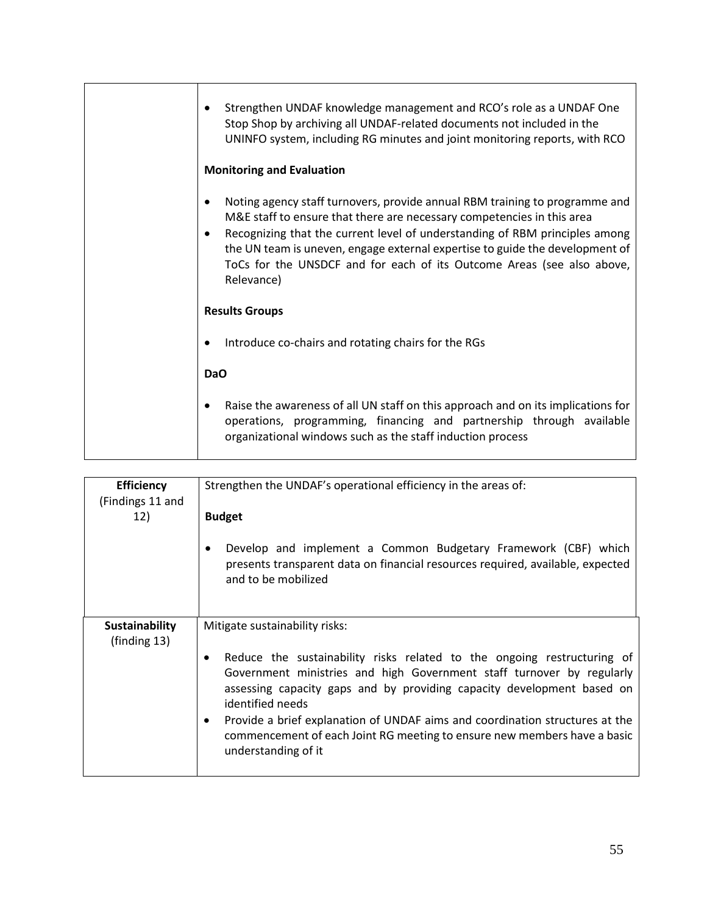| | |
|---|---|
| | • Strengthen UNDAF knowledge management and RCO's role as a UNDAF One Stop Shop by archiving all UNDAF-related documents not included in the UNINFO system, including RG minutes and joint monitoring reports, with RCO<br><br>**Monitoring and Evaluation**<br><br>• Noting agency staff turnovers, provide annual RBM training to programme and M&E staff to ensure that there are necessary competencies in this area<br>• Recognizing that the current level of understanding of RBM principles among the UN team is uneven, engage external expertise to guide the development of ToCs for the UNSDCF and for each of its Outcome Areas (see also above, Relevance)<br><br>**Results Groups**<br><br>• Introduce co-chairs and rotating chairs for the RGs<br><br>**DaO**<br><br>• Raise the awareness of all UN staff on this approach and on its implications for operations, programming, financing and partnership through available organizational windows such as the staff induction process |
| **Efficiency** (Findings 11 and 12) | Strengthen the UNDAF's operational efficiency in the areas of:<br><br>**Budget**<br><br>• Develop and implement a Common Budgetary Framework (CBF) which presents transparent data on financial resources required, available, expected and to be mobilized |
| **Sustainability** (finding 13) | Mitigate sustainability risks:<br><br>• Reduce the sustainability risks related to the ongoing restructuring of Government ministries and high Government staff turnover by regularly assessing capacity gaps and by providing capacity development based on identified needs<br>• Provide a brief explanation of UNDAF aims and coordination structures at the commencement of each Joint RG meeting to ensure new members have a basic understanding of it |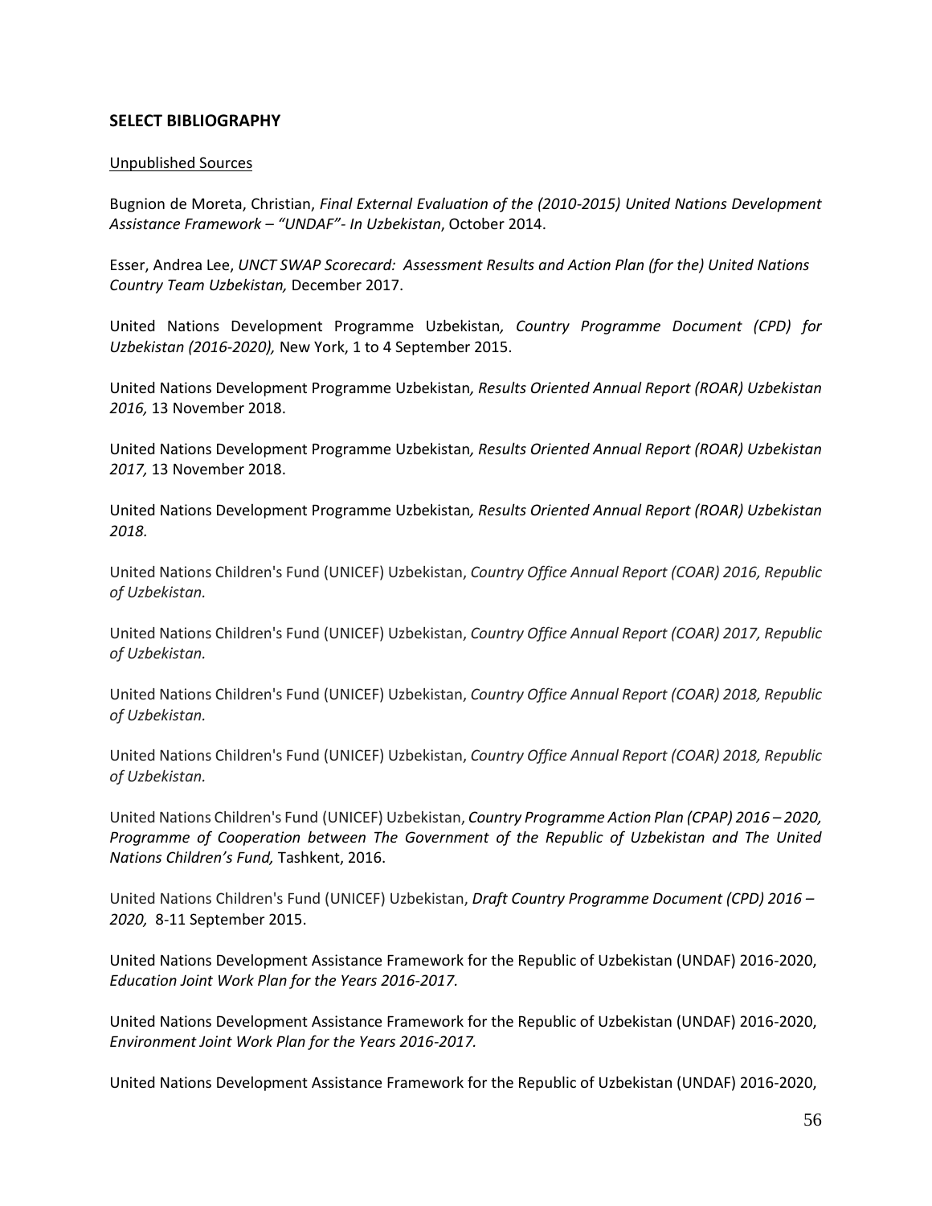## SELECT BIBLIOGRAPHY

Unpublished Sources

Bugnion de Moreta, Christian, *Final External Evaluation of the (2010-2015) United Nations Development Assistance Framework – "UNDAF"- In Uzbekistan*, October 2014.

Esser, Andrea Lee, *UNCT SWAP Scorecard: Assessment Results and Action Plan (for the) United Nations Country Team Uzbekistan,* December 2017.

United Nations Development Programme Uzbekistan*, Country Programme Document (CPD) for Uzbekistan (2016-2020),* New York, 1 to 4 September 2015.

United Nations Development Programme Uzbekistan*, Results Oriented Annual Report (ROAR) Uzbekistan 2016,* 13 November 2018.

United Nations Development Programme Uzbekistan*, Results Oriented Annual Report (ROAR) Uzbekistan 2017,* 13 November 2018.

United Nations Development Programme Uzbekistan*, Results Oriented Annual Report (ROAR) Uzbekistan 2018.*

United Nations Children's Fund (UNICEF) Uzbekistan, *Country Office Annual Report (COAR) 2016, Republic of Uzbekistan.*

United Nations Children's Fund (UNICEF) Uzbekistan, *Country Office Annual Report (COAR) 2017, Republic of Uzbekistan.*

United Nations Children's Fund (UNICEF) Uzbekistan, *Country Office Annual Report (COAR) 2018, Republic of Uzbekistan.*

United Nations Children's Fund (UNICEF) Uzbekistan, *Country Office Annual Report (COAR) 2018, Republic of Uzbekistan.*

United Nations Children's Fund (UNICEF) Uzbekistan, *Country Programme Action Plan (CPAP) 2016 – 2020, Programme of Cooperation between The Government of the Republic of Uzbekistan and The United Nations Children's Fund,* Tashkent, 2016.

United Nations Children's Fund (UNICEF) Uzbekistan, *Draft Country Programme Document (CPD) 2016 – 2020,* 8-11 September 2015.

United Nations Development Assistance Framework for the Republic of Uzbekistan (UNDAF) 2016-2020, *Education Joint Work Plan for the Years 2016-2017.*

United Nations Development Assistance Framework for the Republic of Uzbekistan (UNDAF) 2016-2020, *Environment Joint Work Plan for the Years 2016-2017.*

United Nations Development Assistance Framework for the Republic of Uzbekistan (UNDAF) 2016-2020,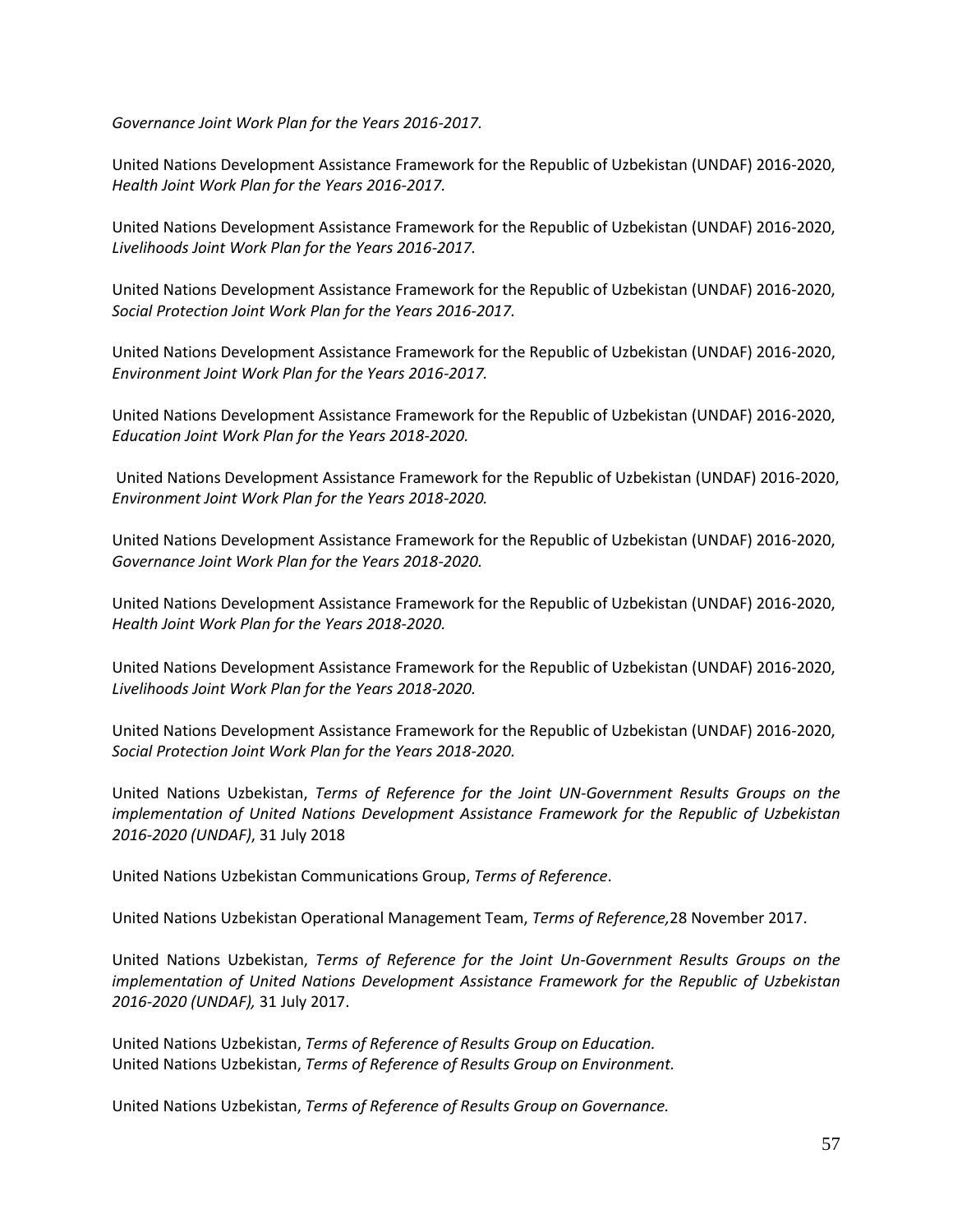*Governance Joint Work Plan for the Years 2016-2017.*

United Nations Development Assistance Framework for the Republic of Uzbekistan (UNDAF) 2016-2020, *Health Joint Work Plan for the Years 2016-2017.*

United Nations Development Assistance Framework for the Republic of Uzbekistan (UNDAF) 2016-2020, *Livelihoods Joint Work Plan for the Years 2016-2017.*

United Nations Development Assistance Framework for the Republic of Uzbekistan (UNDAF) 2016-2020, *Social Protection Joint Work Plan for the Years 2016-2017.*

United Nations Development Assistance Framework for the Republic of Uzbekistan (UNDAF) 2016-2020, *Environment Joint Work Plan for the Years 2016-2017.*

United Nations Development Assistance Framework for the Republic of Uzbekistan (UNDAF) 2016-2020, *Education Joint Work Plan for the Years 2018-2020.*

United Nations Development Assistance Framework for the Republic of Uzbekistan (UNDAF) 2016-2020, *Environment Joint Work Plan for the Years 2018-2020.*

United Nations Development Assistance Framework for the Republic of Uzbekistan (UNDAF) 2016-2020, *Governance Joint Work Plan for the Years 2018-2020.*

United Nations Development Assistance Framework for the Republic of Uzbekistan (UNDAF) 2016-2020, *Health Joint Work Plan for the Years 2018-2020.*

United Nations Development Assistance Framework for the Republic of Uzbekistan (UNDAF) 2016-2020, *Livelihoods Joint Work Plan for the Years 2018-2020.*

United Nations Development Assistance Framework for the Republic of Uzbekistan (UNDAF) 2016-2020, *Social Protection Joint Work Plan for the Years 2018-2020.*

United Nations Uzbekistan, *Terms of Reference for the Joint UN-Government Results Groups on the implementation of United Nations Development Assistance Framework for the Republic of Uzbekistan 2016-2020 (UNDAF)*, 31 July 2018

United Nations Uzbekistan Communications Group, *Terms of Reference*.

United Nations Uzbekistan Operational Management Team, *Terms of Reference,*28 November 2017.

United Nations Uzbekistan, *Terms of Reference for the Joint Un-Government Results Groups on the implementation of United Nations Development Assistance Framework for the Republic of Uzbekistan 2016-2020 (UNDAF),* 31 July 2017.

United Nations Uzbekistan, *Terms of Reference of Results Group on Education.*
United Nations Uzbekistan, *Terms of Reference of Results Group on Environment.*

United Nations Uzbekistan, *Terms of Reference of Results Group on Governance.*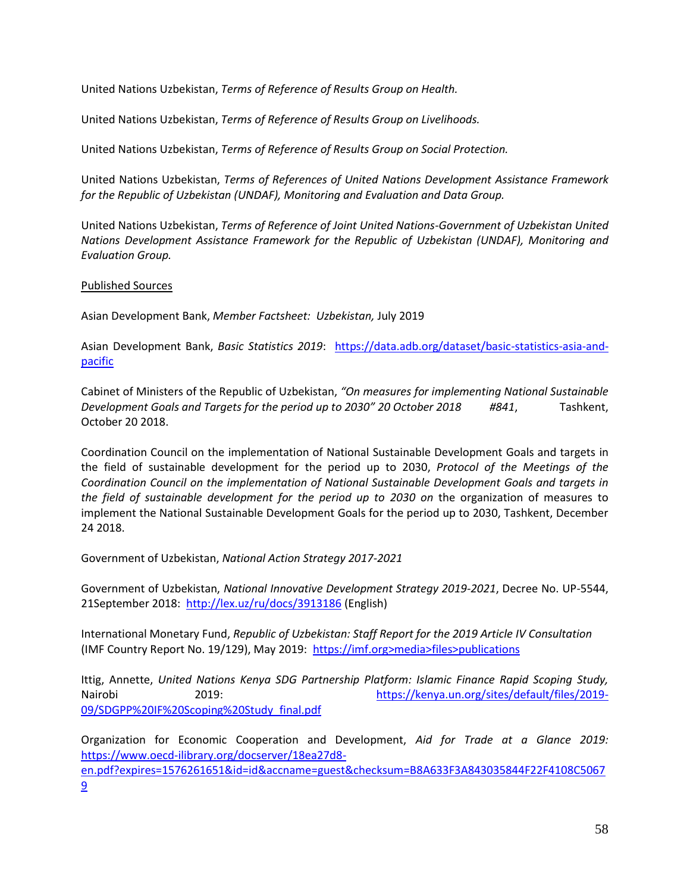United Nations Uzbekistan, *Terms of Reference of Results Group on Health.*

United Nations Uzbekistan, *Terms of Reference of Results Group on Livelihoods.*

United Nations Uzbekistan, *Terms of Reference of Results Group on Social Protection.*

United Nations Uzbekistan, *Terms of References of United Nations Development Assistance Framework for the Republic of Uzbekistan (UNDAF), Monitoring and Evaluation and Data Group.*

United Nations Uzbekistan, *Terms of Reference of Joint United Nations-Government of Uzbekistan United Nations Development Assistance Framework for the Republic of Uzbekistan (UNDAF), Monitoring and Evaluation Group.*

<u>Published Sources</u>

Asian Development Bank, *Member Factsheet: Uzbekistan,* July 2019

Asian Development Bank, *Basic Statistics 2019*: [https://data.adb.org/dataset/basic-statistics-asia-and-pacific](https://data.adb.org/dataset/basic-statistics-asia-and-pacific)

Cabinet of Ministers of the Republic of Uzbekistan, *"On measures for implementing National Sustainable Development Goals and Targets for the period up to 2030" 20 October 2018 #841*, Tashkent, October 20 2018.

Coordination Council on the implementation of National Sustainable Development Goals and targets in the field of sustainable development for the period up to 2030, *Protocol of the Meetings of the Coordination Council on the implementation of National Sustainable Development Goals and targets in the field of sustainable development for the period up to 2030 on* the organization of measures to implement the National Sustainable Development Goals for the period up to 2030, Tashkent, December 24 2018.

Government of Uzbekistan, *National Action Strategy 2017-2021*

Government of Uzbekistan, *National Innovative Development Strategy 2019-2021*, Decree No. UP-5544, 21September 2018: [http://lex.uz/ru/docs/3913186](http://lex.uz/ru/docs/3913186) (English)

International Monetary Fund, *Republic of Uzbekistan: Staff Report for the 2019 Article IV Consultation* (IMF Country Report No. 19/129), May 2019: https://imf.org>media>files>publications

Ittig, Annette, *United Nations Kenya SDG Partnership Platform: Islamic Finance Rapid Scoping Study,* Nairobi 2019: [https://kenya.un.org/sites/default/files/2019-09/SDGPP%20IF%20Scoping%20Study_final.pdf](https://kenya.un.org/sites/default/files/2019-09/SDGPP%20IF%20Scoping%20Study_final.pdf)

Organization for Economic Cooperation and Development, *Aid for Trade at a Glance 2019:* [https://www.oecd-ilibrary.org/docserver/18ea27d8-en.pdf?expires=1576261651&id=id&accname=guest&checksum=B8A633F3A843035844F22F4108C50679](https://www.oecd-ilibrary.org/docserver/18ea27d8-en.pdf?expires=1576261651&id=id&accname=guest&checksum=B8A633F3A843035844F22F4108C50679)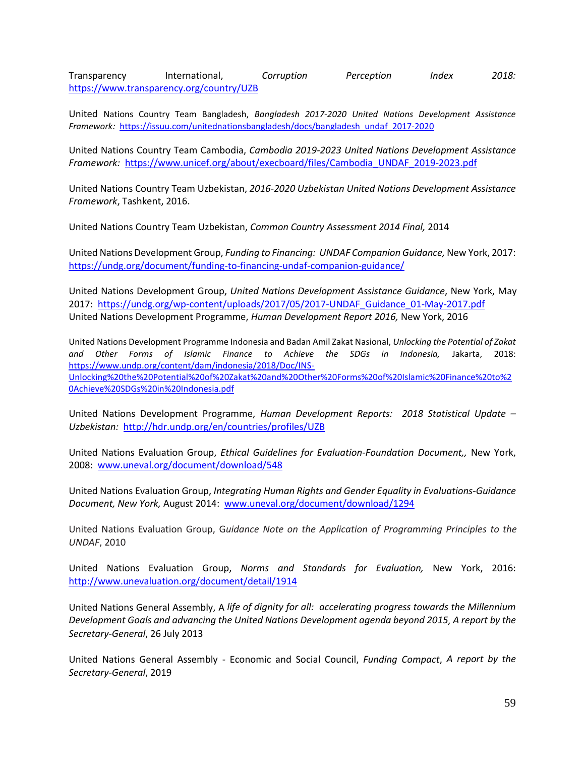Transparency International, *Corruption Perception Index 2018:* https://www.transparency.org/country/UZB

United Nations Country Team Bangladesh, *Bangladesh 2017-2020 United Nations Development Assistance Framework:* https://issuu.com/unitednationsbangladesh/docs/bangladesh_undaf_2017-2020

United Nations Country Team Cambodia, *Cambodia 2019-2023 United Nations Development Assistance Framework:* https://www.unicef.org/about/execboard/files/Cambodia_UNDAF_2019-2023.pdf

United Nations Country Team Uzbekistan, *2016-2020 Uzbekistan United Nations Development Assistance Framework*, Tashkent, 2016.

United Nations Country Team Uzbekistan, *Common Country Assessment 2014 Final,* 2014

United Nations Development Group, *Funding to Financing: UNDAF Companion Guidance,* New York, 2017: https://undg.org/document/funding-to-financing-undaf-companion-guidance/

United Nations Development Group, *United Nations Development Assistance Guidance*, New York, May 2017: https://undg.org/wp-content/uploads/2017/05/2017-UNDAF_Guidance_01-May-2017.pdf
United Nations Development Programme, *Human Development Report 2016,* New York, 2016

United Nations Development Programme Indonesia and Badan Amil Zakat Nasional, *Unlocking the Potential of Zakat and Other Forms of Islamic Finance to Achieve the SDGs in Indonesia,* Jakarta, 2018: https://www.undp.org/content/dam/indonesia/2018/Doc/INS-Unlocking%20the%20Potential%20of%20Zakat%20and%20Other%20Forms%20of%20Islamic%20Finance%20to%20Achieve%20SDGs%20in%20Indonesia.pdf

United Nations Development Programme, *Human Development Reports: 2018 Statistical Update – Uzbekistan:* http://hdr.undp.org/en/countries/profiles/UZB

United Nations Evaluation Group, *Ethical Guidelines for Evaluation-Foundation Document,,* New York, 2008: www.uneval.org/document/download/548

United Nations Evaluation Group, *Integrating Human Rights and Gender Equality in Evaluations-Guidance Document, New York,* August 2014: www.uneval.org/document/download/1294

United Nations Evaluation Group, G*uidance Note on the Application of Programming Principles to the UNDAF*, 2010

United Nations Evaluation Group, *Norms and Standards for Evaluation,* New York, 2016: http://www.unevaluation.org/document/detail/1914

United Nations General Assembly, A *life of dignity for all: accelerating progress towards the Millennium Development Goals and advancing the United Nations Development agenda beyond 2015, A report by the Secretary-General*, 26 July 2013

United Nations General Assembly - Economic and Social Council, *Funding Compact*, *A report by the Secretary-General*, 2019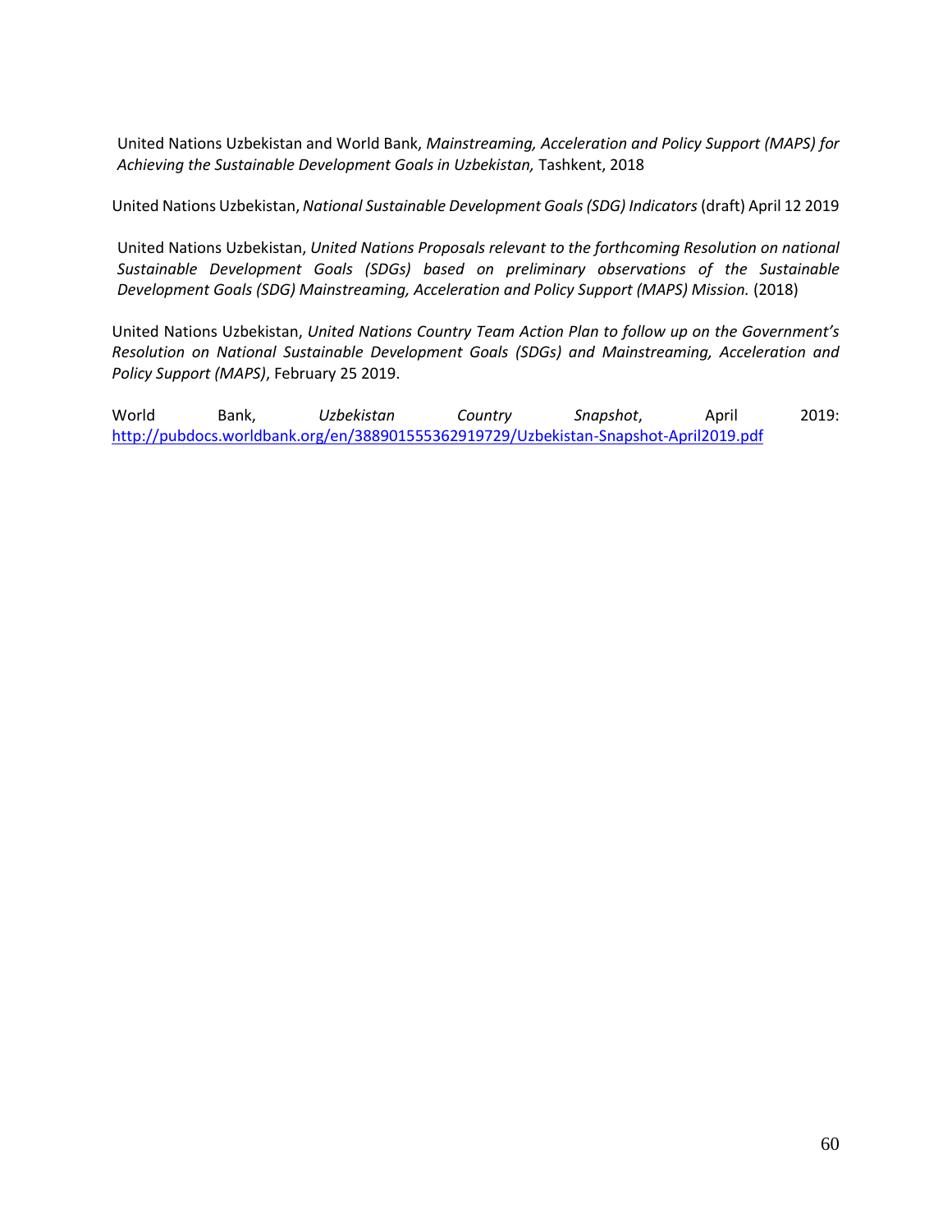United Nations Uzbekistan and World Bank, *Mainstreaming, Acceleration and Policy Support (MAPS) for Achieving the Sustainable Development Goals in Uzbekistan,* Tashkent, 2018

United Nations Uzbekistan, *National Sustainable Development Goals (SDG) Indicators* (draft) April 12 2019

United Nations Uzbekistan, *United Nations Proposals relevant to the forthcoming Resolution on national Sustainable Development Goals (SDGs) based on preliminary observations of the Sustainable Development Goals (SDG) Mainstreaming, Acceleration and Policy Support (MAPS) Mission.* (2018)

United Nations Uzbekistan, *United Nations Country Team Action Plan to follow up on the Government's Resolution on National Sustainable Development Goals (SDGs) and Mainstreaming, Acceleration and Policy Support (MAPS)*, February 25 2019.

World Bank, *Uzbekistan Country Snapshot*, April 2019: http://pubdocs.worldbank.org/en/388901555362919729/Uzbekistan-Snapshot-April2019.pdf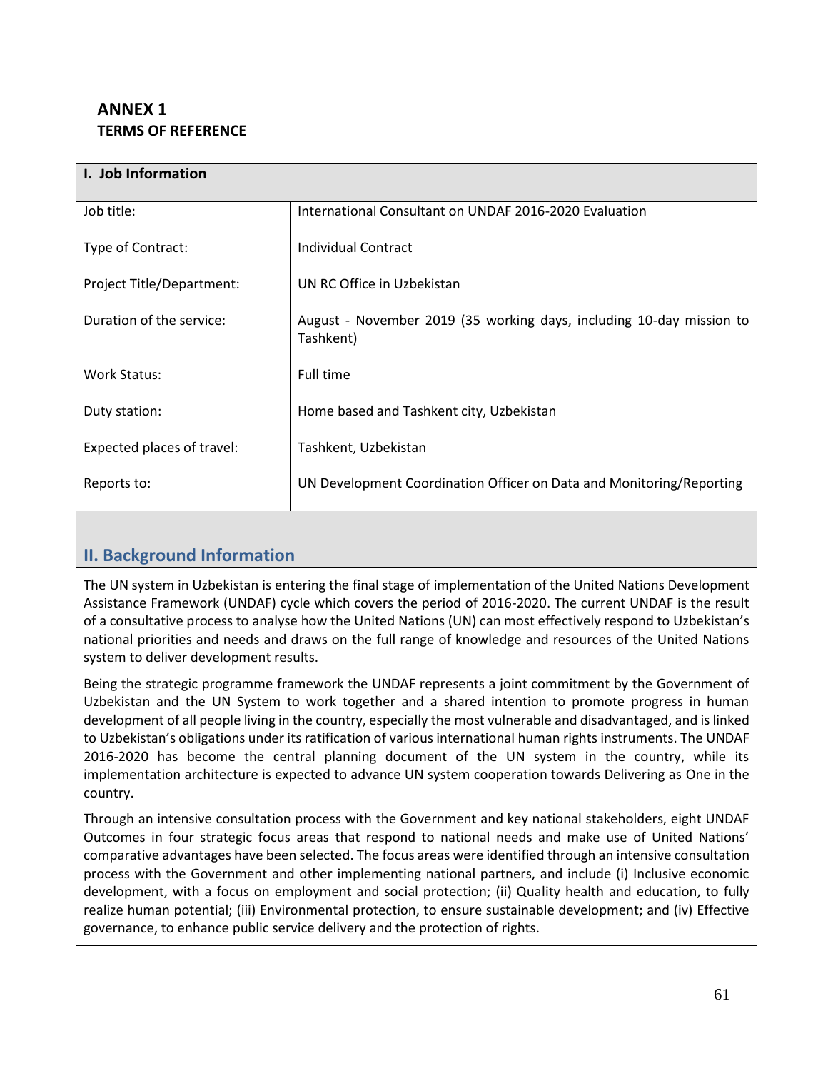## ANNEX 1
### TERMS OF REFERENCE

| I. Job Information | |
|---|---|
| Job title: | International Consultant on UNDAF 2016-2020 Evaluation |
| Type of Contract: | Individual Contract |
| Project Title/Department: | UN RC Office in Uzbekistan |
| Duration of the service: | August - November 2019 (35 working days, including 10-day mission to Tashkent) |
| Work Status: | Full time |
| Duty station: | Home based and Tashkent city, Uzbekistan |
| Expected places of travel: | Tashkent, Uzbekistan |
| Reports to: | UN Development Coordination Officer on Data and Monitoring/Reporting |

## II. Background Information

The UN system in Uzbekistan is entering the final stage of implementation of the United Nations Development Assistance Framework (UNDAF) cycle which covers the period of 2016-2020. The current UNDAF is the result of a consultative process to analyse how the United Nations (UN) can most effectively respond to Uzbekistan's national priorities and needs and draws on the full range of knowledge and resources of the United Nations system to deliver development results.

Being the strategic programme framework the UNDAF represents a joint commitment by the Government of Uzbekistan and the UN System to work together and a shared intention to promote progress in human development of all people living in the country, especially the most vulnerable and disadvantaged, and is linked to Uzbekistan's obligations under its ratification of various international human rights instruments. The UNDAF 2016-2020 has become the central planning document of the UN system in the country, while its implementation architecture is expected to advance UN system cooperation towards Delivering as One in the country.

Through an intensive consultation process with the Government and key national stakeholders, eight UNDAF Outcomes in four strategic focus areas that respond to national needs and make use of United Nations' comparative advantages have been selected. The focus areas were identified through an intensive consultation process with the Government and other implementing national partners, and include (i) Inclusive economic development, with a focus on employment and social protection; (ii) Quality health and education, to fully realize human potential; (iii) Environmental protection, to ensure sustainable development; and (iv) Effective governance, to enhance public service delivery and the protection of rights.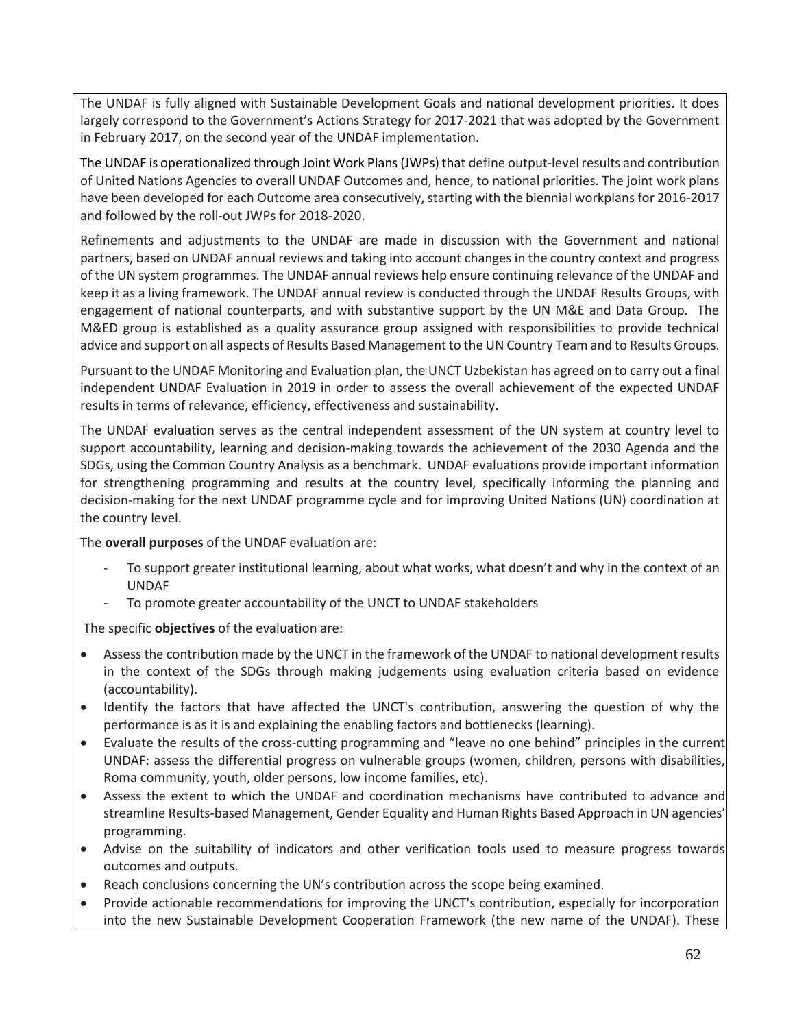The UNDAF is fully aligned with Sustainable Development Goals and national development priorities. It does largely correspond to the Government's Actions Strategy for 2017-2021 that was adopted by the Government in February 2017, on the second year of the UNDAF implementation.

The UNDAF is operationalized through Joint Work Plans (JWPs) that define output-level results and contribution of United Nations Agencies to overall UNDAF Outcomes and, hence, to national priorities. The joint work plans have been developed for each Outcome area consecutively, starting with the biennial workplans for 2016-2017 and followed by the roll-out JWPs for 2018-2020.

Refinements and adjustments to the UNDAF are made in discussion with the Government and national partners, based on UNDAF annual reviews and taking into account changes in the country context and progress of the UN system programmes. The UNDAF annual reviews help ensure continuing relevance of the UNDAF and keep it as a living framework. The UNDAF annual review is conducted through the UNDAF Results Groups, with engagement of national counterparts, and with substantive support by the UN M&E and Data Group. The M&ED group is established as a quality assurance group assigned with responsibilities to provide technical advice and support on all aspects of Results Based Management to the UN Country Team and to Results Groups.

Pursuant to the UNDAF Monitoring and Evaluation plan, the UNCT Uzbekistan has agreed on to carry out a final independent UNDAF Evaluation in 2019 in order to assess the overall achievement of the expected UNDAF results in terms of relevance, efficiency, effectiveness and sustainability.

The UNDAF evaluation serves as the central independent assessment of the UN system at country level to support accountability, learning and decision-making towards the achievement of the 2030 Agenda and the SDGs, using the Common Country Analysis as a benchmark. UNDAF evaluations provide important information for strengthening programming and results at the country level, specifically informing the planning and decision-making for the next UNDAF programme cycle and for improving United Nations (UN) coordination at the country level.

The **overall purposes** of the UNDAF evaluation are:

- To support greater institutional learning, about what works, what doesn't and why in the context of an UNDAF
- To promote greater accountability of the UNCT to UNDAF stakeholders

The specific **objectives** of the evaluation are:

- Assess the contribution made by the UNCT in the framework of the UNDAF to national development results in the context of the SDGs through making judgements using evaluation criteria based on evidence (accountability).
- Identify the factors that have affected the UNCT's contribution, answering the question of why the performance is as it is and explaining the enabling factors and bottlenecks (learning).
- Evaluate the results of the cross-cutting programming and "leave no one behind" principles in the current UNDAF: assess the differential progress on vulnerable groups (women, children, persons with disabilities, Roma community, youth, older persons, low income families, etc).
- Assess the extent to which the UNDAF and coordination mechanisms have contributed to advance and streamline Results-based Management, Gender Equality and Human Rights Based Approach in UN agencies' programming.
- Advise on the suitability of indicators and other verification tools used to measure progress towards outcomes and outputs.
- Reach conclusions concerning the UN's contribution across the scope being examined.
- Provide actionable recommendations for improving the UNCT's contribution, especially for incorporation into the new Sustainable Development Cooperation Framework (the new name of the UNDAF). These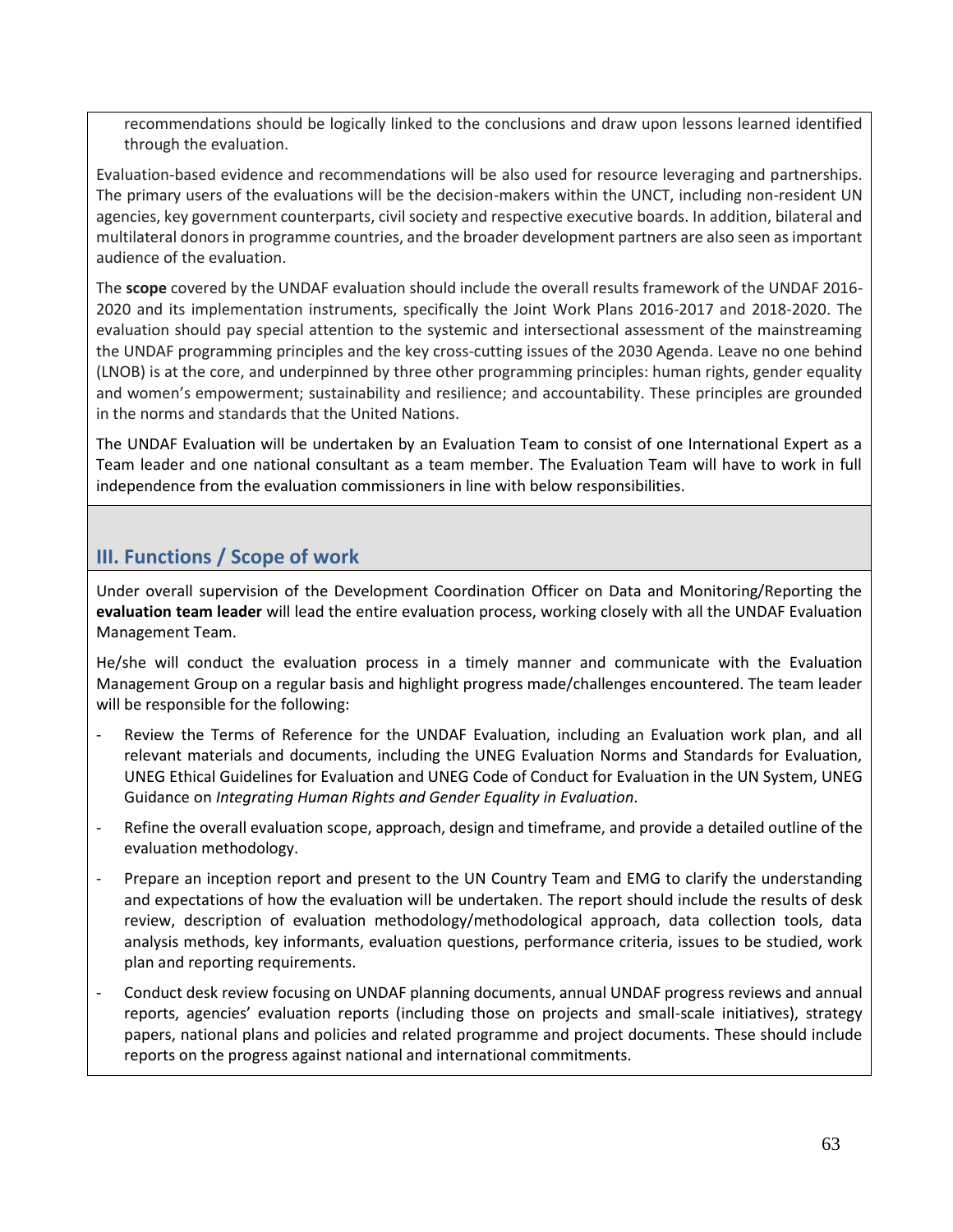recommendations should be logically linked to the conclusions and draw upon lessons learned identified through the evaluation.

Evaluation-based evidence and recommendations will be also used for resource leveraging and partnerships. The primary users of the evaluations will be the decision-makers within the UNCT, including non-resident UN agencies, key government counterparts, civil society and respective executive boards. In addition, bilateral and multilateral donors in programme countries, and the broader development partners are also seen as important audience of the evaluation.

The **scope** covered by the UNDAF evaluation should include the overall results framework of the UNDAF 2016-2020 and its implementation instruments, specifically the Joint Work Plans 2016-2017 and 2018-2020. The evaluation should pay special attention to the systemic and intersectional assessment of the mainstreaming the UNDAF programming principles and the key cross-cutting issues of the 2030 Agenda. Leave no one behind (LNOB) is at the core, and underpinned by three other programming principles: human rights, gender equality and women's empowerment; sustainability and resilience; and accountability. These principles are grounded in the norms and standards that the United Nations.

The UNDAF Evaluation will be undertaken by an Evaluation Team to consist of one International Expert as a Team leader and one national consultant as a team member. The Evaluation Team will have to work in full independence from the evaluation commissioners in line with below responsibilities.

## III. Functions / Scope of work

Under overall supervision of the Development Coordination Officer on Data and Monitoring/Reporting the **evaluation team leader** will lead the entire evaluation process, working closely with all the UNDAF Evaluation Management Team.

He/she will conduct the evaluation process in a timely manner and communicate with the Evaluation Management Group on a regular basis and highlight progress made/challenges encountered. The team leader will be responsible for the following:

- Review the Terms of Reference for the UNDAF Evaluation, including an Evaluation work plan, and all relevant materials and documents, including the UNEG Evaluation Norms and Standards for Evaluation, UNEG Ethical Guidelines for Evaluation and UNEG Code of Conduct for Evaluation in the UN System, UNEG Guidance on *Integrating Human Rights and Gender Equality in Evaluation*.
- Refine the overall evaluation scope, approach, design and timeframe, and provide a detailed outline of the evaluation methodology.
- Prepare an inception report and present to the UN Country Team and EMG to clarify the understanding and expectations of how the evaluation will be undertaken. The report should include the results of desk review, description of evaluation methodology/methodological approach, data collection tools, data analysis methods, key informants, evaluation questions, performance criteria, issues to be studied, work plan and reporting requirements.
- Conduct desk review focusing on UNDAF planning documents, annual UNDAF progress reviews and annual reports, agencies' evaluation reports (including those on projects and small-scale initiatives), strategy papers, national plans and policies and related programme and project documents. These should include reports on the progress against national and international commitments.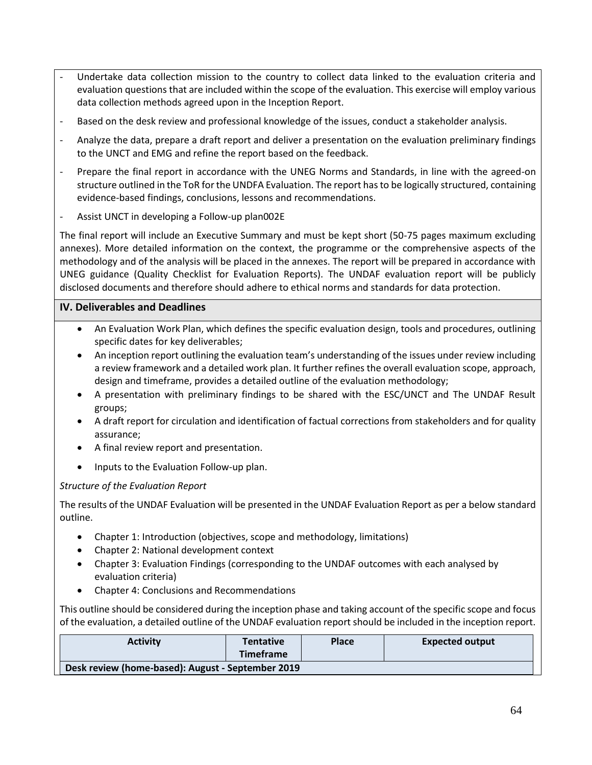- Undertake data collection mission to the country to collect data linked to the evaluation criteria and evaluation questions that are included within the scope of the evaluation. This exercise will employ various data collection methods agreed upon in the Inception Report.
- Based on the desk review and professional knowledge of the issues, conduct a stakeholder analysis.
- Analyze the data, prepare a draft report and deliver a presentation on the evaluation preliminary findings to the UNCT and EMG and refine the report based on the feedback.
- Prepare the final report in accordance with the UNEG Norms and Standards, in line with the agreed-on structure outlined in the ToR for the UNDFA Evaluation. The report has to be logically structured, containing evidence-based findings, conclusions, lessons and recommendations.
- Assist UNCT in developing a Follow-up plan002E

The final report will include an Executive Summary and must be kept short (50-75 pages maximum excluding annexes). More detailed information on the context, the programme or the comprehensive aspects of the methodology and of the analysis will be placed in the annexes. The report will be prepared in accordance with UNEG guidance (Quality Checklist for Evaluation Reports). The UNDAF evaluation report will be publicly disclosed documents and therefore should adhere to ethical norms and standards for data protection.

## IV. Deliverables and Deadlines

- An Evaluation Work Plan, which defines the specific evaluation design, tools and procedures, outlining specific dates for key deliverables;
- An inception report outlining the evaluation team's understanding of the issues under review including a review framework and a detailed work plan. It further refines the overall evaluation scope, approach, design and timeframe, provides a detailed outline of the evaluation methodology;
- A presentation with preliminary findings to be shared with the ESC/UNCT and The UNDAF Result groups;
- A draft report for circulation and identification of factual corrections from stakeholders and for quality assurance;
- A final review report and presentation.
- Inputs to the Evaluation Follow-up plan.

*Structure of the Evaluation Report*

The results of the UNDAF Evaluation will be presented in the UNDAF Evaluation Report as per a below standard outline.

- Chapter 1: Introduction (objectives, scope and methodology, limitations)
- Chapter 2: National development context
- Chapter 3: Evaluation Findings (corresponding to the UNDAF outcomes with each analysed by evaluation criteria)
- Chapter 4: Conclusions and Recommendations

This outline should be considered during the inception phase and taking account of the specific scope and focus of the evaluation, a detailed outline of the UNDAF evaluation report should be included in the inception report.

| Activity | Tentative Timeframe | Place | Expected output |
|---|---|---|---|
| **Desk review (home-based): August - September 2019** | | | |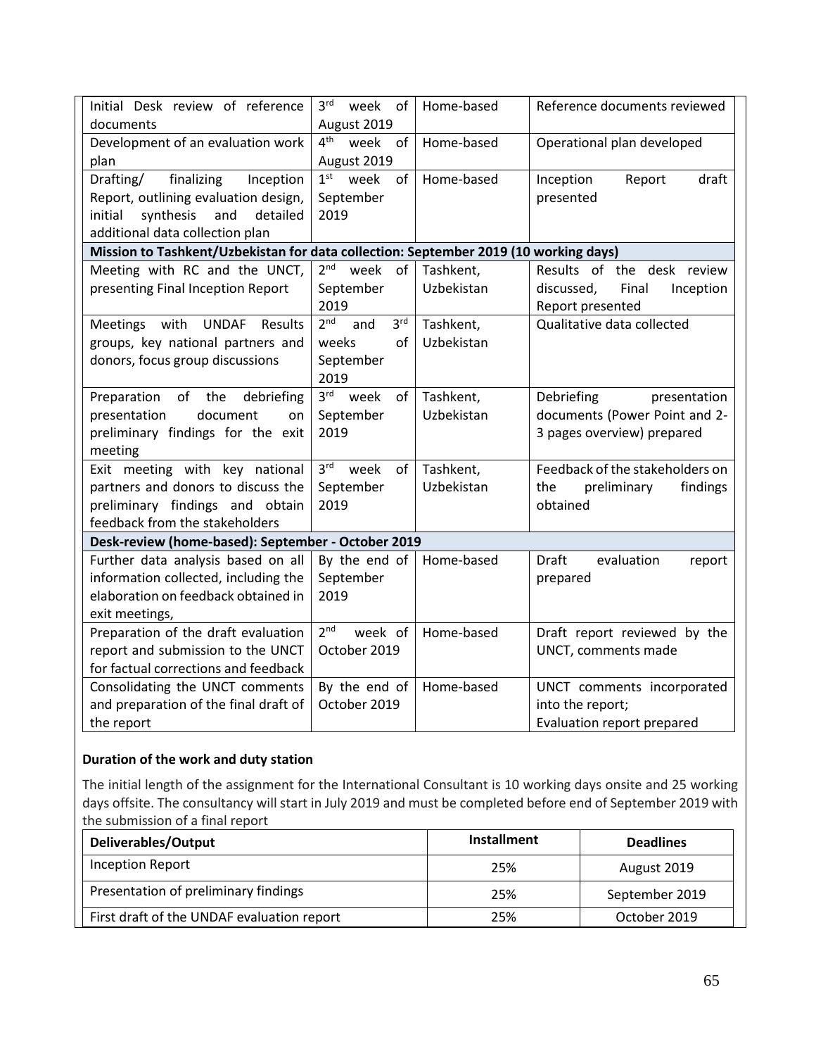| | | | |
|---|---|---|---|
| Initial Desk review of reference documents | 3rd week of August 2019 | Home-based | Reference documents reviewed |
| Development of an evaluation work plan | 4th week of August 2019 | Home-based | Operational plan developed |
| Drafting/ finalizing Inception Report, outlining evaluation design, initial synthesis and detailed additional data collection plan | 1st week of September 2019 | Home-based | Inception Report draft presented |
| **Mission to Tashkent/Uzbekistan for data collection: September 2019 (10 working days)** | | | |
| Meeting with RC and the UNCT, presenting Final Inception Report | 2nd week of September 2019 | Tashkent, Uzbekistan | Results of the desk review discussed, Final Inception Report presented |
| Meetings with UNDAF Results groups, key national partners and donors, focus group discussions | 2nd and 3rd weeks of September 2019 | Tashkent, Uzbekistan | Qualitative data collected |
| Preparation of the debriefing presentation document on preliminary findings for the exit meeting | 3rd week of September 2019 | Tashkent, Uzbekistan | Debriefing presentation documents (Power Point and 2-3 pages overview) prepared |
| Exit meeting with key national partners and donors to discuss the preliminary findings and obtain feedback from the stakeholders | 3rd week of September 2019 | Tashkent, Uzbekistan | Feedback of the stakeholders on the preliminary findings obtained |
| **Desk-review (home-based): September - October 2019** | | | |
| Further data analysis based on all information collected, including the elaboration on feedback obtained in exit meetings, | By the end of September 2019 | Home-based | Draft evaluation report prepared |
| Preparation of the draft evaluation report and submission to the UNCT for factual corrections and feedback | 2nd week of October 2019 | Home-based | Draft report reviewed by the UNCT, comments made |
| Consolidating the UNCT comments and preparation of the final draft of the report | By the end of October 2019 | Home-based | UNCT comments incorporated into the report;<br>Evaluation report prepared |

**Duration of the work and duty station**

The initial length of the assignment for the International Consultant is 10 working days onsite and 25 working days offsite. The consultancy will start in July 2019 and must be completed before end of September 2019 with the submission of a final report

| Deliverables/Output | Installment | Deadlines |
|---|---|---|
| Inception Report | 25% | August 2019 |
| Presentation of preliminary findings | 25% | September 2019 |
| First draft of the UNDAF evaluation report | 25% | October 2019 |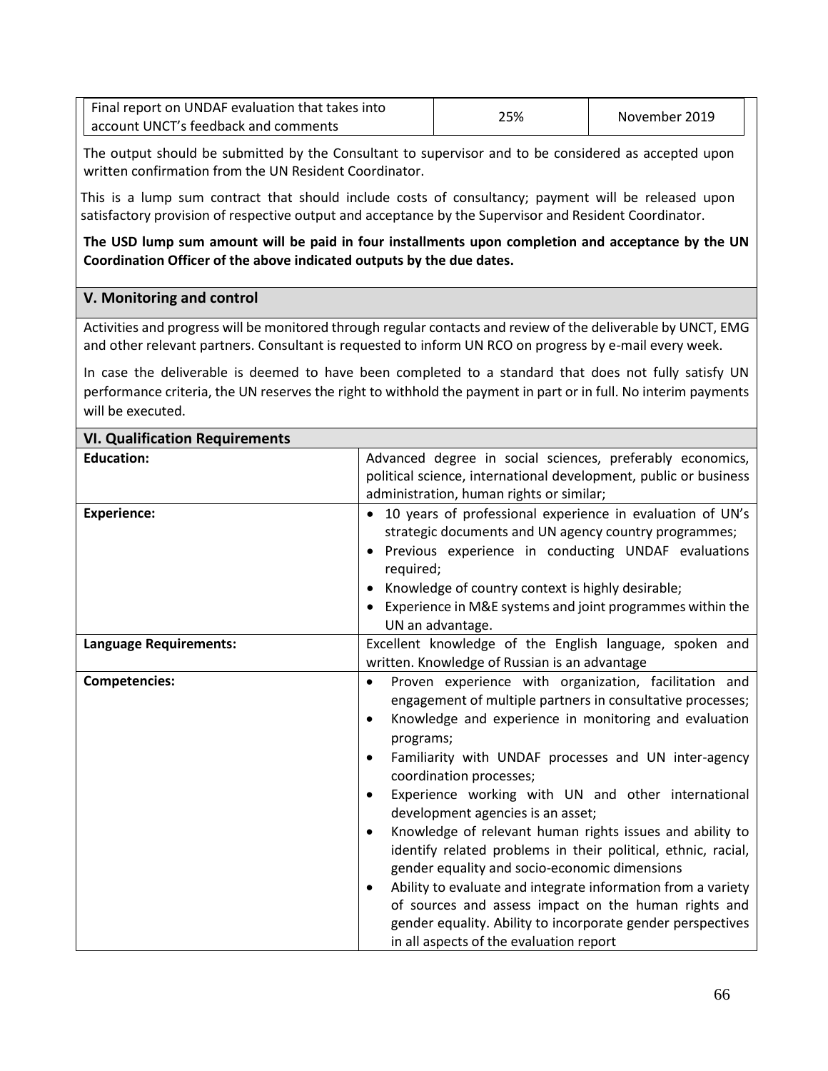| Final report on UNDAF evaluation that takes into account UNCT's feedback and comments | 25% | November 2019 |
|---|---|---|

The output should be submitted by the Consultant to supervisor and to be considered as accepted upon written confirmation from the UN Resident Coordinator.

This is a lump sum contract that should include costs of consultancy; payment will be released upon satisfactory provision of respective output and acceptance by the Supervisor and Resident Coordinator.

**The USD lump sum amount will be paid in four installments upon completion and acceptance by the UN Coordination Officer of the above indicated outputs by the due dates.**

## V. Monitoring and control

Activities and progress will be monitored through regular contacts and review of the deliverable by UNCT, EMG and other relevant partners. Consultant is requested to inform UN RCO on progress by e-mail every week.

In case the deliverable is deemed to have been completed to a standard that does not fully satisfy UN performance criteria, the UN reserves the right to withhold the payment in part or in full. No interim payments will be executed.

## VI. Qualification Requirements

| | |
|---|---|
| **Education:** | Advanced degree in social sciences, preferably economics, political science, international development, public or business administration, human rights or similar; |
| **Experience:** | • 10 years of professional experience in evaluation of UN's strategic documents and UN agency country programmes;<br>• Previous experience in conducting UNDAF evaluations required;<br>• Knowledge of country context is highly desirable;<br>• Experience in M&E systems and joint programmes within the UN an advantage. |
| **Language Requirements:** | Excellent knowledge of the English language, spoken and written. Knowledge of Russian is an advantage |
| **Competencies:** | • Proven experience with organization, facilitation and engagement of multiple partners in consultative processes;<br>• Knowledge and experience in monitoring and evaluation programs;<br>• Familiarity with UNDAF processes and UN inter-agency coordination processes;<br>• Experience working with UN and other international development agencies is an asset;<br>• Knowledge of relevant human rights issues and ability to identify related problems in their political, ethnic, racial, gender equality and socio-economic dimensions<br>• Ability to evaluate and integrate information from a variety of sources and assess impact on the human rights and gender equality. Ability to incorporate gender perspectives in all aspects of the evaluation report |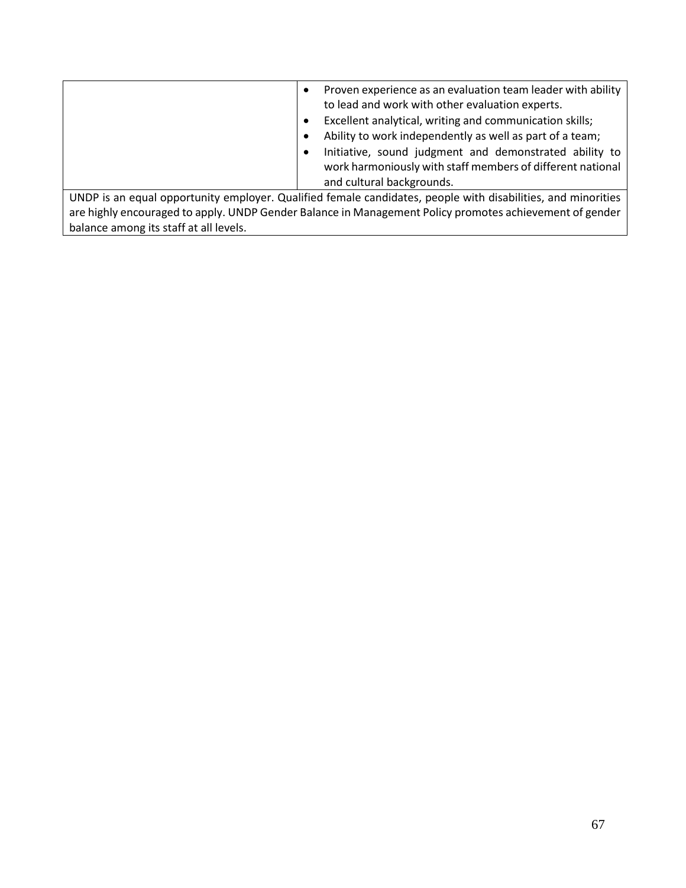| | |
|---|---|
| | • Proven experience as an evaluation team leader with ability to lead and work with other evaluation experts.<br>• Excellent analytical, writing and communication skills;<br>• Ability to work independently as well as part of a team;<br>• Initiative, sound judgment and demonstrated ability to work harmoniously with staff members of different national and cultural backgrounds. |
| UNDP is an equal opportunity employer. Qualified female candidates, people with disabilities, and minorities are highly encouraged to apply. UNDP Gender Balance in Management Policy promotes achievement of gender balance among its staff at all levels. | |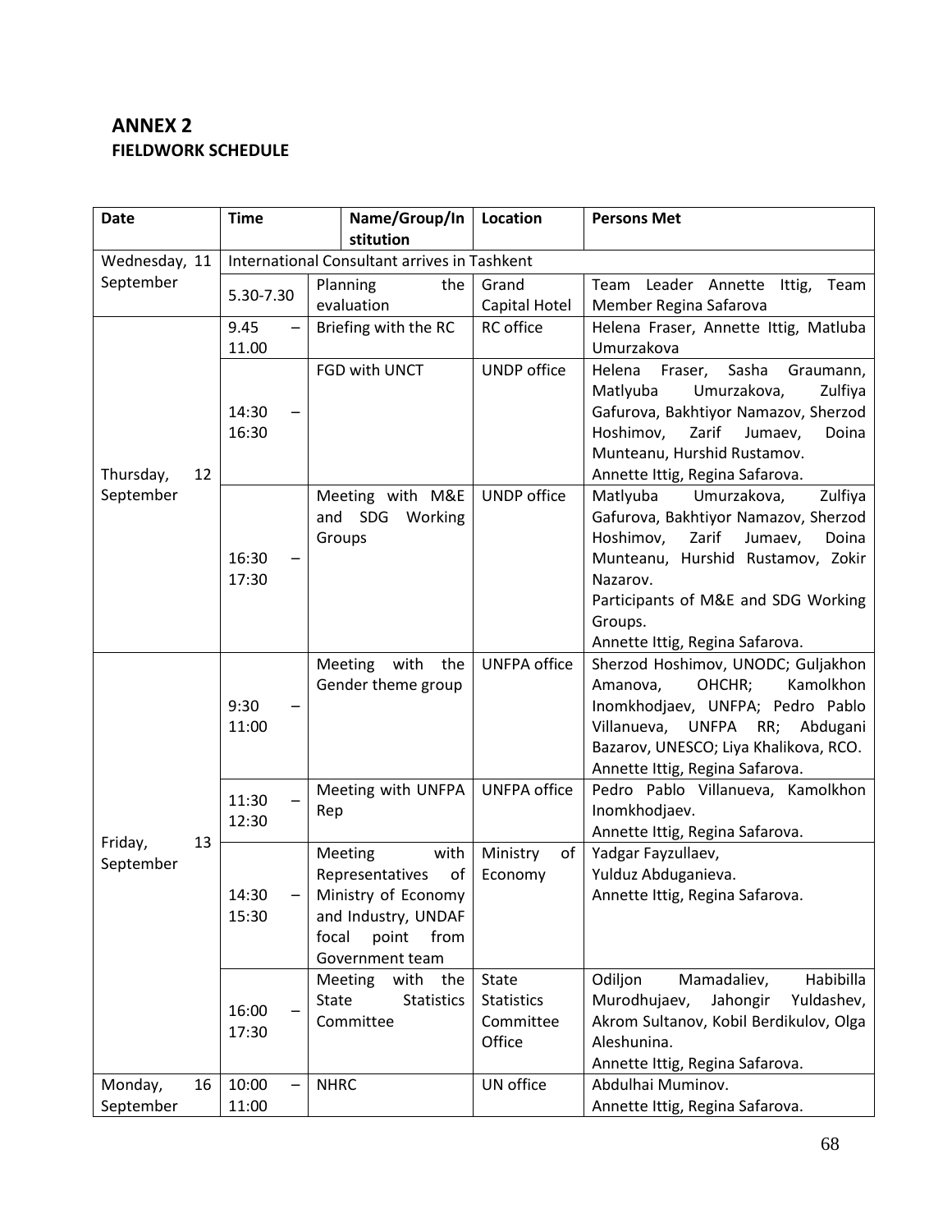## ANNEX 2
### FIELDWORK SCHEDULE

| Date | Time | Name/Group/Institution | Location | Persons Met |
|---|---|---|---|---|
| Wednesday, 11 September | International Consultant arrives in Tashkent | | | |
| | 5.30-7.30 | Planning the evaluation | Grand Capital Hotel | Team Leader Annette Ittig, Team Member Regina Safarova |
| Thursday, 12 September | 9.45 – 11.00 | Briefing with the RC | RC office | Helena Fraser, Annette Ittig, Matluba Umurzakova |
| | 14:30 – 16:30 | FGD with UNCT | UNDP office | Helena Fraser, Sasha Graumann, Matlyuba Umurzakova, Zulfiya Gafurova, Bakhtiyor Namazov, Sherzod Hoshimov, Zarif Jumaev, Doina Munteanu, Hurshid Rustamov.<br>Annette Ittig, Regina Safarova. |
| | 16:30 – 17:30 | Meeting with M&E and SDG Working Groups | UNDP office | Matlyuba Umurzakova, Zulfiya Gafurova, Bakhtiyor Namazov, Sherzod Hoshimov, Zarif Jumaev, Doina Munteanu, Hurshid Rustamov, Zokir Nazarov.<br>Participants of M&E and SDG Working Groups.<br>Annette Ittig, Regina Safarova. |
| Friday, 13 September | 9:30 – 11:00 | Meeting with the Gender theme group | UNFPA office | Sherzod Hoshimov, UNODC; Guljakhon Amanova, OHCHR; Kamolkhon Inomkhodjaev, UNFPA; Pedro Pablo Villanueva, UNFPA RR; Abdugani Bazarov, UNESCO; Liya Khalikova, RCO.<br>Annette Ittig, Regina Safarova. |
| | 11:30 – 12:30 | Meeting with UNFPA Rep | UNFPA office | Pedro Pablo Villanueva, Kamolkhon Inomkhodjaev.<br>Annette Ittig, Regina Safarova. |
| | 14:30 – 15:30 | Meeting with Representatives of Ministry of Economy and Industry, UNDAF focal point from Government team | Ministry of Economy | Yadgar Fayzullaev,<br>Yulduz Abduganieva.<br>Annette Ittig, Regina Safarova. |
| | 16:00 – 17:30 | Meeting with the State Statistics Committee | State Statistics Committee Office | Odiljon Mamadaliev, Habibilla Murodhujaev, Jahongir Yuldashev, Akrom Sultanov, Kobil Berdikulov, Olga Aleshunina.<br>Annette Ittig, Regina Safarova. |
| Monday, 16 September | 10:00 – 11:00 | NHRC | UN office | Abdulhai Muminov.<br>Annette Ittig, Regina Safarova. |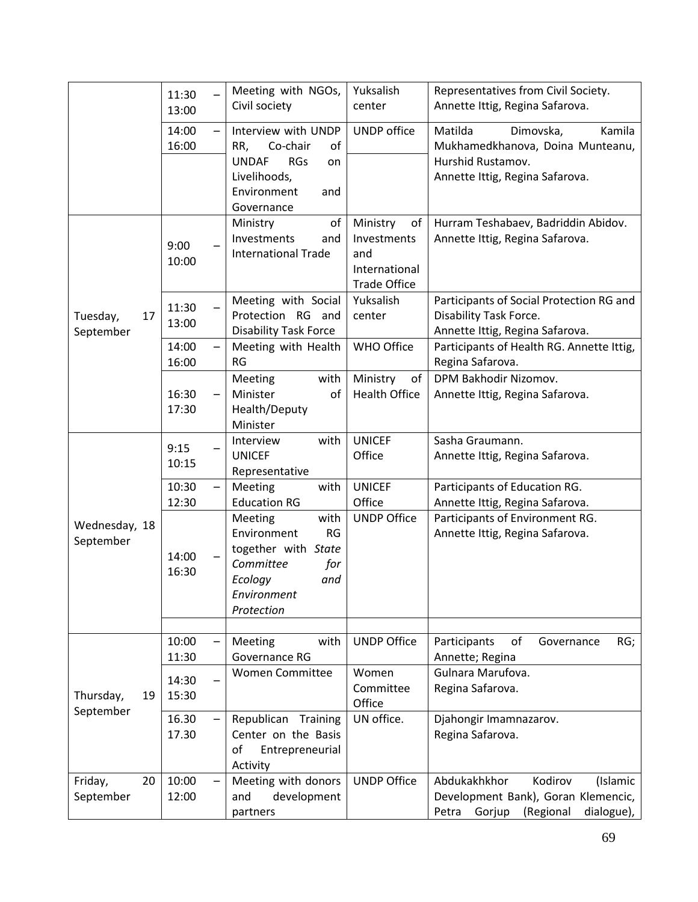| | | | | |
|---|---|---|---|---|
| | 11:30 – 13:00 | Meeting with NGOs, Civil society | Yuksalish center | Representatives from Civil Society. Annette Ittig, Regina Safarova. |
| | 14:00 – 16:00 | Interview with UNDP RR, Co-chair of UNDAF RGs on Livelihoods, Environment and Governance | UNDP office | Matilda Dimovska, Kamila Mukhamedkhanova, Doina Munteanu, Hurshid Rustamov. Annette Ittig, Regina Safarova. |
| Tuesday, 17 September | 9:00 – 10:00 | Ministry of Investments and International Trade | Ministry of Investments and International Trade Office | Hurram Teshabaev, Badriddin Abidov. Annette Ittig, Regina Safarova. |
| | 11:30 – 13:00 | Meeting with Social Protection RG and Disability Task Force | Yuksalish center | Participants of Social Protection RG and Disability Task Force. Annette Ittig, Regina Safarova. |
| | 14:00 – 16:00 | Meeting with Health RG | WHO Office | Participants of Health RG. Annette Ittig, Regina Safarova. |
| | 16:30 – 17:30 | Meeting with Minister of Health/Deputy Minister | Ministry of Health Office | DPM Bakhodir Nizomov. Annette Ittig, Regina Safarova. |
| Wednesday, 18 September | 9:15 – 10:15 | Interview with UNICEF Representative | UNICEF Office | Sasha Graumann. Annette Ittig, Regina Safarova. |
| | 10:30 – 12:30 | Meeting with Education RG | UNICEF Office | Participants of Education RG. Annette Ittig, Regina Safarova. |
| | 14:00 – 16:30 | Meeting with Environment RG together with *State Committee for Ecology and Environment Protection* | UNDP Office | Participants of Environment RG. Annette Ittig, Regina Safarova. |
| | | | | |
| Thursday, 19 September | 10:00 – 11:30 | Meeting with Governance RG | UNDP Office | Participants of Governance RG; Annette; Regina |
| | 14:30 – 15:30 | Women Committee | Women Committee Office | Gulnara Marufova. Regina Safarova. |
| | 16.30 – 17.30 | Republican Training Center on the Basis of Entrepreneurial Activity | UN office. | Djahongir Imamnazarov. Regina Safarova. |
| Friday, 20 September | 10:00 – 12:00 | Meeting with donors and development partners | UNDP Office | Abdukakhkhor Kodirov (Islamic Development Bank), Goran Klemencic, Petra Gorjup (Regional dialogue), |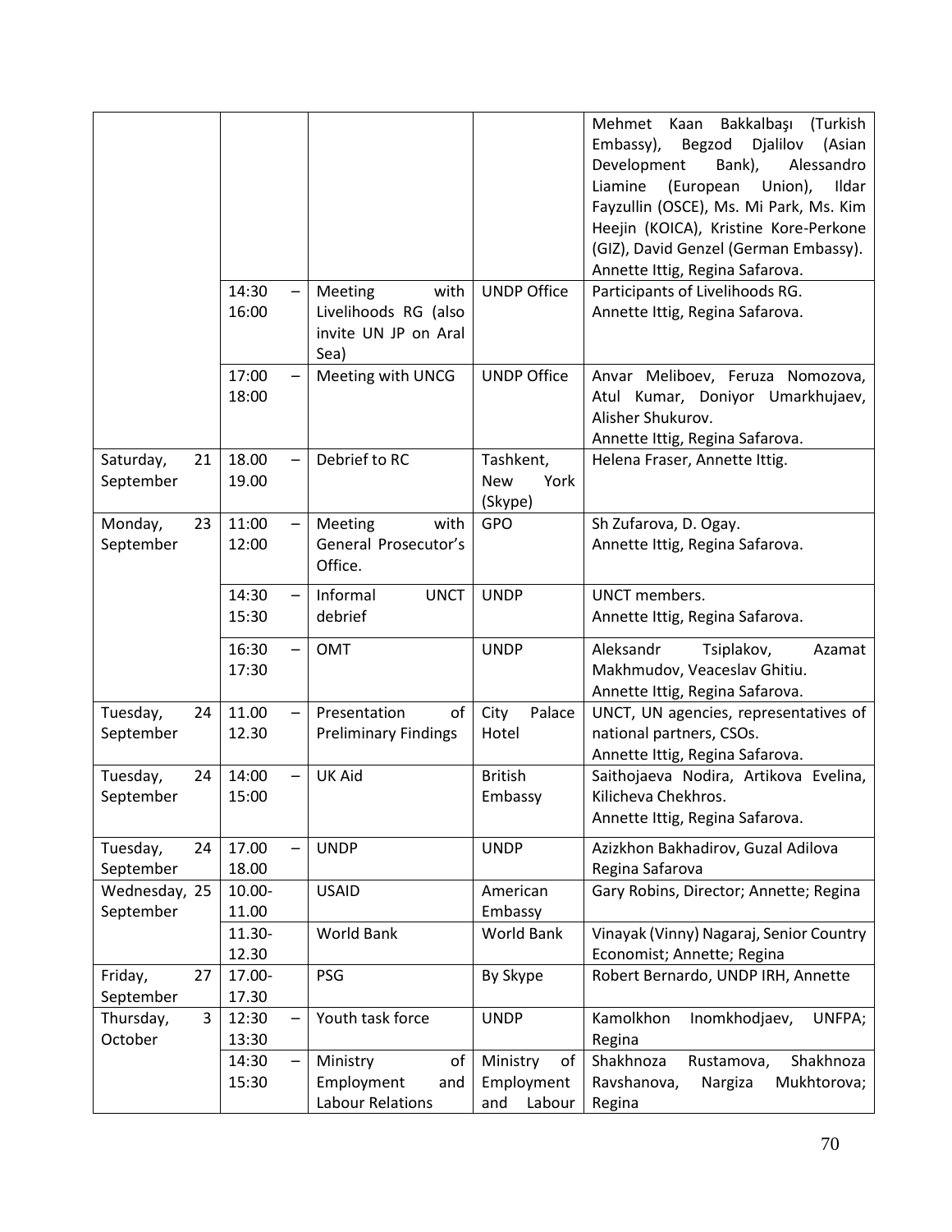| | | | | |
|---|---|---|---|---|
| | | | | Mehmet Kaan Bakkalbaşı (Turkish Embassy), Begzod Djalilov (Asian Development Bank), Alessandro Liamine (European Union), Ildar Fayzullin (OSCE), Ms. Mi Park, Ms. Kim Heejin (KOICA), Kristine Kore-Perkone (GIZ), David Genzel (German Embassy). Annette Ittig, Regina Safarova. |
| | 14:30 – 16:00 | Meeting with Livelihoods RG (also invite UN JP on Aral Sea) | UNDP Office | Participants of Livelihoods RG. Annette Ittig, Regina Safarova. |
| | 17:00 – 18:00 | Meeting with UNCG | UNDP Office | Anvar Meliboev, Feruza Nomozova, Atul Kumar, Doniyor Umarkhujaev, Alisher Shukurov. Annette Ittig, Regina Safarova. |
| Saturday, 21 September | 18.00 – 19.00 | Debrief to RC | Tashkent, New York (Skype) | Helena Fraser, Annette Ittig. |
| Monday, 23 September | 11:00 – 12:00 | Meeting with General Prosecutor's Office. | GPO | Sh Zufarova, D. Ogay. Annette Ittig, Regina Safarova. |
| | 14:30 – 15:30 | Informal UNCT debrief | UNDP | UNCT members. Annette Ittig, Regina Safarova. |
| | 16:30 – 17:30 | OMT | UNDP | Aleksandr Tsiplakov, Azamat Makhmudov, Veaceslav Ghitiu. Annette Ittig, Regina Safarova. |
| Tuesday, 24 September | 11.00 – 12.30 | Presentation of Preliminary Findings | City Palace Hotel | UNCT, UN agencies, representatives of national partners, CSOs. Annette Ittig, Regina Safarova. |
| Tuesday, 24 September | 14:00 – 15:00 | UK Aid | British Embassy | Saithojaeva Nodira, Artikova Evelina, Kilicheva Chekhros. Annette Ittig, Regina Safarova. |
| Tuesday, 24 September | 17.00 – 18.00 | UNDP | UNDP | Azizkhon Bakhadirov, Guzal Adilova Regina Safarova |
| Wednesday, 25 September | 10.00- 11.00 | USAID | American Embassy | Gary Robins, Director; Annette; Regina |
| | 11.30- 12.30 | World Bank | World Bank | Vinayak (Vinny) Nagaraj, Senior Country Economist; Annette; Regina |
| Friday, 27 September | 17.00- 17.30 | PSG | By Skype | Robert Bernardo, UNDP IRH, Annette |
| Thursday, 3 October | 12:30 – 13:30 | Youth task force | UNDP | Kamolkhon Inomkhodjaev, UNFPA; Regina |
| | 14:30 – 15:30 | Ministry of Employment and Labour Relations | Ministry of Employment and Labour | Shakhnoza Rustamova, Shakhnoza Ravshanova, Nargiza Mukhtorova; Regina |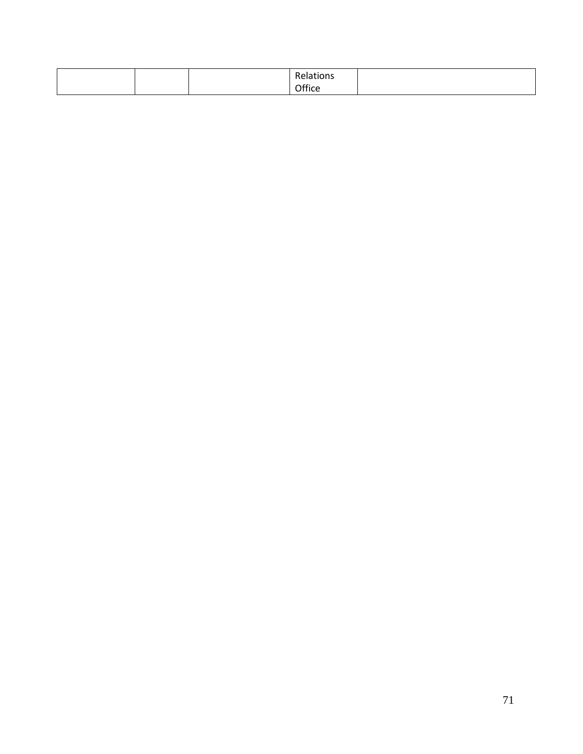| | | | Relations Office | |
|---|---|---|---|---|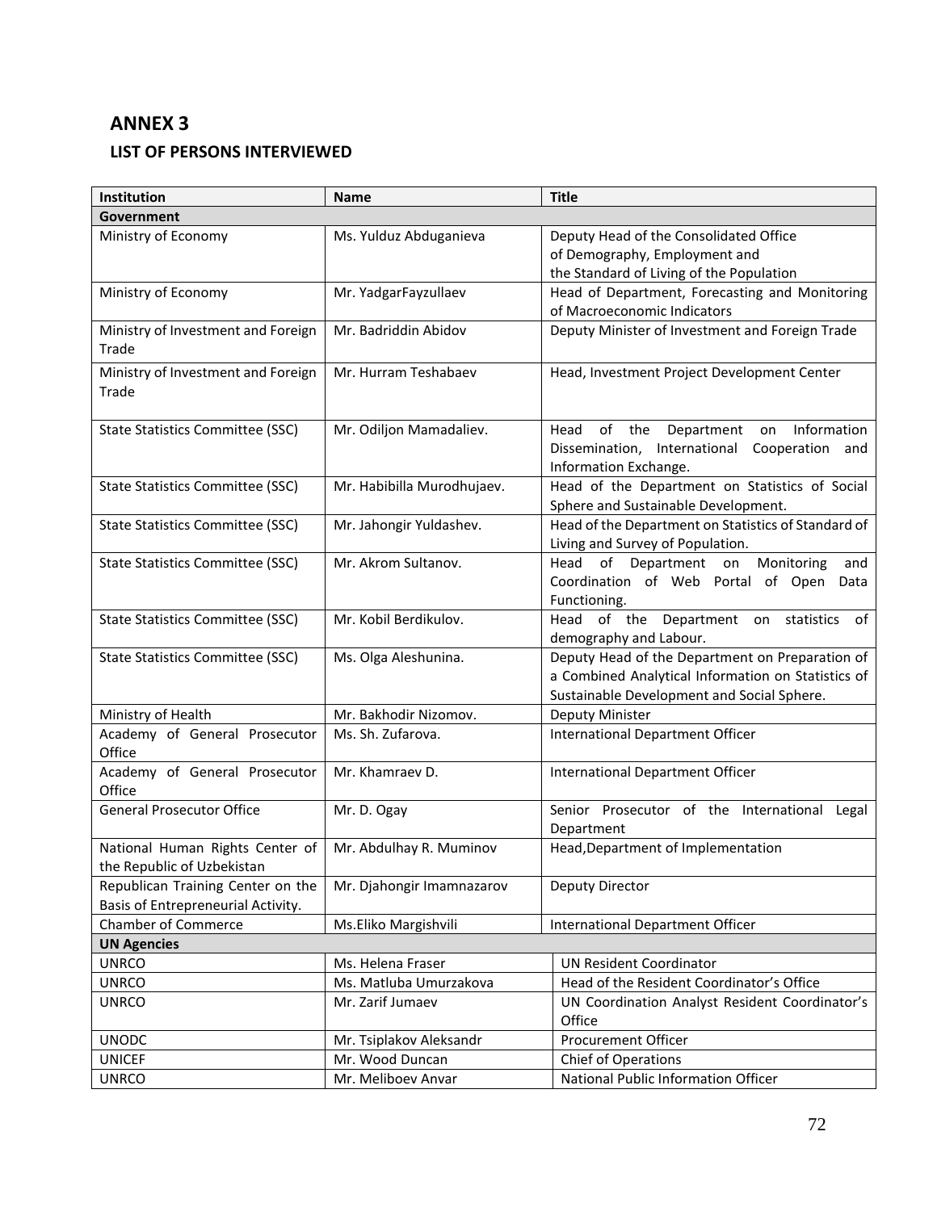## ANNEX 3

### LIST OF PERSONS INTERVIEWED

| Institution | Name | Title |
|---|---|---|
| **Government** | | |
| Ministry of Economy | Ms. Yulduz Abduganieva | Deputy Head of the Consolidated Office of Demography, Employment and the Standard of Living of the Population |
| Ministry of Economy | Mr. YadgarFayzullaev | Head of Department, Forecasting and Monitoring of Macroeconomic Indicators |
| Ministry of Investment and Foreign Trade | Mr. Badriddin Abidov | Deputy Minister of Investment and Foreign Trade |
| Ministry of Investment and Foreign Trade | Mr. Hurram Teshabaev | Head, Investment Project Development Center |
| State Statistics Committee (SSC) | Mr. Odiljon Mamadaliev. | Head of the Department on Information Dissemination, International Cooperation and Information Exchange. |
| State Statistics Committee (SSC) | Mr. Habibilla Murodhujaev. | Head of the Department on Statistics of Social Sphere and Sustainable Development. |
| State Statistics Committee (SSC) | Mr. Jahongir Yuldashev. | Head of the Department on Statistics of Standard of Living and Survey of Population. |
| State Statistics Committee (SSC) | Mr. Akrom Sultanov. | Head of Department on Monitoring and Coordination of Web Portal of Open Data Functioning. |
| State Statistics Committee (SSC) | Mr. Kobil Berdikulov. | Head of the Department on statistics of demography and Labour. |
| State Statistics Committee (SSC) | Ms. Olga Aleshunina. | Deputy Head of the Department on Preparation of a Combined Analytical Information on Statistics of Sustainable Development and Social Sphere. |
| Ministry of Health | Mr. Bakhodir Nizomov. | Deputy Minister |
| Academy of General Prosecutor Office | Ms. Sh. Zufarova. | International Department Officer |
| Academy of General Prosecutor Office | Mr. Khamraev D. | International Department Officer |
| General Prosecutor Office | Mr. D. Ogay | Senior Prosecutor of the International Legal Department |
| National Human Rights Center of the Republic of Uzbekistan | Mr. Abdulhay R. Muminov | Head,Department of Implementation |
| Republican Training Center on the Basis of Entrepreneurial Activity. | Mr. Djahongir Imamnazarov | Deputy Director |
| Chamber of Commerce | Ms.Eliko Margishvili | International Department Officer |
| **UN Agencies** | | |
| UNRCO | Ms. Helena Fraser | UN Resident Coordinator |
| UNRCO | Ms. Matluba Umurzakova | Head of the Resident Coordinator's Office |
| UNRCO | Mr. Zarif Jumaev | UN Coordination Analyst Resident Coordinator's Office |
| UNODC | Mr. Tsiplakov Aleksandr | Procurement Officer |
| UNICEF | Mr. Wood Duncan | Chief of Operations |
| UNRCO | Mr. Meliboev Anvar | National Public Information Officer |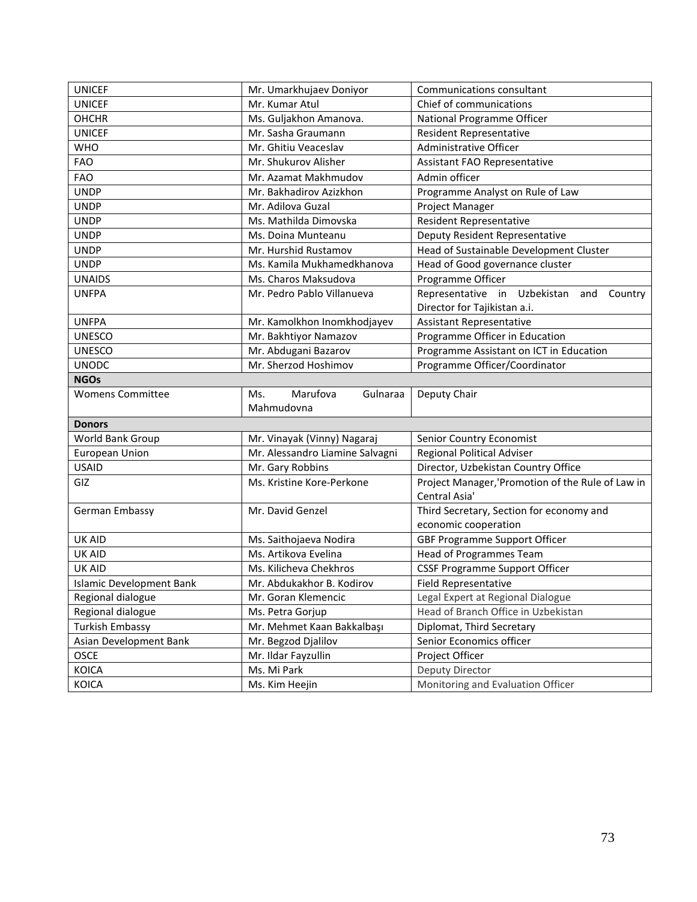| UNICEF | Mr. Umarkhujaev Doniyor | Communications consultant |
|---|---|---|
| UNICEF | Mr. Kumar Atul | Chief of communications |
| OHCHR | Ms. Guljakhon Amanova. | National Programme Officer |
| UNICEF | Mr. Sasha Graumann | Resident Representative |
| WHO | Mr. Ghitiu Veaceslav | Administrative Officer |
| FAO | Mr. Shukurov Alisher | Assistant FAO Representative |
| FAO | Mr. Azamat Makhmudov | Admin officer |
| UNDP | Mr. Bakhadirov Azizkhon | Programme Analyst on Rule of Law |
| UNDP | Mr. Adilova Guzal | Project Manager |
| UNDP | Ms. Mathilda Dimovska | Resident Representative |
| UNDP | Ms. Doina Munteanu | Deputy Resident Representative |
| UNDP | Mr. Hurshid Rustamov | Head of Sustainable Development Cluster |
| UNDP | Ms. Kamila Mukhamedkhanova | Head of Good governance cluster |
| UNAIDS | Ms. Charos Maksudova | Programme Officer |
| UNFPA | Mr. Pedro Pablo Villanueva | Representative in Uzbekistan and Country Director for Tajikistan a.i. |
| UNFPA | Mr. Kamolkhon Inomkhodjayev | Assistant Representative |
| UNESCO | Mr. Bakhtiyor Namazov | Programme Officer in Education |
| UNESCO | Mr. Abdugani Bazarov | Programme Assistant on ICT in Education |
| UNODC | Mr. Sherzod Hoshimov | Programme Officer/Coordinator |
| **NGOs** | | |
| Womens Committee | Ms. Marufova Gulnaraa Mahmudovna | Deputy Chair |
| **Donors** | | |
| World Bank Group | Mr. Vinayak (Vinny) Nagaraj | Senior Country Economist |
| European Union | Mr. Alessandro Liamine Salvagni | Regional Political Adviser |
| USAID | Mr. Gary Robbins | Director, Uzbekistan Country Office |
| GIZ | Ms. Kristine Kore-Perkone | Project Manager,'Promotion of the Rule of Law in Central Asia' |
| German Embassy | Mr. David Genzel | Third Secretary, Section for economy and economic cooperation |
| UK AID | Ms. Saithojaeva Nodira | GBF Programme Support Officer |
| UK AID | Ms. Artikova Evelina | Head of Programmes Team |
| UK AID | Ms. Kilicheva Chekhros | CSSF Programme Support Officer |
| Islamic Development Bank | Mr. Abdukakhor B. Kodirov | Field Representative |
| Regional dialogue | Mr. Goran Klemencic | Legal Expert at Regional Dialogue |
| Regional dialogue | Ms. Petra Gorjup | Head of Branch Office in Uzbekistan |
| Turkish Embassy | Mr. Mehmet Kaan Bakkalbaşı | Diplomat, Third Secretary |
| Asian Development Bank | Mr. Begzod Djalilov | Senior Economics officer |
| OSCE | Mr. Ildar Fayzullin | Project Officer |
| KOICA | Ms. Mi Park | Deputy Director |
| KOICA | Ms. Kim Heejin | Monitoring and Evaluation Officer |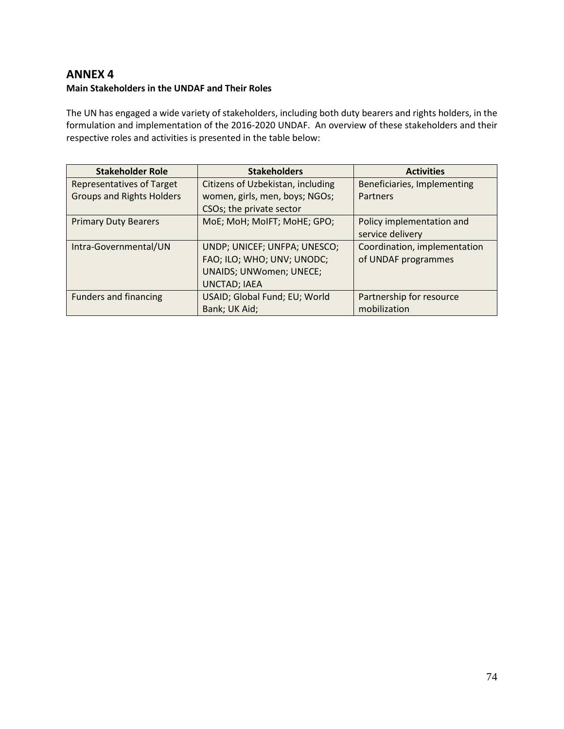# ANNEX 4

**Main Stakeholders in the UNDAF and Their Roles**

The UN has engaged a wide variety of stakeholders, including both duty bearers and rights holders, in the formulation and implementation of the 2016-2020 UNDAF. An overview of these stakeholders and their respective roles and activities is presented in the table below:

| Stakeholder Role | Stakeholders | Activities |
|---|---|---|
| Representatives of Target Groups and Rights Holders | Citizens of Uzbekistan, including women, girls, men, boys; NGOs; CSOs; the private sector | Beneficiaries, Implementing Partners |
| Primary Duty Bearers | MoE; MoH; MoIFT; MoHE; GPO; | Policy implementation and service delivery |
| Intra-Governmental/UN | UNDP; UNICEF; UNFPA; UNESCO; FAO; ILO; WHO; UNV; UNODC; UNAIDS; UNWomen; UNECE; UNCTAD; IAEA | Coordination, implementation of UNDAF programmes |
| Funders and financing | USAID; Global Fund; EU; World Bank; UK Aid; | Partnership for resource mobilization |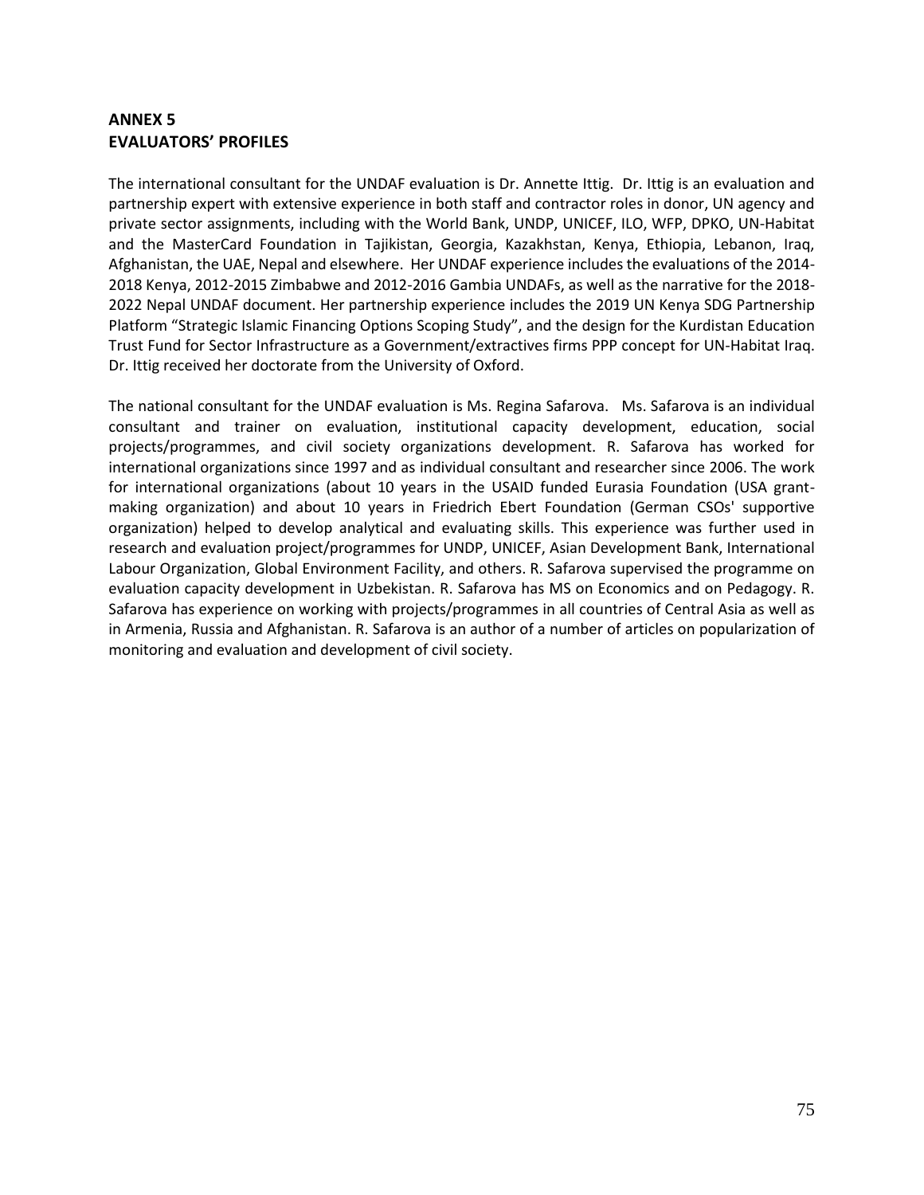## ANNEX 5
## EVALUATORS' PROFILES

The international consultant for the UNDAF evaluation is Dr. Annette Ittig. Dr. Ittig is an evaluation and partnership expert with extensive experience in both staff and contractor roles in donor, UN agency and private sector assignments, including with the World Bank, UNDP, UNICEF, ILO, WFP, DPKO, UN-Habitat and the MasterCard Foundation in Tajikistan, Georgia, Kazakhstan, Kenya, Ethiopia, Lebanon, Iraq, Afghanistan, the UAE, Nepal and elsewhere. Her UNDAF experience includes the evaluations of the 2014-2018 Kenya, 2012-2015 Zimbabwe and 2012-2016 Gambia UNDAFs, as well as the narrative for the 2018-2022 Nepal UNDAF document. Her partnership experience includes the 2019 UN Kenya SDG Partnership Platform "Strategic Islamic Financing Options Scoping Study", and the design for the Kurdistan Education Trust Fund for Sector Infrastructure as a Government/extractives firms PPP concept for UN-Habitat Iraq. Dr. Ittig received her doctorate from the University of Oxford.

The national consultant for the UNDAF evaluation is Ms. Regina Safarova. Ms. Safarova is an individual consultant and trainer on evaluation, institutional capacity development, education, social projects/programmes, and civil society organizations development. R. Safarova has worked for international organizations since 1997 and as individual consultant and researcher since 2006. The work for international organizations (about 10 years in the USAID funded Eurasia Foundation (USA grant-making organization) and about 10 years in Friedrich Ebert Foundation (German CSOs' supportive organization) helped to develop analytical and evaluating skills. This experience was further used in research and evaluation project/programmes for UNDP, UNICEF, Asian Development Bank, International Labour Organization, Global Environment Facility, and others. R. Safarova supervised the programme on evaluation capacity development in Uzbekistan. R. Safarova has MS on Economics and on Pedagogy. R. Safarova has experience on working with projects/programmes in all countries of Central Asia as well as in Armenia, Russia and Afghanistan. R. Safarova is an author of a number of articles on popularization of monitoring and evaluation and development of civil society.